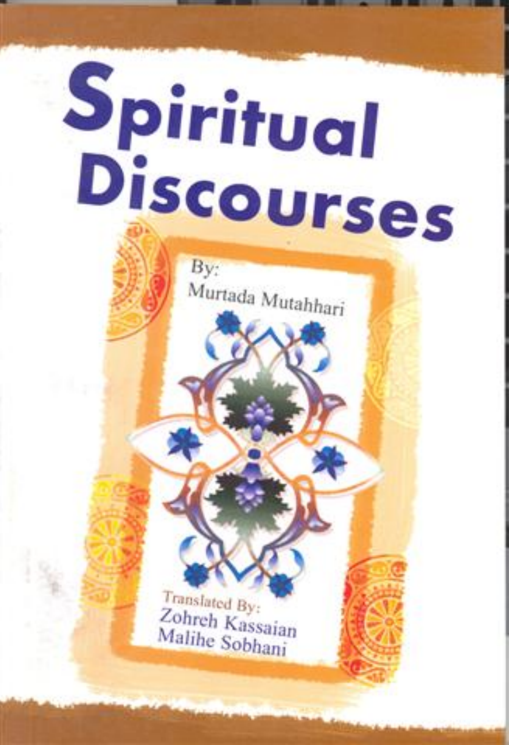# Spiritual Discourses

By:
Murtada Mutahhari

Translated By:
Zohreh Kassaian
Malihe Sobhani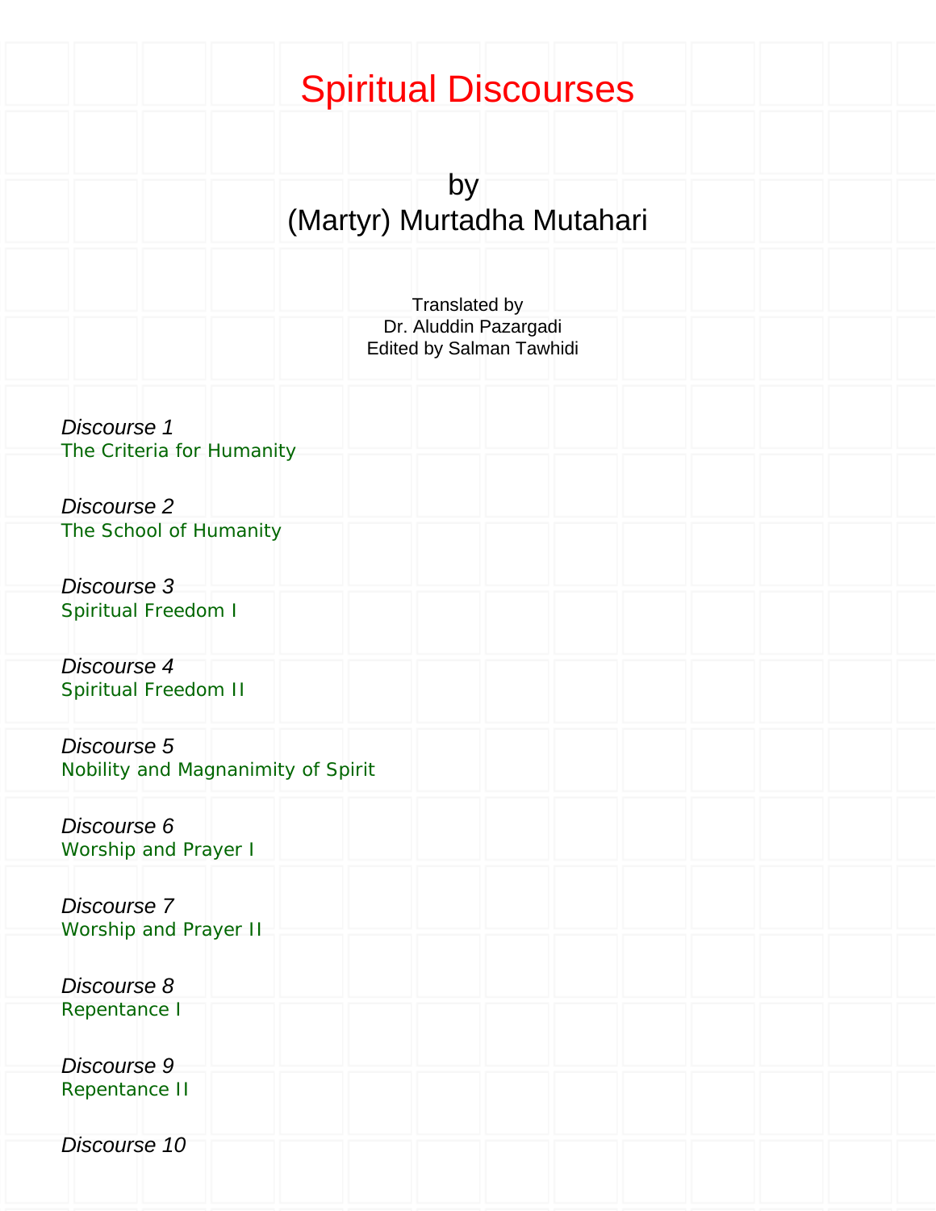# Spiritual Discourses

by
(Martyr) Murtadha Mutahari

Translated by
Dr. Aluddin Pazargadi
Edited by Salman Tawhidi

*Discourse 1*
The Criteria for Humanity

*Discourse 2*
The School of Humanity

*Discourse 3*
Spiritual Freedom I

*Discourse 4*
Spiritual Freedom II

*Discourse 5*
Nobility and Magnanimity of Spirit

*Discourse 6*
Worship and Prayer I

*Discourse 7*
Worship and Prayer II

*Discourse 8*
Repentance I

*Discourse 9*
Repentance II

*Discourse 10*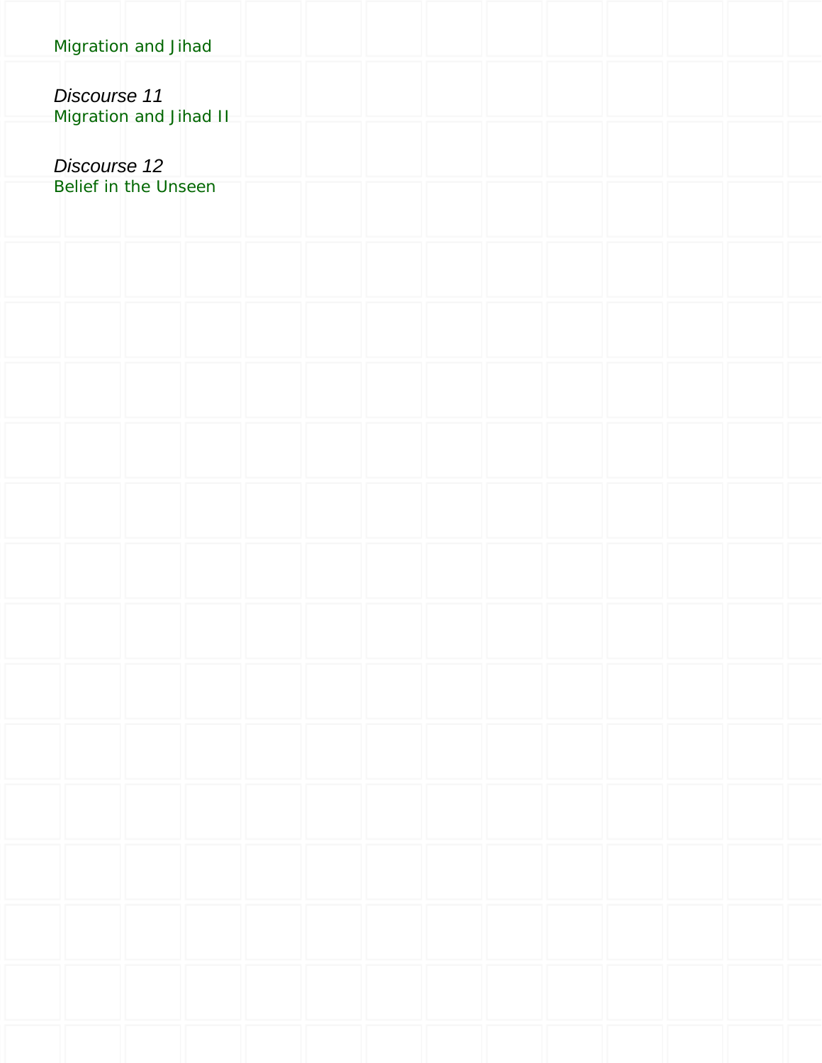Migration and Jihad

*Discourse 11*
Migration and Jihad II

*Discourse 12*
Belief in the Unseen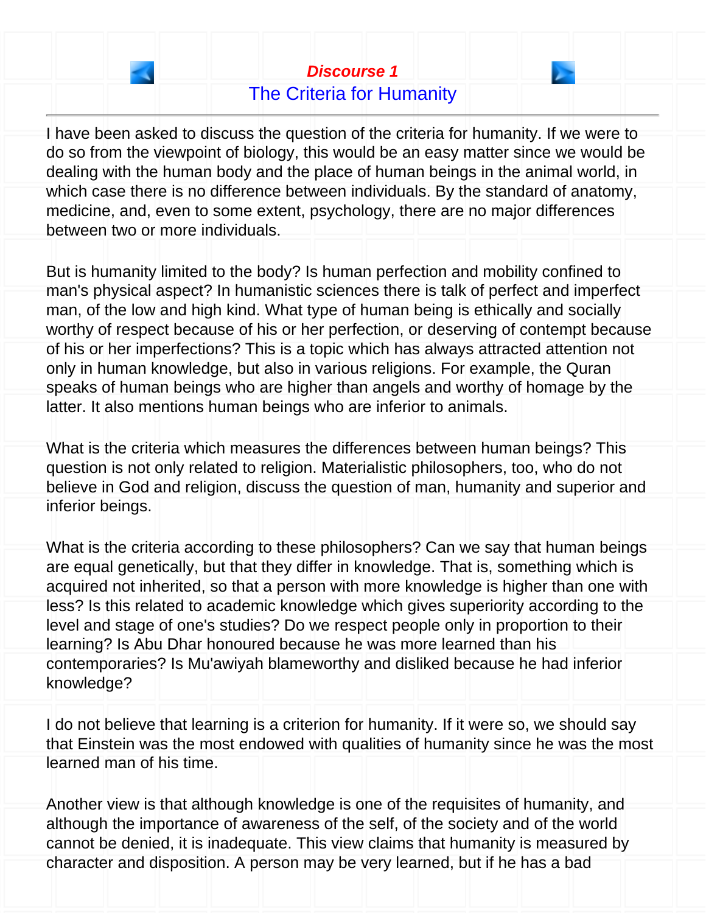# *Discourse 1*

## The Criteria for Humanity

---

I have been asked to discuss the question of the criteria for humanity. If we were to do so from the viewpoint of biology, this would be an easy matter since we would be dealing with the human body and the place of human beings in the animal world, in which case there is no difference between individuals. By the standard of anatomy, medicine, and, even to some extent, psychology, there are no major differences between two or more individuals.

But is humanity limited to the body? Is human perfection and mobility confined to man's physical aspect? In humanistic sciences there is talk of perfect and imperfect man, of the low and high kind. What type of human being is ethically and socially worthy of respect because of his or her perfection, or deserving of contempt because of his or her imperfections? This is a topic which has always attracted attention not only in human knowledge, but also in various religions. For example, the Quran speaks of human beings who are higher than angels and worthy of homage by the latter. It also mentions human beings who are inferior to animals.

What is the criteria which measures the differences between human beings? This question is not only related to religion. Materialistic philosophers, too, who do not believe in God and religion, discuss the question of man, humanity and superior and inferior beings.

What is the criteria according to these philosophers? Can we say that human beings are equal genetically, but that they differ in knowledge. That is, something which is acquired not inherited, so that a person with more knowledge is higher than one with less? Is this related to academic knowledge which gives superiority according to the level and stage of one's studies? Do we respect people only in proportion to their learning? Is Abu Dhar honoured because he was more learned than his contemporaries? Is Mu'awiyah blameworthy and disliked because he had inferior knowledge?

I do not believe that learning is a criterion for humanity. If it were so, we should say that Einstein was the most endowed with qualities of humanity since he was the most learned man of his time.

Another view is that although knowledge is one of the requisites of humanity, and although the importance of awareness of the self, of the society and of the world cannot be denied, it is inadequate. This view claims that humanity is measured by character and disposition. A person may be very learned, but if he has a bad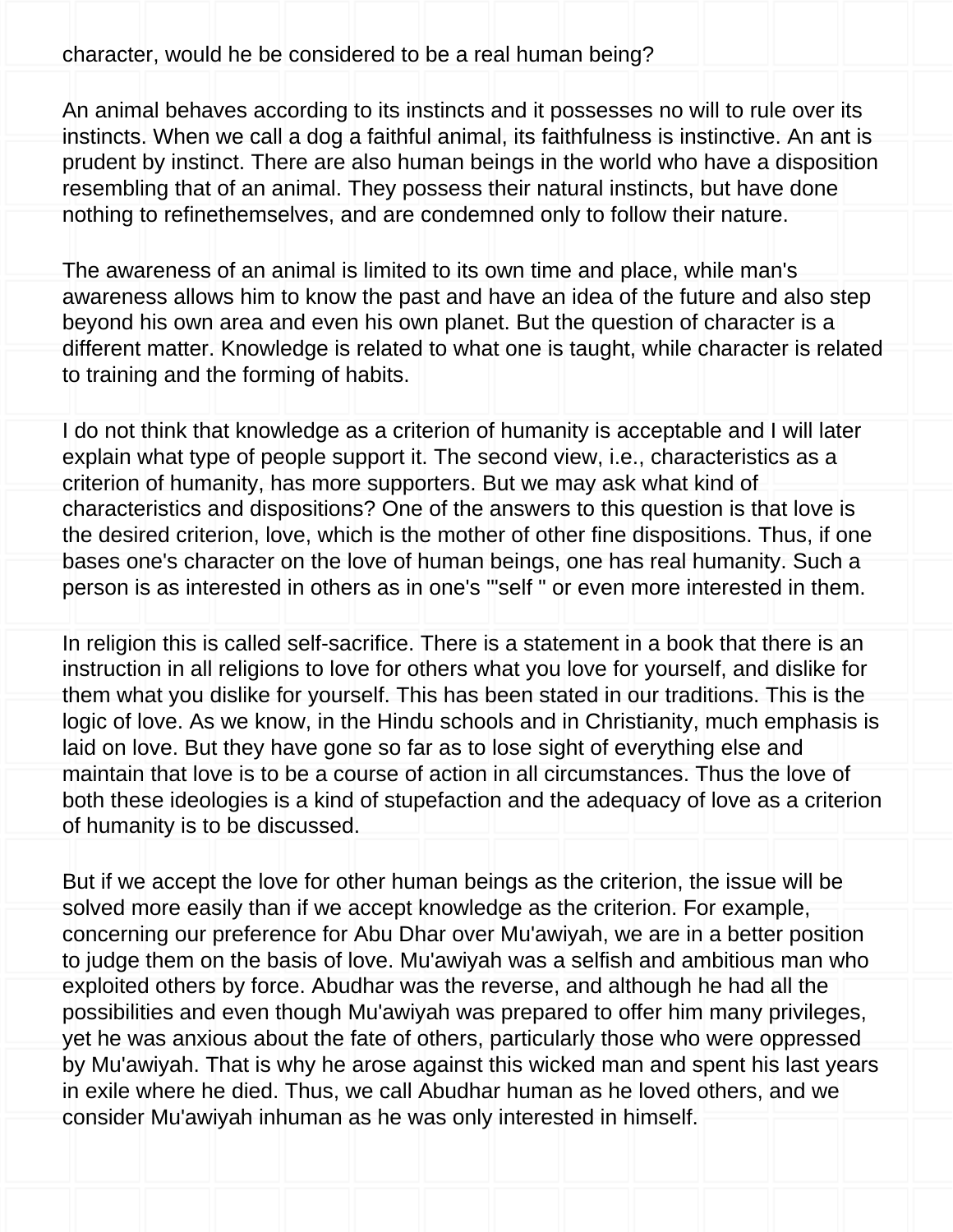character, would he be considered to be a real human being?

An animal behaves according to its instincts and it possesses no will to rule over its instincts. When we call a dog a faithful animal, its faithfulness is instinctive. An ant is prudent by instinct. There are also human beings in the world who have a disposition resembling that of an animal. They possess their natural instincts, but have done nothing to refinethemselves, and are condemned only to follow their nature.

The awareness of an animal is limited to its own time and place, while man's awareness allows him to know the past and have an idea of the future and also step beyond his own area and even his own planet. But the question of character is a different matter. Knowledge is related to what one is taught, while character is related to training and the forming of habits.

I do not think that knowledge as a criterion of humanity is acceptable and I will later explain what type of people support it. The second view, i.e., characteristics as a criterion of humanity, has more supporters. But we may ask what kind of characteristics and dispositions? One of the answers to this question is that love is the desired criterion, love, which is the mother of other fine dispositions. Thus, if one bases one's character on the love of human beings, one has real humanity. Such a person is as interested in others as in one's '"self " or even more interested in them.

In religion this is called self-sacrifice. There is a statement in a book that there is an instruction in all religions to love for others what you love for yourself, and dislike for them what you dislike for yourself. This has been stated in our traditions. This is the logic of love. As we know, in the Hindu schools and in Christianity, much emphasis is laid on love. But they have gone so far as to lose sight of everything else and maintain that love is to be a course of action in all circumstances. Thus the love of both these ideologies is a kind of stupefaction and the adequacy of love as a criterion of humanity is to be discussed.

But if we accept the love for other human beings as the criterion, the issue will be solved more easily than if we accept knowledge as the criterion. For example, concerning our preference for Abu Dhar over Mu'awiyah, we are in a better position to judge them on the basis of love. Mu'awiyah was a selfish and ambitious man who exploited others by force. Abudhar was the reverse, and although he had all the possibilities and even though Mu'awiyah was prepared to offer him many privileges, yet he was anxious about the fate of others, particularly those who were oppressed by Mu'awiyah. That is why he arose against this wicked man and spent his last years in exile where he died. Thus, we call Abudhar human as he loved others, and we consider Mu'awiyah inhuman as he was only interested in himself.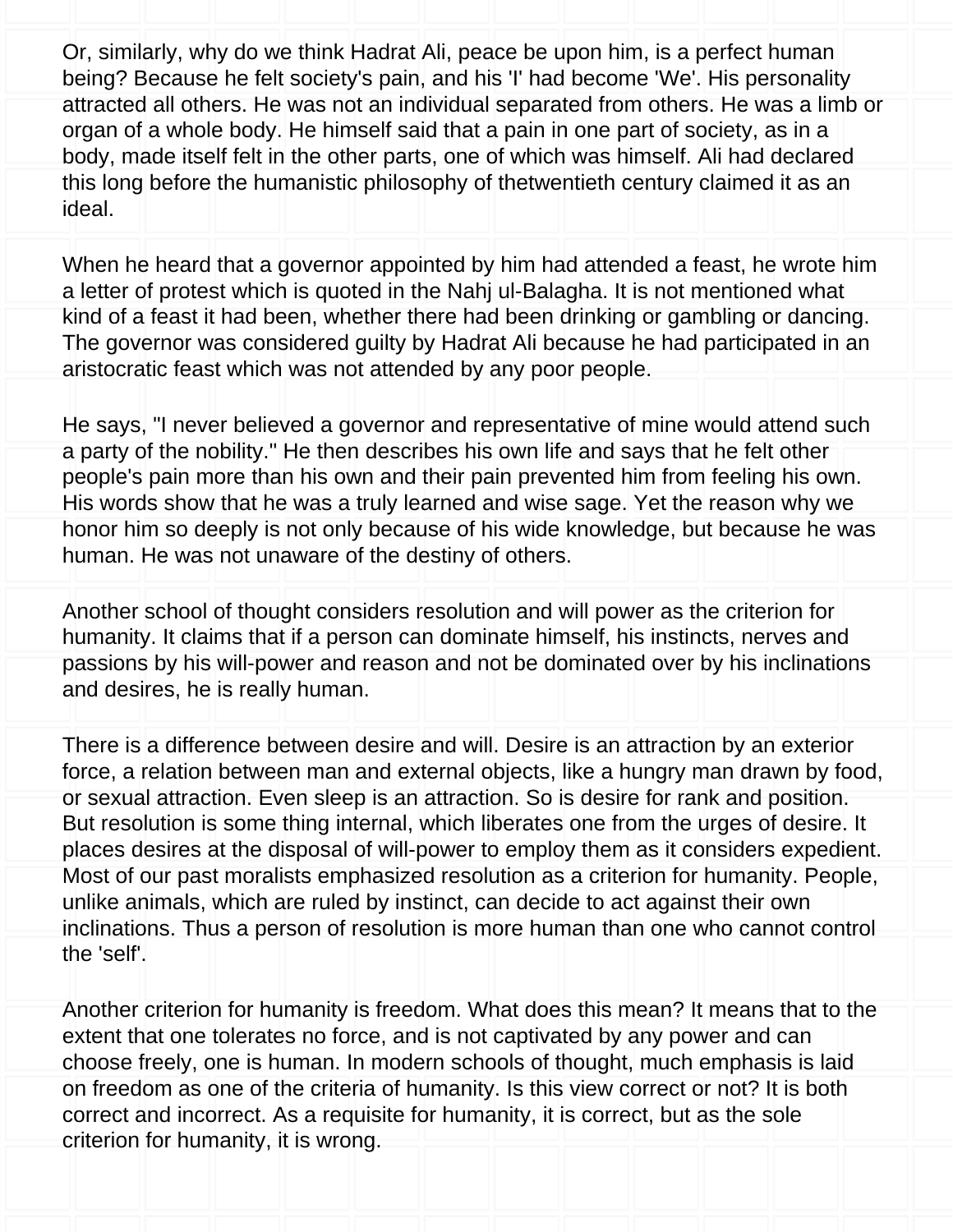Or, similarly, why do we think Hadrat Ali, peace be upon him, is a perfect human being? Because he felt society's pain, and his 'I' had become 'We'. His personality attracted all others. He was not an individual separated from others. He was a limb or organ of a whole body. He himself said that a pain in one part of society, as in a body, made itself felt in the other parts, one of which was himself. Ali had declared this long before the humanistic philosophy of thetwentieth century claimed it as an ideal.

When he heard that a governor appointed by him had attended a feast, he wrote him a letter of protest which is quoted in the Nahj ul-Balagha. It is not mentioned what kind of a feast it had been, whether there had been drinking or gambling or dancing. The governor was considered guilty by Hadrat Ali because he had participated in an aristocratic feast which was not attended by any poor people.

He says, "I never believed a governor and representative of mine would attend such a party of the nobility." He then describes his own life and says that he felt other people's pain more than his own and their pain prevented him from feeling his own. His words show that he was a truly learned and wise sage. Yet the reason why we honor him so deeply is not only because of his wide knowledge, but because he was human. He was not unaware of the destiny of others.

Another school of thought considers resolution and will power as the criterion for humanity. It claims that if a person can dominate himself, his instincts, nerves and passions by his will-power and reason and not be dominated over by his inclinations and desires, he is really human.

There is a difference between desire and will. Desire is an attraction by an exterior force, a relation between man and external objects, like a hungry man drawn by food, or sexual attraction. Even sleep is an attraction. So is desire for rank and position. But resolution is some thing internal, which liberates one from the urges of desire. It places desires at the disposal of will-power to employ them as it considers expedient. Most of our past moralists emphasized resolution as a criterion for humanity. People, unlike animals, which are ruled by instinct, can decide to act against their own inclinations. Thus a person of resolution is more human than one who cannot control the 'self'.

Another criterion for humanity is freedom. What does this mean? It means that to the extent that one tolerates no force, and is not captivated by any power and can choose freely, one is human. In modern schools of thought, much emphasis is laid on freedom as one of the criteria of humanity. Is this view correct or not? It is both correct and incorrect. As a requisite for humanity, it is correct, but as the sole criterion for humanity, it is wrong.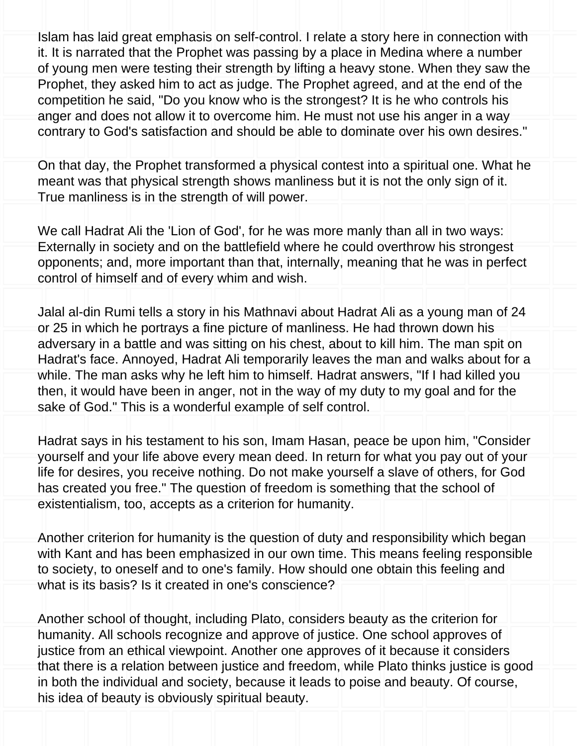Islam has laid great emphasis on self-control. I relate a story here in connection with it. It is narrated that the Prophet was passing by a place in Medina where a number of young men were testing their strength by lifting a heavy stone. When they saw the Prophet, they asked him to act as judge. The Prophet agreed, and at the end of the competition he said, "Do you know who is the strongest? It is he who controls his anger and does not allow it to overcome him. He must not use his anger in a way contrary to God's satisfaction and should be able to dominate over his own desires."

On that day, the Prophet transformed a physical contest into a spiritual one. What he meant was that physical strength shows manliness but it is not the only sign of it. True manliness is in the strength of will power.

We call Hadrat Ali the 'Lion of God', for he was more manly than all in two ways: Externally in society and on the battlefield where he could overthrow his strongest opponents; and, more important than that, internally, meaning that he was in perfect control of himself and of every whim and wish.

Jalal al-din Rumi tells a story in his Mathnavi about Hadrat Ali as a young man of 24 or 25 in which he portrays a fine picture of manliness. He had thrown down his adversary in a battle and was sitting on his chest, about to kill him. The man spit on Hadrat's face. Annoyed, Hadrat Ali temporarily leaves the man and walks about for a while. The man asks why he left him to himself. Hadrat answers, "If I had killed you then, it would have been in anger, not in the way of my duty to my goal and for the sake of God." This is a wonderful example of self control.

Hadrat says in his testament to his son, Imam Hasan, peace be upon him, "Consider yourself and your life above every mean deed. In return for what you pay out of your life for desires, you receive nothing. Do not make yourself a slave of others, for God has created you free." The question of freedom is something that the school of existentialism, too, accepts as a criterion for humanity.

Another criterion for humanity is the question of duty and responsibility which began with Kant and has been emphasized in our own time. This means feeling responsible to society, to oneself and to one's family. How should one obtain this feeling and what is its basis? Is it created in one's conscience?

Another school of thought, including Plato, considers beauty as the criterion for humanity. All schools recognize and approve of justice. One school approves of justice from an ethical viewpoint. Another one approves of it because it considers that there is a relation between justice and freedom, while Plato thinks justice is good in both the individual and society, because it leads to poise and beauty. Of course, his idea of beauty is obviously spiritual beauty.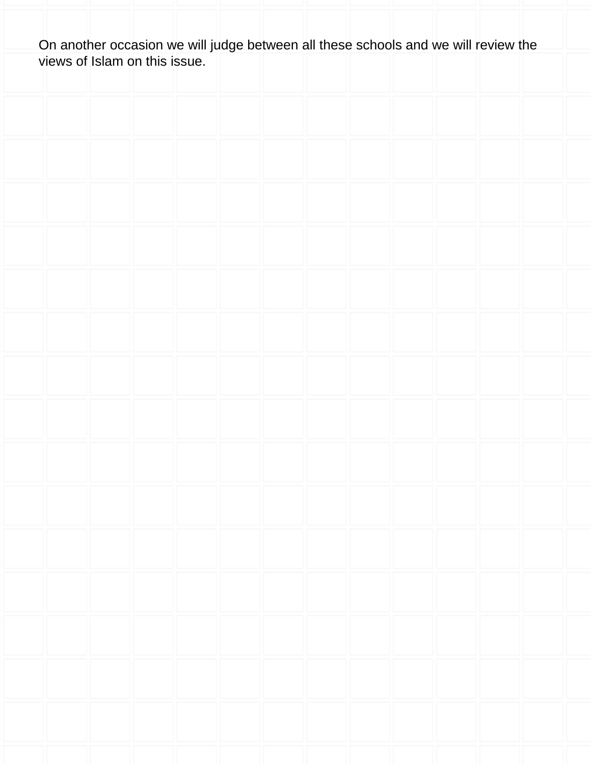On another occasion we will judge between all these schools and we will review the views of Islam on this issue.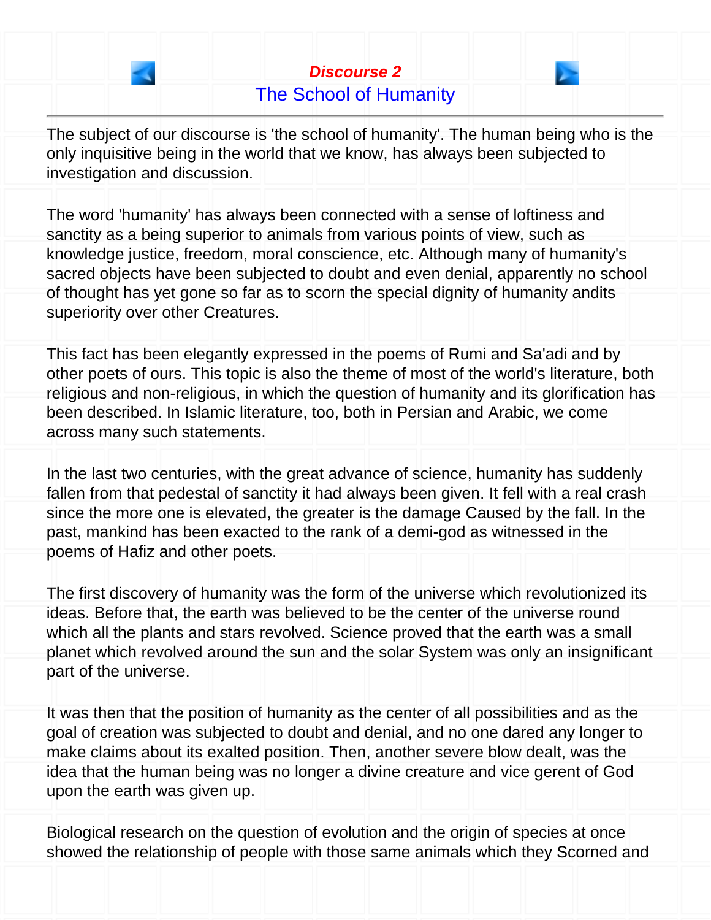## *Discourse 2*

## The School of Humanity

---

The subject of our discourse is 'the school of humanity'. The human being who is the only inquisitive being in the world that we know, has always been subjected to investigation and discussion.

The word 'humanity' has always been connected with a sense of loftiness and sanctity as a being superior to animals from various points of view, such as knowledge justice, freedom, moral conscience, etc. Although many of humanity's sacred objects have been subjected to doubt and even denial, apparently no school of thought has yet gone so far as to scorn the special dignity of humanity andits superiority over other Creatures.

This fact has been elegantly expressed in the poems of Rumi and Sa'adi and by other poets of ours. This topic is also the theme of most of the world's literature, both religious and non-religious, in which the question of humanity and its glorification has been described. In Islamic literature, too, both in Persian and Arabic, we come across many such statements.

In the last two centuries, with the great advance of science, humanity has suddenly fallen from that pedestal of sanctity it had always been given. It fell with a real crash since the more one is elevated, the greater is the damage Caused by the fall. In the past, mankind has been exacted to the rank of a demi-god as witnessed in the poems of Hafiz and other poets.

The first discovery of humanity was the form of the universe which revolutionized its ideas. Before that, the earth was believed to be the center of the universe round which all the plants and stars revolved. Science proved that the earth was a small planet which revolved around the sun and the solar System was only an insignificant part of the universe.

It was then that the position of humanity as the center of all possibilities and as the goal of creation was subjected to doubt and denial, and no one dared any longer to make claims about its exalted position. Then, another severe blow dealt, was the idea that the human being was no longer a divine creature and vice gerent of God upon the earth was given up.

Biological research on the question of evolution and the origin of species at once showed the relationship of people with those same animals which they Scorned and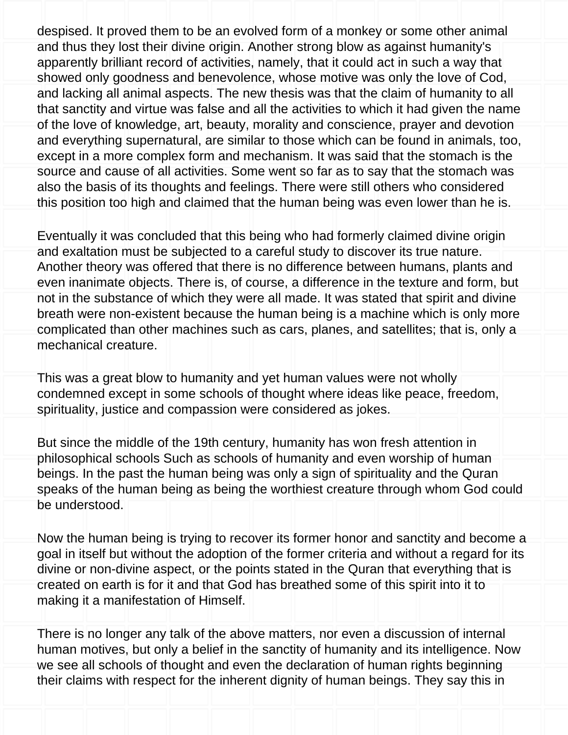despised. It proved them to be an evolved form of a monkey or some other animal and thus they lost their divine origin. Another strong blow as against humanity's apparently brilliant record of activities, namely, that it could act in such a way that showed only goodness and benevolence, whose motive was only the love of Cod, and lacking all animal aspects. The new thesis was that the claim of humanity to all that sanctity and virtue was false and all the activities to which it had given the name of the love of knowledge, art, beauty, morality and conscience, prayer and devotion and everything supernatural, are similar to those which can be found in animals, too, except in a more complex form and mechanism. It was said that the stomach is the source and cause of all activities. Some went so far as to say that the stomach was also the basis of its thoughts and feelings. There were still others who considered this position too high and claimed that the human being was even lower than he is.

Eventually it was concluded that this being who had formerly claimed divine origin and exaltation must be subjected to a careful study to discover its true nature. Another theory was offered that there is no difference between humans, plants and even inanimate objects. There is, of course, a difference in the texture and form, but not in the substance of which they were all made. It was stated that spirit and divine breath were non-existent because the human being is a machine which is only more complicated than other machines such as cars, planes, and satellites; that is, only a mechanical creature.

This was a great blow to humanity and yet human values were not wholly condemned except in some schools of thought where ideas like peace, freedom, spirituality, justice and compassion were considered as jokes.

But since the middle of the 19th century, humanity has won fresh attention in philosophical schools Such as schools of humanity and even worship of human beings. In the past the human being was only a sign of spirituality and the Quran speaks of the human being as being the worthiest creature through whom God could be understood.

Now the human being is trying to recover its former honor and sanctity and become a goal in itself but without the adoption of the former criteria and without a regard for its divine or non-divine aspect, or the points stated in the Quran that everything that is created on earth is for it and that God has breathed some of this spirit into it to making it a manifestation of Himself.

There is no longer any talk of the above matters, nor even a discussion of internal human motives, but only a belief in the sanctity of humanity and its intelligence. Now we see all schools of thought and even the declaration of human rights beginning their claims with respect for the inherent dignity of human beings. They say this in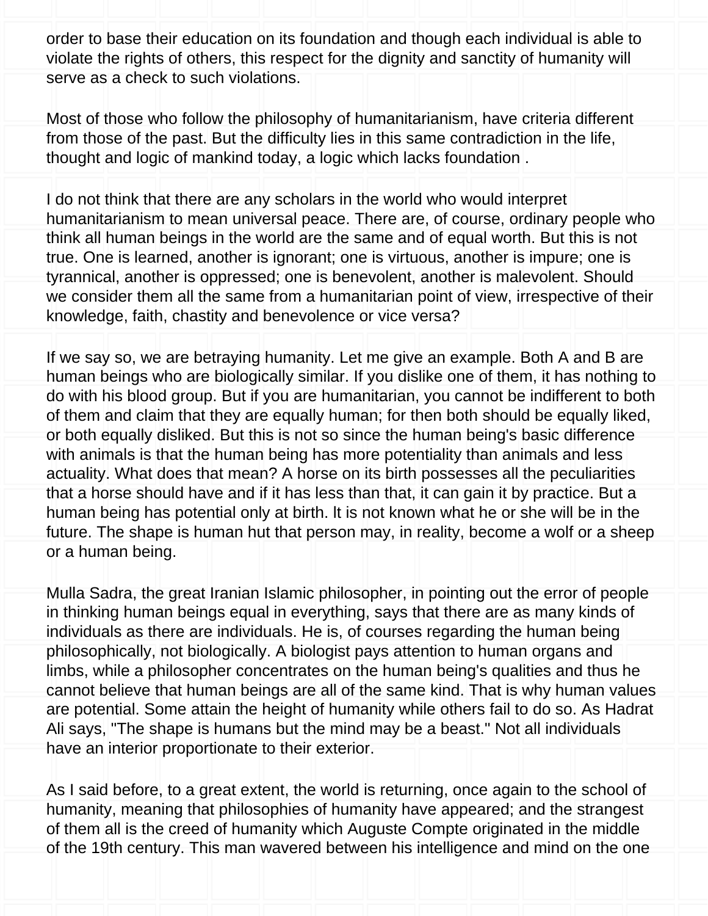order to base their education on its foundation and though each individual is able to violate the rights of others, this respect for the dignity and sanctity of humanity will serve as a check to such violations.

Most of those who follow the philosophy of humanitarianism, have criteria different from those of the past. But the difficulty lies in this same contradiction in the life, thought and logic of mankind today, a logic which lacks foundation .

I do not think that there are any scholars in the world who would interpret humanitarianism to mean universal peace. There are, of course, ordinary people who think all human beings in the world are the same and of equal worth. But this is not true. One is learned, another is ignorant; one is virtuous, another is impure; one is tyrannical, another is oppressed; one is benevolent, another is malevolent. Should we consider them all the same from a humanitarian point of view, irrespective of their knowledge, faith, chastity and benevolence or vice versa?

If we say so, we are betraying humanity. Let me give an example. Both A and B are human beings who are biologically similar. If you dislike one of them, it has nothing to do with his blood group. But if you are humanitarian, you cannot be indifferent to both of them and claim that they are equally human; for then both should be equally liked, or both equally disliked. But this is not so since the human being's basic difference with animals is that the human being has more potentiality than animals and less actuality. What does that mean? A horse on its birth possesses all the peculiarities that a horse should have and if it has less than that, it can gain it by practice. But a human being has potential only at birth. lt is not known what he or she will be in the future. The shape is human hut that person may, in reality, become a wolf or a sheep or a human being.

Mulla Sadra, the great Iranian Islamic philosopher, in pointing out the error of people in thinking human beings equal in everything, says that there are as many kinds of individuals as there are individuals. He is, of courses regarding the human being philosophically, not biologically. A biologist pays attention to human organs and limbs, while a philosopher concentrates on the human being's qualities and thus he cannot believe that human beings are all of the same kind. That is why human values are potential. Some attain the height of humanity while others fail to do so. As Hadrat Ali says, "The shape is humans but the mind may be a beast." Not all individuals have an interior proportionate to their exterior.

As I said before, to a great extent, the world is returning, once again to the school of humanity, meaning that philosophies of humanity have appeared; and the strangest of them all is the creed of humanity which Auguste Compte originated in the middle of the 19th century. This man wavered between his intelligence and mind on the one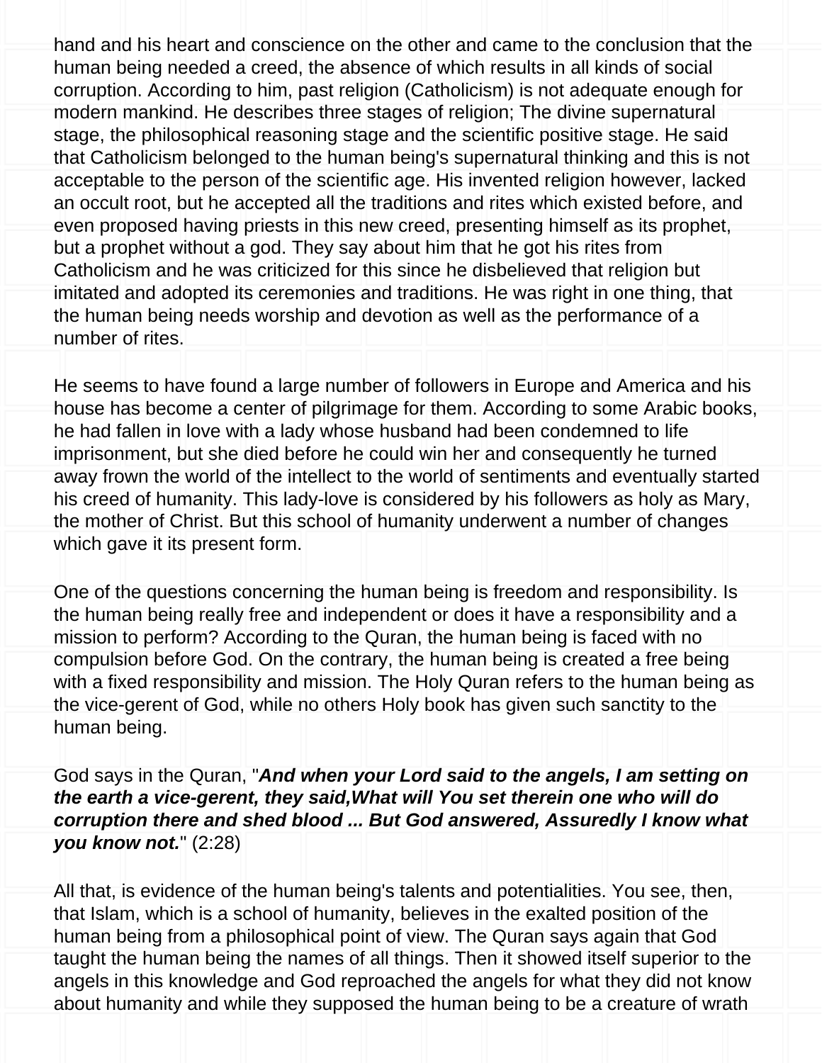hand and his heart and conscience on the other and came to the conclusion that the human being needed a creed, the absence of which results in all kinds of social corruption. According to him, past religion (Catholicism) is not adequate enough for modern mankind. He describes three stages of religion; The divine supernatural stage, the philosophical reasoning stage and the scientific positive stage. He said that Catholicism belonged to the human being's supernatural thinking and this is not acceptable to the person of the scientific age. His invented religion however, lacked an occult root, but he accepted all the traditions and rites which existed before, and even proposed having priests in this new creed, presenting himself as its prophet, but a prophet without a god. They say about him that he got his rites from Catholicism and he was criticized for this since he disbelieved that religion but imitated and adopted its ceremonies and traditions. He was right in one thing, that the human being needs worship and devotion as well as the performance of a number of rites.

He seems to have found a large number of followers in Europe and America and his house has become a center of pilgrimage for them. According to some Arabic books, he had fallen in love with a lady whose husband had been condemned to life imprisonment, but she died before he could win her and consequently he turned away frown the world of the intellect to the world of sentiments and eventually started his creed of humanity. This lady-love is considered by his followers as holy as Mary, the mother of Christ. But this school of humanity underwent a number of changes which gave it its present form.

One of the questions concerning the human being is freedom and responsibility. Is the human being really free and independent or does it have a responsibility and a mission to perform? According to the Quran, the human being is faced with no compulsion before God. On the contrary, the human being is created a free being with a fixed responsibility and mission. The Holy Quran refers to the human being as the vice-gerent of God, while no others Holy book has given such sanctity to the human being.

God says in the Quran, "***And when your Lord said to the angels, I am setting on the earth a vice-gerent, they said,What will You set therein one who will do corruption there and shed blood ... But God answered, Assuredly I know what you know not.***" (2:28)

All that, is evidence of the human being's talents and potentialities. You see, then, that Islam, which is a school of humanity, believes in the exalted position of the human being from a philosophical point of view. The Quran says again that God taught the human being the names of all things. Then it showed itself superior to the angels in this knowledge and God reproached the angels for what they did not know about humanity and while they supposed the human being to be a creature of wrath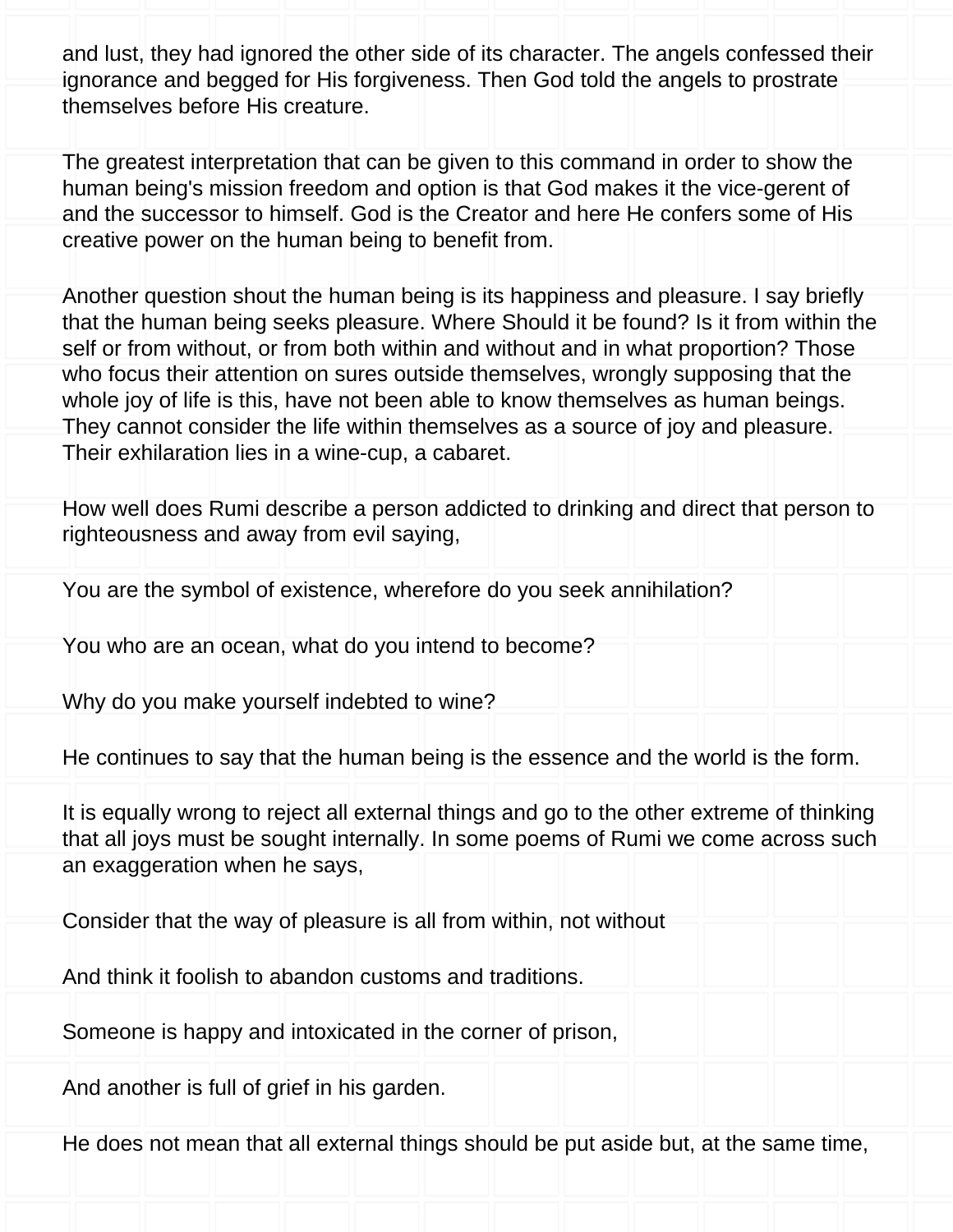and lust, they had ignored the other side of its character. The angels confessed their ignorance and begged for His forgiveness. Then God told the angels to prostrate themselves before His creature.

The greatest interpretation that can be given to this command in order to show the human being's mission freedom and option is that God makes it the vice-gerent of and the successor to himself. God is the Creator and here He confers some of His creative power on the human being to benefit from.

Another question shout the human being is its happiness and pleasure. I say briefly that the human being seeks pleasure. Where Should it be found? Is it from within the self or from without, or from both within and without and in what proportion? Those who focus their attention on sures outside themselves, wrongly supposing that the whole joy of life is this, have not been able to know themselves as human beings. They cannot consider the life within themselves as a source of joy and pleasure. Their exhilaration lies in a wine-cup, a cabaret.

How well does Rumi describe a person addicted to drinking and direct that person to righteousness and away from evil saying,

You are the symbol of existence, wherefore do you seek annihilation?

You who are an ocean, what do you intend to become?

Why do you make yourself indebted to wine?

He continues to say that the human being is the essence and the world is the form.

It is equally wrong to reject all external things and go to the other extreme of thinking that all joys must be sought internally. In some poems of Rumi we come across such an exaggeration when he says,

Consider that the way of pleasure is all from within, not without

And think it foolish to abandon customs and traditions.

Someone is happy and intoxicated in the corner of prison,

And another is full of grief in his garden.

He does not mean that all external things should be put aside but, at the same time,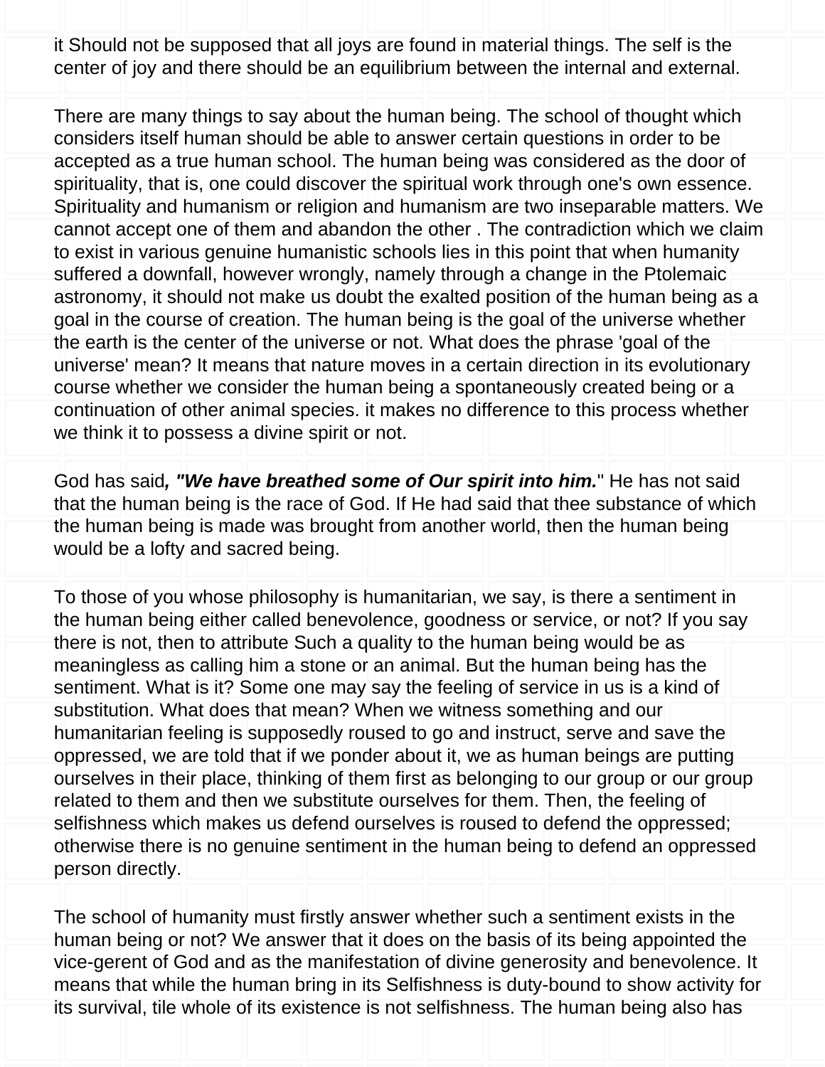it Should not be supposed that all joys are found in material things. The self is the center of joy and there should be an equilibrium between the internal and external.

There are many things to say about the human being. The school of thought which considers itself human should be able to answer certain questions in order to be accepted as a true human school. The human being was considered as the door of spirituality, that is, one could discover the spiritual work through one's own essence. Spirituality and humanism or religion and humanism are two inseparable matters. We cannot accept one of them and abandon the other . The contradiction which we claim to exist in various genuine humanistic schools lies in this point that when humanity suffered a downfall, however wrongly, namely through a change in the Ptolemaic astronomy, it should not make us doubt the exalted position of the human being as a goal in the course of creation. The human being is the goal of the universe whether the earth is the center of the universe or not. What does the phrase 'goal of the universe' mean? It means that nature moves in a certain direction in its evolutionary course whether we consider the human being a spontaneously created being or a continuation of other animal species. it makes no difference to this process whether we think it to possess a divine spirit or not.

God has said***, "We have breathed some of Our spirit into him.***" He has not said that the human being is the race of God. If He had said that thee substance of which the human being is made was brought from another world, then the human being would be a lofty and sacred being.

To those of you whose philosophy is humanitarian, we say, is there a sentiment in the human being either called benevolence, goodness or service, or not? If you say there is not, then to attribute Such a quality to the human being would be as meaningless as calling him a stone or an animal. But the human being has the sentiment. What is it? Some one may say the feeling of service in us is a kind of substitution. What does that mean? When we witness something and our humanitarian feeling is supposedly roused to go and instruct, serve and save the oppressed, we are told that if we ponder about it, we as human beings are putting ourselves in their place, thinking of them first as belonging to our group or our group related to them and then we substitute ourselves for them. Then, the feeling of selfishness which makes us defend ourselves is roused to defend the oppressed; otherwise there is no genuine sentiment in the human being to defend an oppressed person directly.

The school of humanity must firstly answer whether such a sentiment exists in the human being or not? We answer that it does on the basis of its being appointed the vice-gerent of God and as the manifestation of divine generosity and benevolence. It means that while the human bring in its Selfishness is duty-bound to show activity for its survival, tile whole of its existence is not selfishness. The human being also has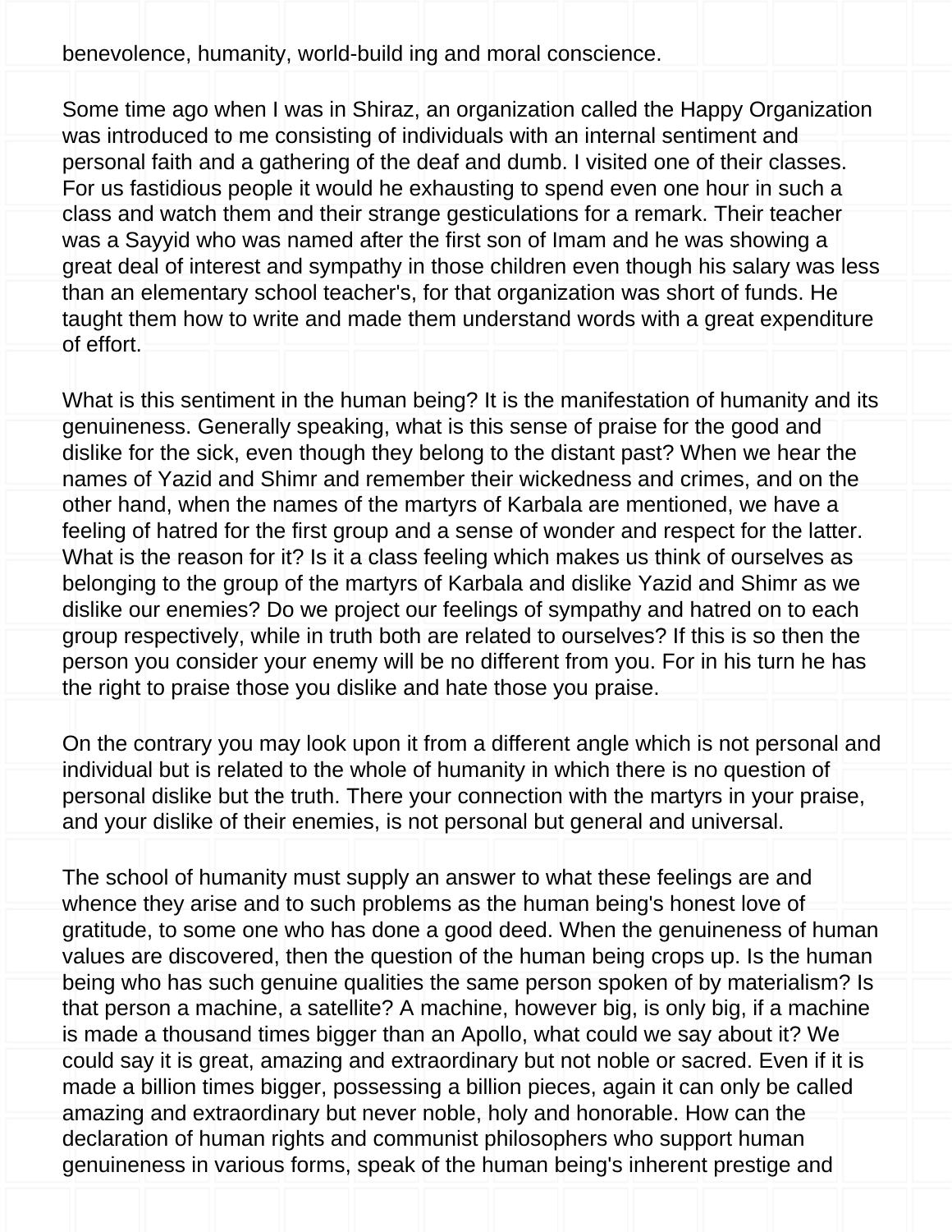benevolence, humanity, world-build ing and moral conscience.

Some time ago when I was in Shiraz, an organization called the Happy Organization was introduced to me consisting of individuals with an internal sentiment and personal faith and a gathering of the deaf and dumb. I visited one of their classes. For us fastidious people it would he exhausting to spend even one hour in such a class and watch them and their strange gesticulations for a remark. Their teacher was a Sayyid who was named after the first son of Imam and he was showing a great deal of interest and sympathy in those children even though his salary was less than an elementary school teacher's, for that organization was short of funds. He taught them how to write and made them understand words with a great expenditure of effort.

What is this sentiment in the human being? It is the manifestation of humanity and its genuineness. Generally speaking, what is this sense of praise for the good and dislike for the sick, even though they belong to the distant past? When we hear the names of Yazid and Shimr and remember their wickedness and crimes, and on the other hand, when the names of the martyrs of Karbala are mentioned, we have a feeling of hatred for the first group and a sense of wonder and respect for the latter. What is the reason for it? Is it a class feeling which makes us think of ourselves as belonging to the group of the martyrs of Karbala and dislike Yazid and Shimr as we dislike our enemies? Do we project our feelings of sympathy and hatred on to each group respectively, while in truth both are related to ourselves? If this is so then the person you consider your enemy will be no different from you. For in his turn he has the right to praise those you dislike and hate those you praise.

On the contrary you may look upon it from a different angle which is not personal and individual but is related to the whole of humanity in which there is no question of personal dislike but the truth. There your connection with the martyrs in your praise, and your dislike of their enemies, is not personal but general and universal.

The school of humanity must supply an answer to what these feelings are and whence they arise and to such problems as the human being's honest love of gratitude, to some one who has done a good deed. When the genuineness of human values are discovered, then the question of the human being crops up. Is the human being who has such genuine qualities the same person spoken of by materialism? Is that person a machine, a satellite? A machine, however big, is only big, if a machine is made a thousand times bigger than an Apollo, what could we say about it? We could say it is great, amazing and extraordinary but not noble or sacred. Even if it is made a billion times bigger, possessing a billion pieces, again it can only be called amazing and extraordinary but never noble, holy and honorable. How can the declaration of human rights and communist philosophers who support human genuineness in various forms, speak of the human being's inherent prestige and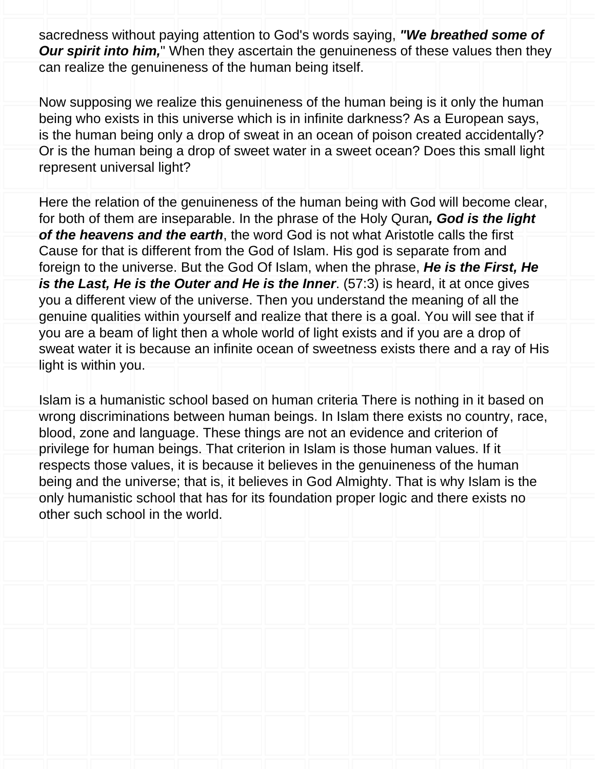sacredness without paying attention to God's words saying, ***"We breathed some of Our spirit into him,"*** When they ascertain the genuineness of these values then they can realize the genuineness of the human being itself.

Now supposing we realize this genuineness of the human being is it only the human being who exists in this universe which is in infinite darkness? As a European says, is the human being only a drop of sweat in an ocean of poison created accidentally? Or is the human being a drop of sweet water in a sweet ocean? Does this small light represent universal light?

Here the relation of the genuineness of the human being with God will become clear, for both of them are inseparable. In the phrase of the Holy Quran***, God is the light of the heavens and the earth***, the word God is not what Aristotle calls the first Cause for that is different from the God of Islam. His god is separate from and foreign to the universe. But the God Of Islam, when the phrase, ***He is the First, He is the Last, He is the Outer and He is the Inner***. (57:3) is heard, it at once gives you a different view of the universe. Then you understand the meaning of all the genuine qualities within yourself and realize that there is a goal. You will see that if you are a beam of light then a whole world of light exists and if you are a drop of sweat water it is because an infinite ocean of sweetness exists there and a ray of His light is within you.

Islam is a humanistic school based on human criteria There is nothing in it based on wrong discriminations between human beings. In Islam there exists no country, race, blood, zone and language. These things are not an evidence and criterion of privilege for human beings. That criterion in Islam is those human values. If it respects those values, it is because it believes in the genuineness of the human being and the universe; that is, it believes in God Almighty. That is why Islam is the only humanistic school that has for its foundation proper logic and there exists no other such school in the world.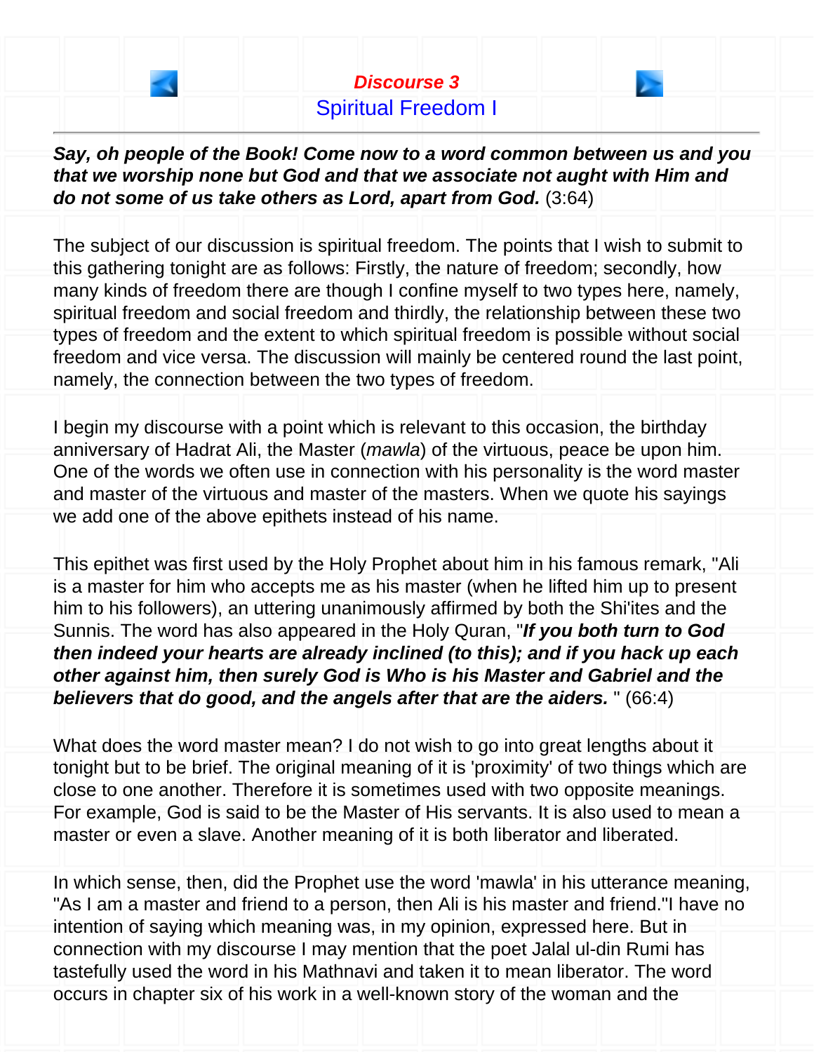# Discourse 3

## Spiritual Freedom I

***Say, oh people of the Book! Come now to a word common between us and you that we worship none but God and that we associate not aught with Him and do not some of us take others as Lord, apart from God.*** (3:64)

The subject of our discussion is spiritual freedom. The points that I wish to submit to this gathering tonight are as follows: Firstly, the nature of freedom; secondly, how many kinds of freedom there are though I confine myself to two types here, namely, spiritual freedom and social freedom and thirdly, the relationship between these two types of freedom and the extent to which spiritual freedom is possible without social freedom and vice versa. The discussion will mainly be centered round the last point, namely, the connection between the two types of freedom.

I begin my discourse with a point which is relevant to this occasion, the birthday anniversary of Hadrat Ali, the Master (*mawla*) of the virtuous, peace be upon him. One of the words we often use in connection with his personality is the word master and master of the virtuous and master of the masters. When we quote his sayings we add one of the above epithets instead of his name.

This epithet was first used by the Holy Prophet about him in his famous remark, "Ali is a master for him who accepts me as his master (when he lifted him up to present him to his followers), an uttering unanimously affirmed by both the Shi'ites and the Sunnis. The word has also appeared in the Holy Quran, "***If you both turn to God then indeed your hearts are already inclined (to this); and if you hack up each other against him, then surely God is Who is his Master and Gabriel and the believers that do good, and the angels after that are the aiders.*** " (66:4)

What does the word master mean? I do not wish to go into great lengths about it tonight but to be brief. The original meaning of it is 'proximity' of two things which are close to one another. Therefore it is sometimes used with two opposite meanings. For example, God is said to be the Master of His servants. It is also used to mean a master or even a slave. Another meaning of it is both liberator and liberated.

In which sense, then, did the Prophet use the word 'mawla' in his utterance meaning, "As I am a master and friend to a person, then Ali is his master and friend."I have no intention of saying which meaning was, in my opinion, expressed here. But in connection with my discourse I may mention that the poet Jalal ul-din Rumi has tastefully used the word in his Mathnavi and taken it to mean liberator. The word occurs in chapter six of his work in a well-known story of the woman and the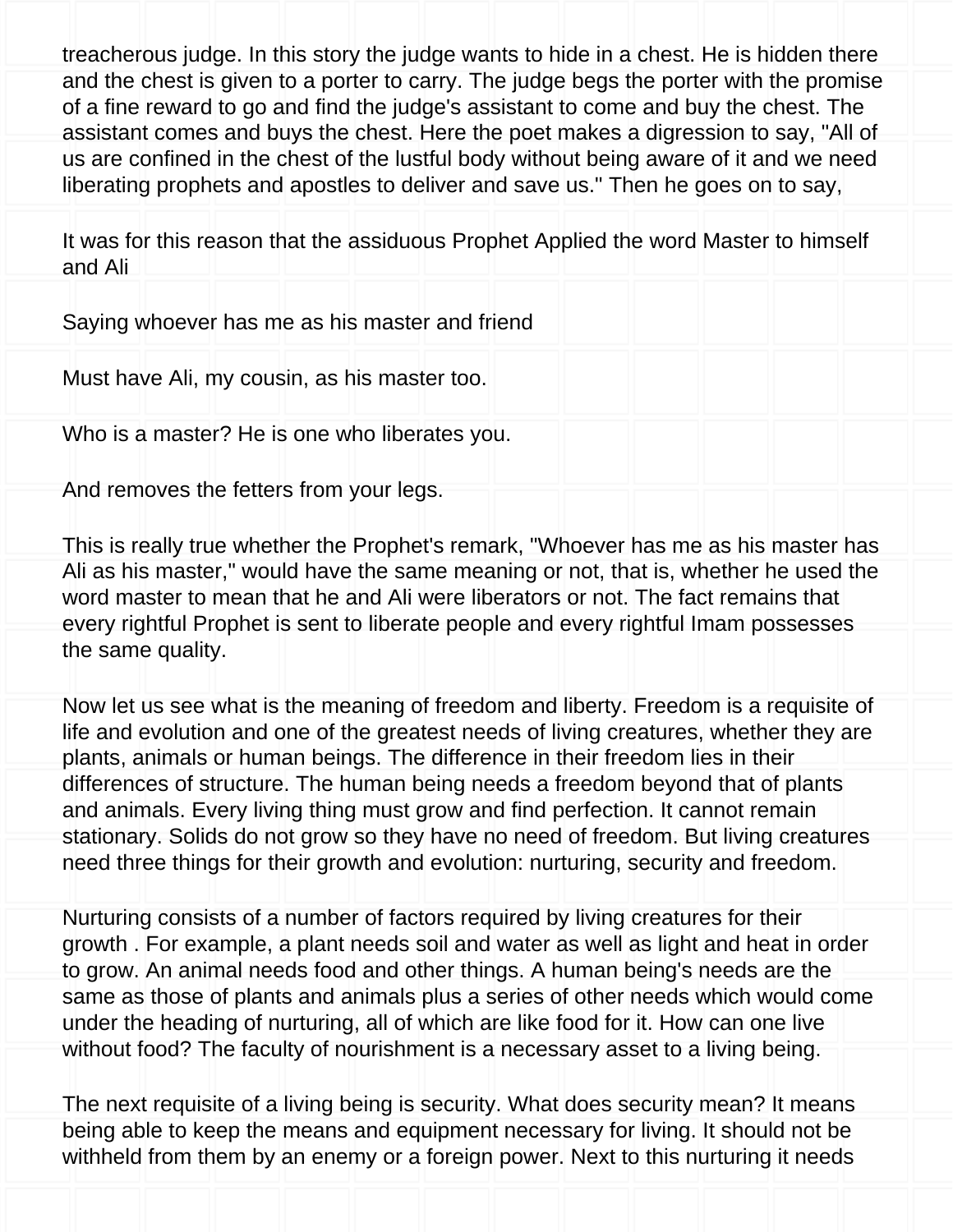treacherous judge. In this story the judge wants to hide in a chest. He is hidden there and the chest is given to a porter to carry. The judge begs the porter with the promise of a fine reward to go and find the judge's assistant to come and buy the chest. The assistant comes and buys the chest. Here the poet makes a digression to say, "All of us are confined in the chest of the lustful body without being aware of it and we need liberating prophets and apostles to deliver and save us." Then he goes on to say,

It was for this reason that the assiduous Prophet Applied the word Master to himself and Ali

Saying whoever has me as his master and friend

Must have Ali, my cousin, as his master too.

Who is a master? He is one who liberates you.

And removes the fetters from your legs.

This is really true whether the Prophet's remark, "Whoever has me as his master has Ali as his master," would have the same meaning or not, that is, whether he used the word master to mean that he and Ali were liberators or not. The fact remains that every rightful Prophet is sent to liberate people and every rightful Imam possesses the same quality.

Now let us see what is the meaning of freedom and liberty. Freedom is a requisite of life and evolution and one of the greatest needs of living creatures, whether they are plants, animals or human beings. The difference in their freedom lies in their differences of structure. The human being needs a freedom beyond that of plants and animals. Every living thing must grow and find perfection. It cannot remain stationary. Solids do not grow so they have no need of freedom. But living creatures need three things for their growth and evolution: nurturing, security and freedom.

Nurturing consists of a number of factors required by living creatures for their growth . For example, a plant needs soil and water as well as light and heat in order to grow. An animal needs food and other things. A human being's needs are the same as those of plants and animals plus a series of other needs which would come under the heading of nurturing, all of which are like food for it. How can one live without food? The faculty of nourishment is a necessary asset to a living being.

The next requisite of a living being is security. What does security mean? It means being able to keep the means and equipment necessary for living. It should not be withheld from them by an enemy or a foreign power. Next to this nurturing it needs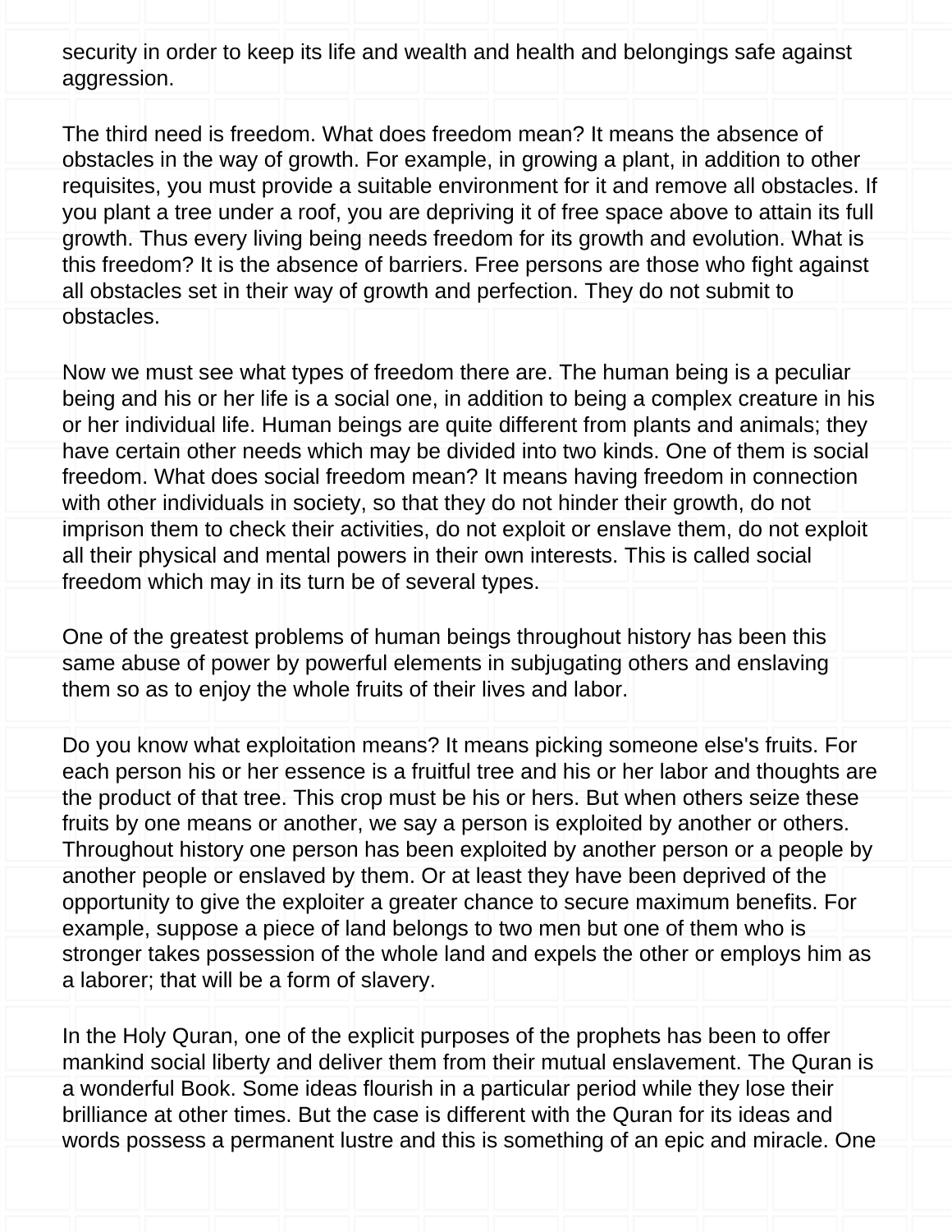security in order to keep its life and wealth and health and belongings safe against aggression.

The third need is freedom. What does freedom mean? It means the absence of obstacles in the way of growth. For example, in growing a plant, in addition to other requisites, you must provide a suitable environment for it and remove all obstacles. If you plant a tree under a roof, you are depriving it of free space above to attain its full growth. Thus every living being needs freedom for its growth and evolution. What is this freedom? It is the absence of barriers. Free persons are those who fight against all obstacles set in their way of growth and perfection. They do not submit to obstacles.

Now we must see what types of freedom there are. The human being is a peculiar being and his or her life is a social one, in addition to being a complex creature in his or her individual life. Human beings are quite different from plants and animals; they have certain other needs which may be divided into two kinds. One of them is social freedom. What does social freedom mean? It means having freedom in connection with other individuals in society, so that they do not hinder their growth, do not imprison them to check their activities, do not exploit or enslave them, do not exploit all their physical and mental powers in their own interests. This is called social freedom which may in its turn be of several types.

One of the greatest problems of human beings throughout history has been this same abuse of power by powerful elements in subjugating others and enslaving them so as to enjoy the whole fruits of their lives and labor.

Do you know what exploitation means? It means picking someone else's fruits. For each person his or her essence is a fruitful tree and his or her labor and thoughts are the product of that tree. This crop must be his or hers. But when others seize these fruits by one means or another, we say a person is exploited by another or others. Throughout history one person has been exploited by another person or a people by another people or enslaved by them. Or at least they have been deprived of the opportunity to give the exploiter a greater chance to secure maximum benefits. For example, suppose a piece of land belongs to two men but one of them who is stronger takes possession of the whole land and expels the other or employs him as a laborer; that will be a form of slavery.

In the Holy Quran, one of the explicit purposes of the prophets has been to offer mankind social liberty and deliver them from their mutual enslavement. The Quran is a wonderful Book. Some ideas flourish in a particular period while they lose their brilliance at other times. But the case is different with the Quran for its ideas and words possess a permanent lustre and this is something of an epic and miracle. One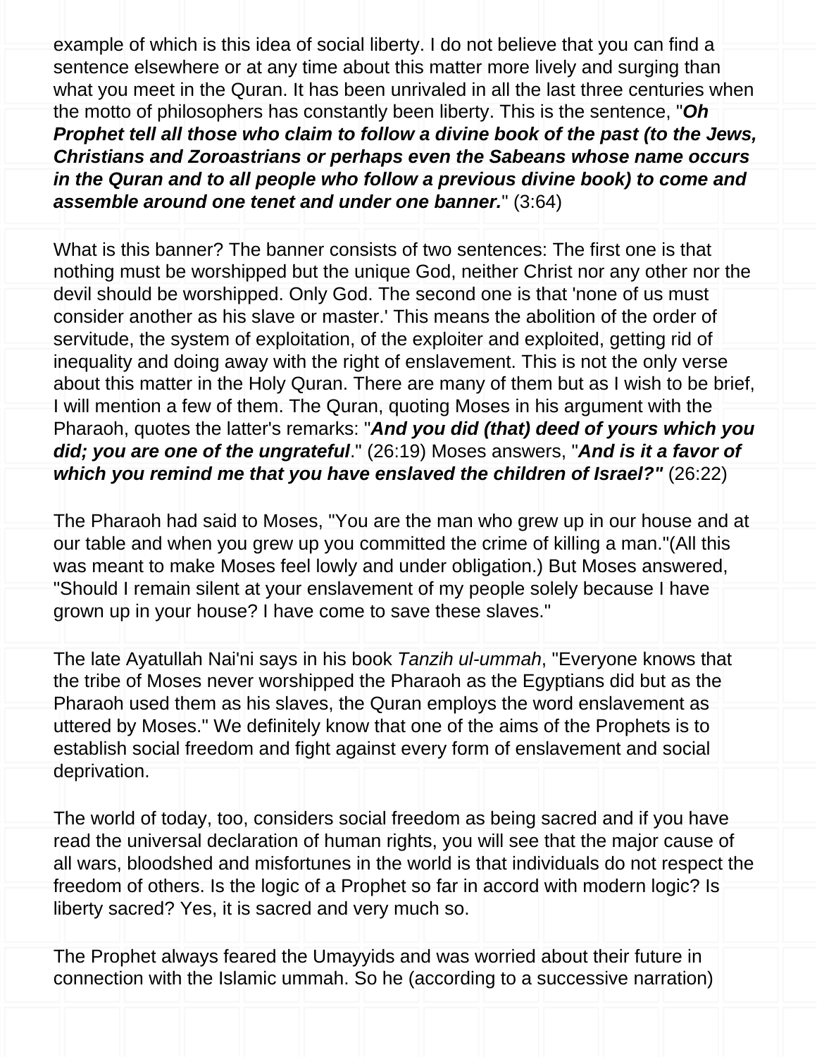example of which is this idea of social liberty. I do not believe that you can find a sentence elsewhere or at any time about this matter more lively and surging than what you meet in the Quran. It has been unrivaled in all the last three centuries when the motto of philosophers has constantly been liberty. This is the sentence, "***Oh Prophet tell all those who claim to follow a divine book of the past (to the Jews, Christians and Zoroastrians or perhaps even the Sabeans whose name occurs in the Quran and to all people who follow a previous divine book) to come and assemble around one tenet and under one banner.***" (3:64)

What is this banner? The banner consists of two sentences: The first one is that nothing must be worshipped but the unique God, neither Christ nor any other nor the devil should be worshipped. Only God. The second one is that 'none of us must consider another as his slave or master.' This means the abolition of the order of servitude, the system of exploitation, of the exploiter and exploited, getting rid of inequality and doing away with the right of enslavement. This is not the only verse about this matter in the Holy Quran. There are many of them but as I wish to be brief, I will mention a few of them. The Quran, quoting Moses in his argument with the Pharaoh, quotes the latter's remarks: "***And you did (that) deed of yours which you did; you are one of the ungrateful***." (26:19) Moses answers, "***And is it a favor of which you remind me that you have enslaved the children of Israel?"*** (26:22)

The Pharaoh had said to Moses, "You are the man who grew up in our house and at our table and when you grew up you committed the crime of killing a man."(All this was meant to make Moses feel lowly and under obligation.) But Moses answered, "Should I remain silent at your enslavement of my people solely because I have grown up in your house? I have come to save these slaves."

The late Ayatullah Nai'ni says in his book *Tanzih ul-ummah*, "Everyone knows that the tribe of Moses never worshipped the Pharaoh as the Egyptians did but as the Pharaoh used them as his slaves, the Quran employs the word enslavement as uttered by Moses." We definitely know that one of the aims of the Prophets is to establish social freedom and fight against every form of enslavement and social deprivation.

The world of today, too, considers social freedom as being sacred and if you have read the universal declaration of human rights, you will see that the major cause of all wars, bloodshed and misfortunes in the world is that individuals do not respect the freedom of others. Is the logic of a Prophet so far in accord with modern logic? Is liberty sacred? Yes, it is sacred and very much so.

The Prophet always feared the Umayyids and was worried about their future in connection with the Islamic ummah. So he (according to a successive narration)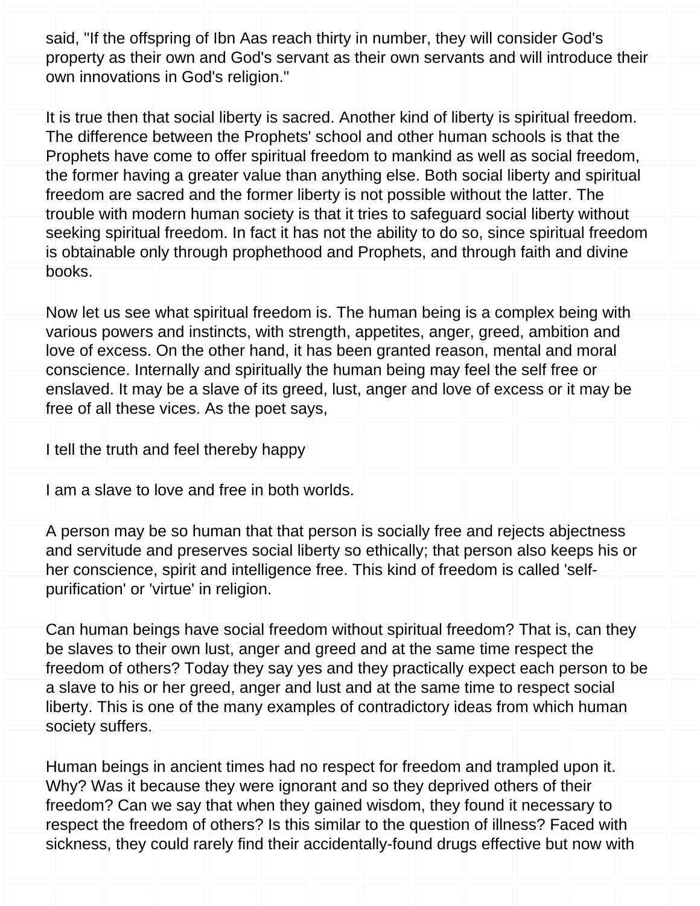said, "If the offspring of Ibn Aas reach thirty in number, they will consider God's property as their own and God's servant as their own servants and will introduce their own innovations in God's religion."

It is true then that social liberty is sacred. Another kind of liberty is spiritual freedom. The difference between the Prophets' school and other human schools is that the Prophets have come to offer spiritual freedom to mankind as well as social freedom, the former having a greater value than anything else. Both social liberty and spiritual freedom are sacred and the former liberty is not possible without the latter. The trouble with modern human society is that it tries to safeguard social liberty without seeking spiritual freedom. In fact it has not the ability to do so, since spiritual freedom is obtainable only through prophethood and Prophets, and through faith and divine books.

Now let us see what spiritual freedom is. The human being is a complex being with various powers and instincts, with strength, appetites, anger, greed, ambition and love of excess. On the other hand, it has been granted reason, mental and moral conscience. Internally and spiritually the human being may feel the self free or enslaved. It may be a slave of its greed, lust, anger and love of excess or it may be free of all these vices. As the poet says,

I tell the truth and feel thereby happy

I am a slave to love and free in both worlds.

A person may be so human that that person is socially free and rejects abjectness and servitude and preserves social liberty so ethically; that person also keeps his or her conscience, spirit and intelligence free. This kind of freedom is called 'self-purification' or 'virtue' in religion.

Can human beings have social freedom without spiritual freedom? That is, can they be slaves to their own lust, anger and greed and at the same time respect the freedom of others? Today they say yes and they practically expect each person to be a slave to his or her greed, anger and lust and at the same time to respect social liberty. This is one of the many examples of contradictory ideas from which human society suffers.

Human beings in ancient times had no respect for freedom and trampled upon it. Why? Was it because they were ignorant and so they deprived others of their freedom? Can we say that when they gained wisdom, they found it necessary to respect the freedom of others? Is this similar to the question of illness? Faced with sickness, they could rarely find their accidentally-found drugs effective but now with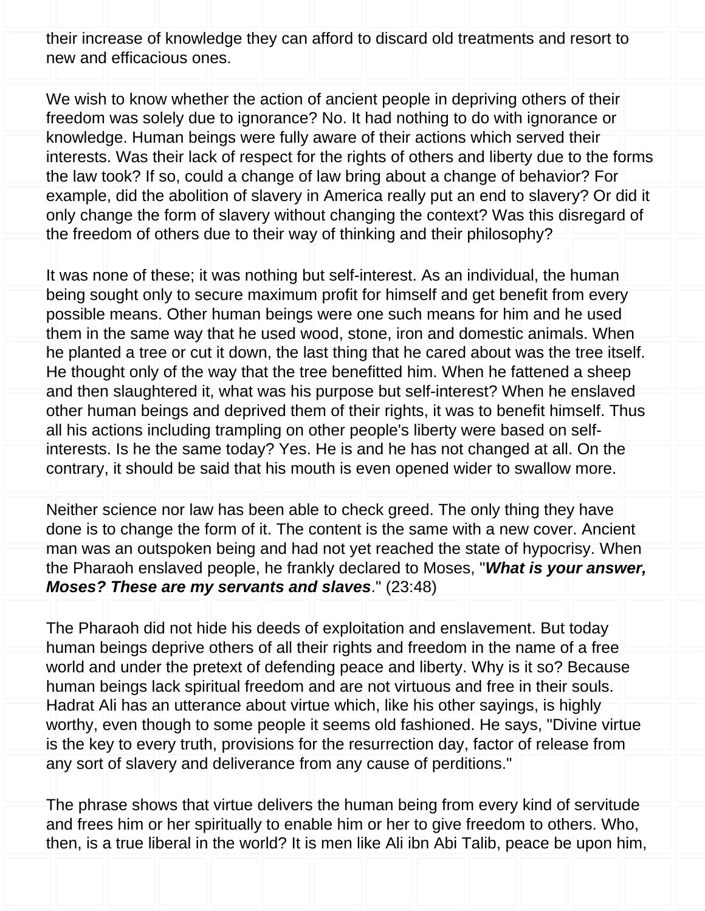their increase of knowledge they can afford to discard old treatments and resort to new and efficacious ones.

We wish to know whether the action of ancient people in depriving others of their freedom was solely due to ignorance? No. It had nothing to do with ignorance or knowledge. Human beings were fully aware of their actions which served their interests. Was their lack of respect for the rights of others and liberty due to the forms the law took? If so, could a change of law bring about a change of behavior? For example, did the abolition of slavery in America really put an end to slavery? Or did it only change the form of slavery without changing the context? Was this disregard of the freedom of others due to their way of thinking and their philosophy?

It was none of these; it was nothing but self-interest. As an individual, the human being sought only to secure maximum profit for himself and get benefit from every possible means. Other human beings were one such means for him and he used them in the same way that he used wood, stone, iron and domestic animals. When he planted a tree or cut it down, the last thing that he cared about was the tree itself. He thought only of the way that the tree benefitted him. When he fattened a sheep and then slaughtered it, what was his purpose but self-interest? When he enslaved other human beings and deprived them of their rights, it was to benefit himself. Thus all his actions including trampling on other people's liberty were based on self-interests. Is he the same today? Yes. He is and he has not changed at all. On the contrary, it should be said that his mouth is even opened wider to swallow more.

Neither science nor law has been able to check greed. The only thing they have done is to change the form of it. The content is the same with a new cover. Ancient man was an outspoken being and had not yet reached the state of hypocrisy. When the Pharaoh enslaved people, he frankly declared to Moses, "***What is your answer, Moses? These are my servants and slaves***." (23:48)

The Pharaoh did not hide his deeds of exploitation and enslavement. But today human beings deprive others of all their rights and freedom in the name of a free world and under the pretext of defending peace and liberty. Why is it so? Because human beings lack spiritual freedom and are not virtuous and free in their souls. Hadrat Ali has an utterance about virtue which, like his other sayings, is highly worthy, even though to some people it seems old fashioned. He says, "Divine virtue is the key to every truth, provisions for the resurrection day, factor of release from any sort of slavery and deliverance from any cause of perditions."

The phrase shows that virtue delivers the human being from every kind of servitude and frees him or her spiritually to enable him or her to give freedom to others. Who, then, is a true liberal in the world? It is men like Ali ibn Abi Talib, peace be upon him,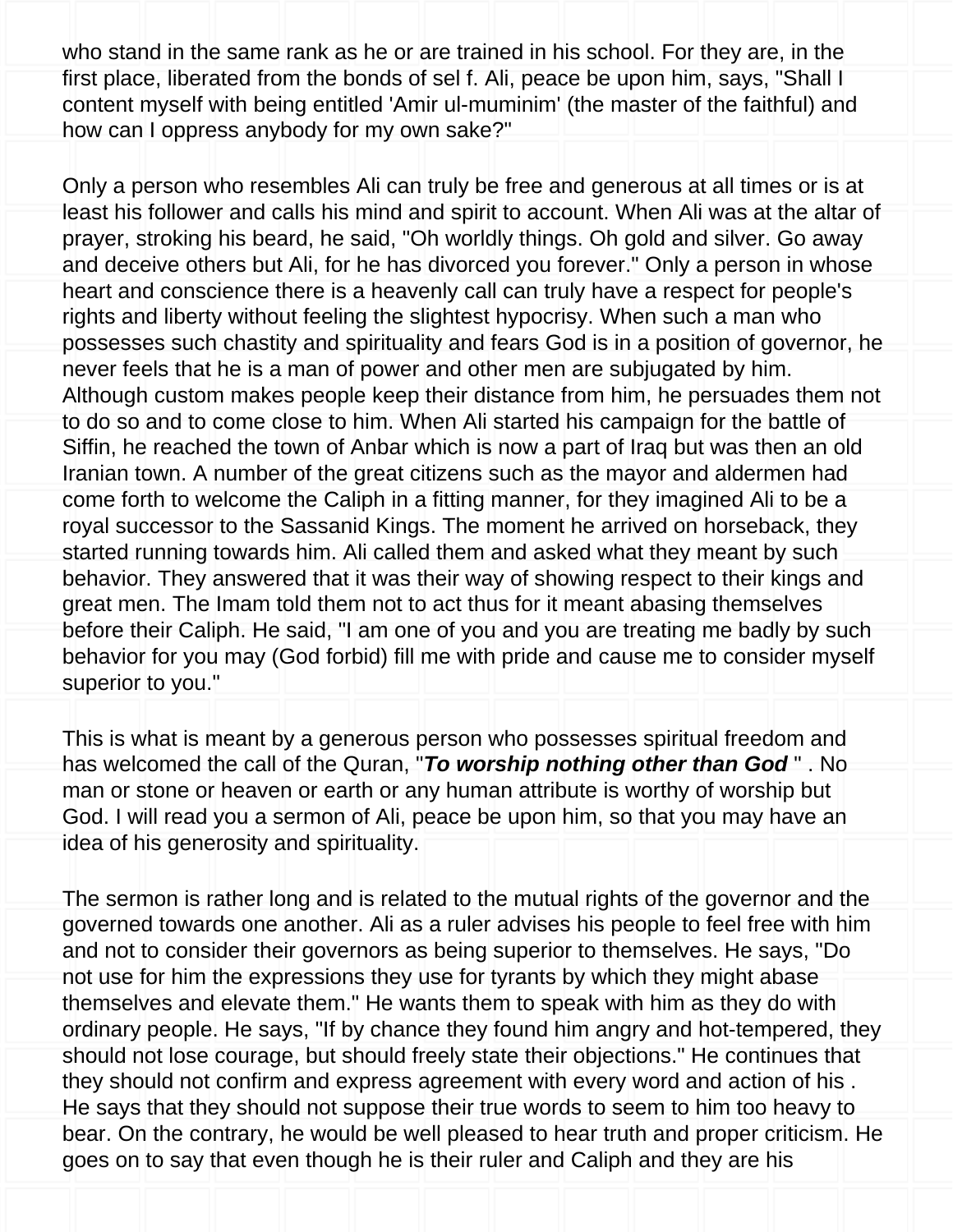who stand in the same rank as he or are trained in his school. For they are, in the first place, liberated from the bonds of sel f. Ali, peace be upon him, says, "Shall I content myself with being entitled 'Amir ul-muminim' (the master of the faithful) and how can I oppress anybody for my own sake?"

Only a person who resembles Ali can truly be free and generous at all times or is at least his follower and calls his mind and spirit to account. When Ali was at the altar of prayer, stroking his beard, he said, "Oh worldly things. Oh gold and silver. Go away and deceive others but Ali, for he has divorced you forever." Only a person in whose heart and conscience there is a heavenly call can truly have a respect for people's rights and liberty without feeling the slightest hypocrisy. When such a man who possesses such chastity and spirituality and fears God is in a position of governor, he never feels that he is a man of power and other men are subjugated by him. Although custom makes people keep their distance from him, he persuades them not to do so and to come close to him. When Ali started his campaign for the battle of Siffin, he reached the town of Anbar which is now a part of Iraq but was then an old Iranian town. A number of the great citizens such as the mayor and aldermen had come forth to welcome the Caliph in a fitting manner, for they imagined Ali to be a royal successor to the Sassanid Kings. The moment he arrived on horseback, they started running towards him. Ali called them and asked what they meant by such behavior. They answered that it was their way of showing respect to their kings and great men. The Imam told them not to act thus for it meant abasing themselves before their Caliph. He said, "I am one of you and you are treating me badly by such behavior for you may (God forbid) fill me with pride and cause me to consider myself superior to you."

This is what is meant by a generous person who possesses spiritual freedom and has welcomed the call of the Quran, "***To worship nothing other than God*** " . No man or stone or heaven or earth or any human attribute is worthy of worship but God. I will read you a sermon of Ali, peace be upon him, so that you may have an idea of his generosity and spirituality.

The sermon is rather long and is related to the mutual rights of the governor and the governed towards one another. Ali as a ruler advises his people to feel free with him and not to consider their governors as being superior to themselves. He says, "Do not use for him the expressions they use for tyrants by which they might abase themselves and elevate them." He wants them to speak with him as they do with ordinary people. He says, "If by chance they found him angry and hot-tempered, they should not lose courage, but should freely state their objections." He continues that they should not confirm and express agreement with every word and action of his . He says that they should not suppose their true words to seem to him too heavy to bear. On the contrary, he would be well pleased to hear truth and proper criticism. He goes on to say that even though he is their ruler and Caliph and they are his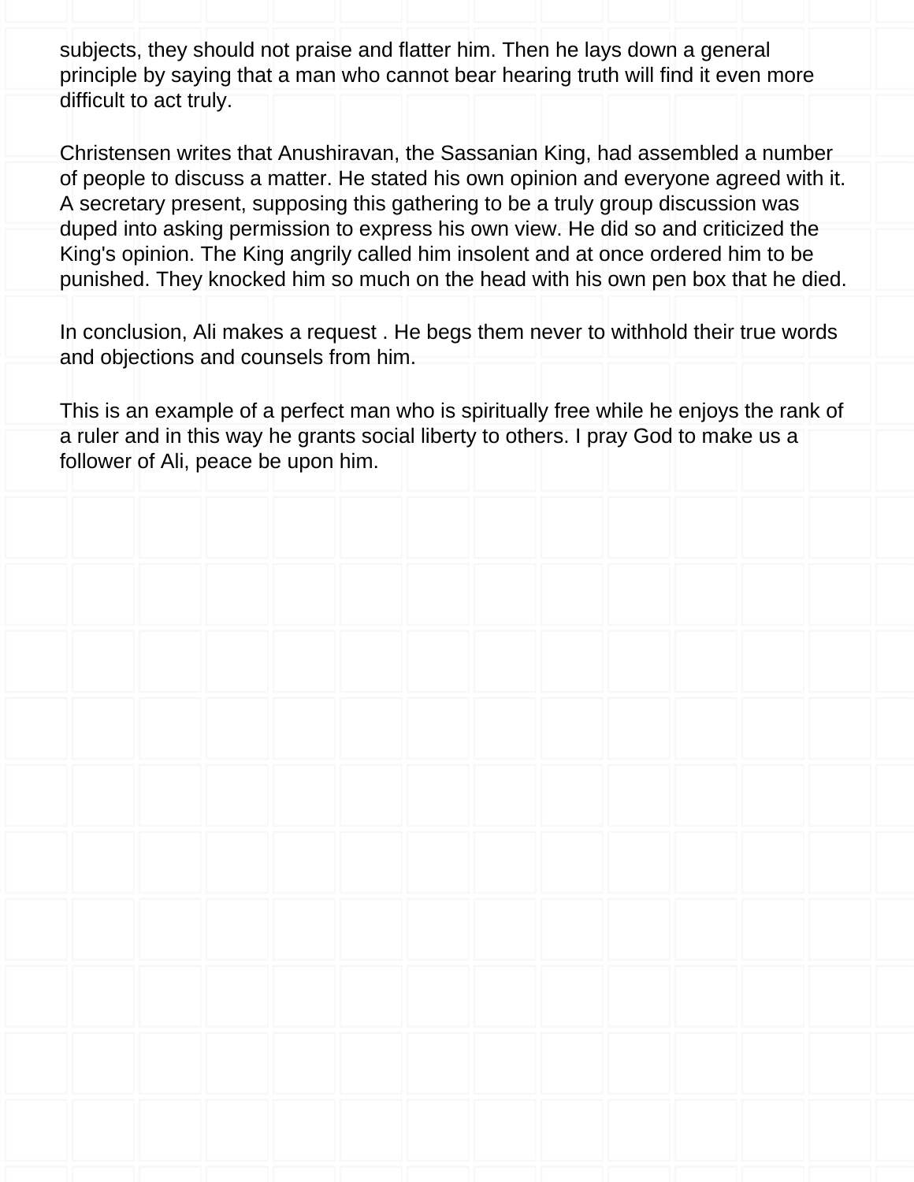subjects, they should not praise and flatter him. Then he lays down a general principle by saying that a man who cannot bear hearing truth will find it even more difficult to act truly.

Christensen writes that Anushiravan, the Sassanian King, had assembled a number of people to discuss a matter. He stated his own opinion and everyone agreed with it. A secretary present, supposing this gathering to be a truly group discussion was duped into asking permission to express his own view. He did so and criticized the King's opinion. The King angrily called him insolent and at once ordered him to be punished. They knocked him so much on the head with his own pen box that he died.

In conclusion, Ali makes a request . He begs them never to withhold their true words and objections and counsels from him.

This is an example of a perfect man who is spiritually free while he enjoys the rank of a ruler and in this way he grants social liberty to others. I pray God to make us a follower of Ali, peace be upon him.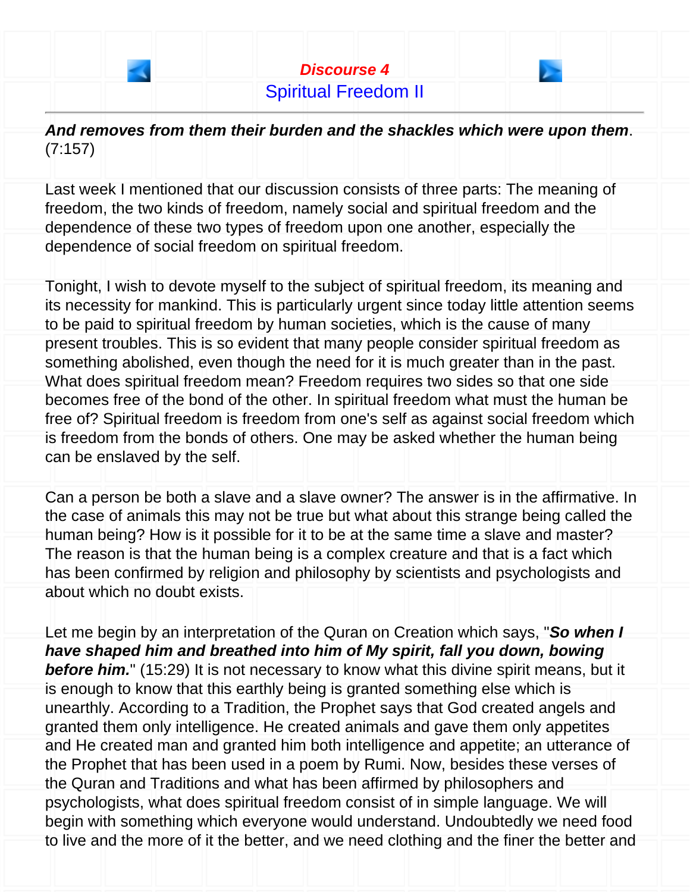# *Discourse 4*

## Spiritual Freedom II

***And removes from them their burden and the shackles which were upon them***. (7:157)

Last week I mentioned that our discussion consists of three parts: The meaning of freedom, the two kinds of freedom, namely social and spiritual freedom and the dependence of these two types of freedom upon one another, especially the dependence of social freedom on spiritual freedom.

Tonight, I wish to devote myself to the subject of spiritual freedom, its meaning and its necessity for mankind. This is particularly urgent since today little attention seems to be paid to spiritual freedom by human societies, which is the cause of many present troubles. This is so evident that many people consider spiritual freedom as something abolished, even though the need for it is much greater than in the past. What does spiritual freedom mean? Freedom requires two sides so that one side becomes free of the bond of the other. In spiritual freedom what must the human be free of? Spiritual freedom is freedom from one's self as against social freedom which is freedom from the bonds of others. One may be asked whether the human being can be enslaved by the self.

Can a person be both a slave and a slave owner? The answer is in the affirmative. In the case of animals this may not be true but what about this strange being called the human being? How is it possible for it to be at the same time a slave and master? The reason is that the human being is a complex creature and that is a fact which has been confirmed by religion and philosophy by scientists and psychologists and about which no doubt exists.

Let me begin by an interpretation of the Quran on Creation which says, "***So when I have shaped him and breathed into him of My spirit, fall you down, bowing before him.***" (15:29) It is not necessary to know what this divine spirit means, but it is enough to know that this earthly being is granted something else which is unearthly. According to a Tradition, the Prophet says that God created angels and granted them only intelligence. He created animals and gave them only appetites and He created man and granted him both intelligence and appetite; an utterance of the Prophet that has been used in a poem by Rumi. Now, besides these verses of the Quran and Traditions and what has been affirmed by philosophers and psychologists, what does spiritual freedom consist of in simple language. We will begin with something which everyone would understand. Undoubtedly we need food to live and the more of it the better, and we need clothing and the finer the better and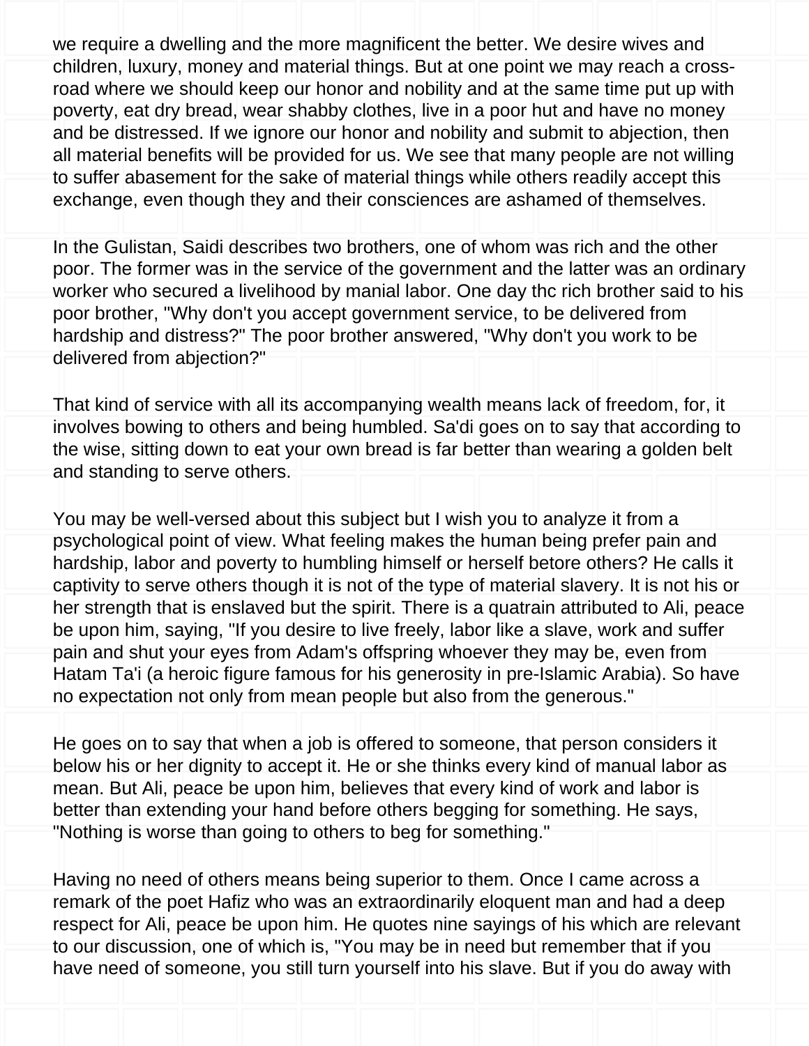we require a dwelling and the more magnificent the better. We desire wives and children, luxury, money and material things. But at one point we may reach a cross-road where we should keep our honor and nobility and at the same time put up with poverty, eat dry bread, wear shabby clothes, live in a poor hut and have no money and be distressed. If we ignore our honor and nobility and submit to abjection, then all material benefits will be provided for us. We see that many people are not willing to suffer abasement for the sake of material things while others readily accept this exchange, even though they and their consciences are ashamed of themselves.

In the Gulistan, Saidi describes two brothers, one of whom was rich and the other poor. The former was in the service of the government and the latter was an ordinary worker who secured a livelihood by manial labor. One day thc rich brother said to his poor brother, "Why don't you accept government service, to be delivered from hardship and distress?" The poor brother answered, "Why don't you work to be delivered from abjection?"

That kind of service with all its accompanying wealth means lack of freedom, for, it involves bowing to others and being humbled. Sa'di goes on to say that according to the wise, sitting down to eat your own bread is far better than wearing a golden belt and standing to serve others.

You may be well-versed about this subject but I wish you to analyze it from a psychological point of view. What feeling makes the human being prefer pain and hardship, labor and poverty to humbling himself or herself betore others? He calls it captivity to serve others though it is not of the type of material slavery. It is not his or her strength that is enslaved but the spirit. There is a quatrain attributed to Ali, peace be upon him, saying, "If you desire to live freely, labor like a slave, work and suffer pain and shut your eyes from Adam's offspring whoever they may be, even from Hatam Ta'i (a heroic figure famous for his generosity in pre-Islamic Arabia). So have no expectation not only from mean people but also from the generous."

He goes on to say that when a job is offered to someone, that person considers it below his or her dignity to accept it. He or she thinks every kind of manual labor as mean. But Ali, peace be upon him, believes that every kind of work and labor is better than extending your hand before others begging for something. He says, "Nothing is worse than going to others to beg for something."

Having no need of others means being superior to them. Once I came across a remark of the poet Hafiz who was an extraordinarily eloquent man and had a deep respect for Ali, peace be upon him. He quotes nine sayings of his which are relevant to our discussion, one of which is, "You may be in need but remember that if you have need of someone, you still turn yourself into his slave. But if you do away with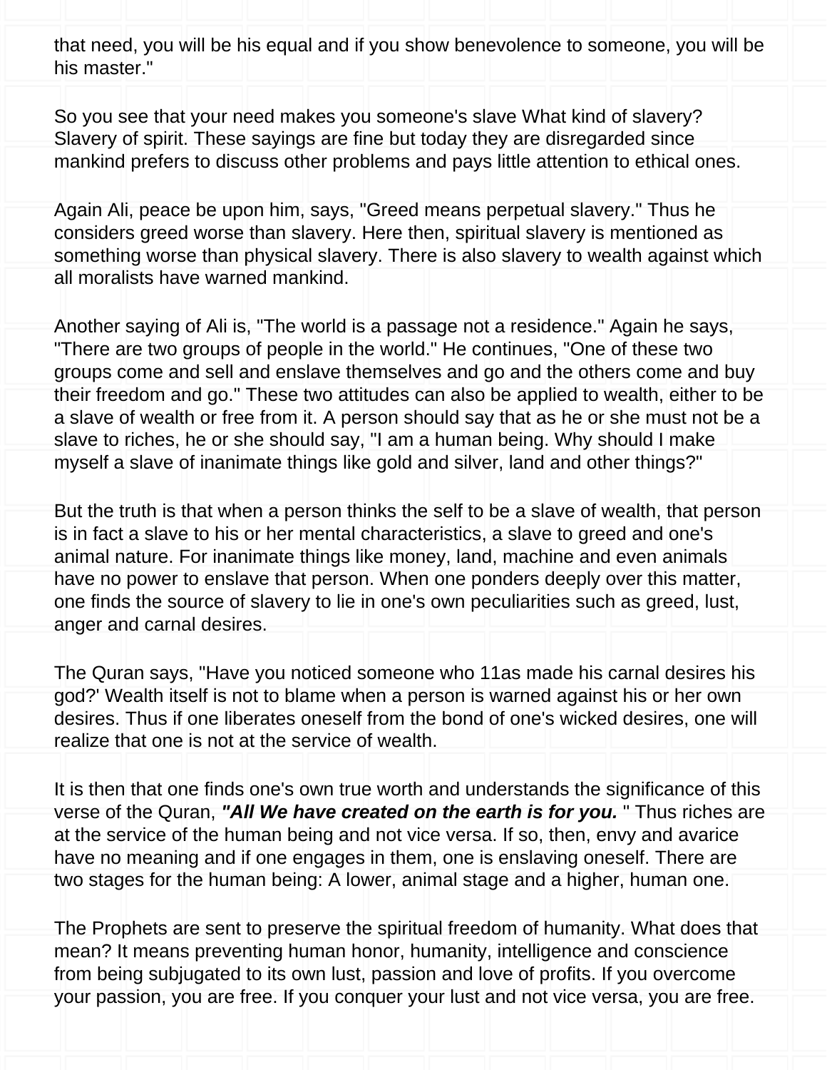that need, you will be his equal and if you show benevolence to someone, you will be his master."

So you see that your need makes you someone's slave What kind of slavery? Slavery of spirit. These sayings are fine but today they are disregarded since mankind prefers to discuss other problems and pays little attention to ethical ones.

Again Ali, peace be upon him, says, "Greed means perpetual slavery." Thus he considers greed worse than slavery. Here then, spiritual slavery is mentioned as something worse than physical slavery. There is also slavery to wealth against which all moralists have warned mankind.

Another saying of Ali is, "The world is a passage not a residence." Again he says, "There are two groups of people in the world." He continues, "One of these two groups come and sell and enslave themselves and go and the others come and buy their freedom and go." These two attitudes can also be applied to wealth, either to be a slave of wealth or free from it. A person should say that as he or she must not be a slave to riches, he or she should say, "I am a human being. Why should I make myself a slave of inanimate things like gold and silver, land and other things?"

But the truth is that when a person thinks the self to be a slave of wealth, that person is in fact a slave to his or her mental characteristics, a slave to greed and one's animal nature. For inanimate things like money, land, machine and even animals have no power to enslave that person. When one ponders deeply over this matter, one finds the source of slavery to lie in one's own peculiarities such as greed, lust, anger and carnal desires.

The Quran says, "Have you noticed someone who 11as made his carnal desires his god?' Wealth itself is not to blame when a person is warned against his or her own desires. Thus if one liberates oneself from the bond of one's wicked desires, one will realize that one is not at the service of wealth.

It is then that one finds one's own true worth and understands the significance of this verse of the Quran, ***"All We have created on the earth is for you.*** " Thus riches are at the service of the human being and not vice versa. If so, then, envy and avarice have no meaning and if one engages in them, one is enslaving oneself. There are two stages for the human being: A lower, animal stage and a higher, human one.

The Prophets are sent to preserve the spiritual freedom of humanity. What does that mean? It means preventing human honor, humanity, intelligence and conscience from being subjugated to its own lust, passion and love of profits. If you overcome your passion, you are free. If you conquer your lust and not vice versa, you are free.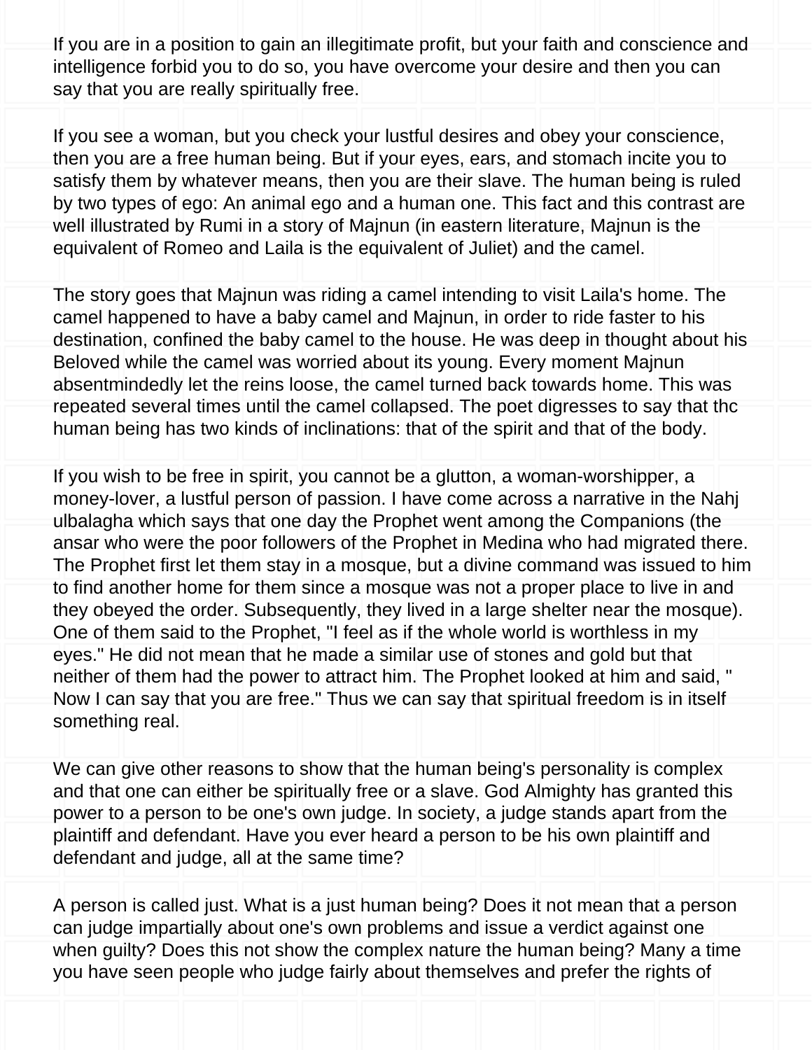If you are in a position to gain an illegitimate profit, but your faith and conscience and intelligence forbid you to do so, you have overcome your desire and then you can say that you are really spiritually free.

If you see a woman, but you check your lustful desires and obey your conscience, then you are a free human being. But if your eyes, ears, and stomach incite you to satisfy them by whatever means, then you are their slave. The human being is ruled by two types of ego: An animal ego and a human one. This fact and this contrast are well illustrated by Rumi in a story of Majnun (in eastern literature, Majnun is the equivalent of Romeo and Laila is the equivalent of Juliet) and the camel.

The story goes that Majnun was riding a camel intending to visit Laila's home. The camel happened to have a baby camel and Majnun, in order to ride faster to his destination, confined the baby camel to the house. He was deep in thought about his Beloved while the camel was worried about its young. Every moment Majnun absentmindedly let the reins loose, the camel turned back towards home. This was repeated several times until the camel collapsed. The poet digresses to say that thc human being has two kinds of inclinations: that of the spirit and that of the body.

If you wish to be free in spirit, you cannot be a glutton, a woman-worshipper, a money-lover, a lustful person of passion. I have come across a narrative in the Nahj ulbalagha which says that one day the Prophet went among the Companions (the ansar who were the poor followers of the Prophet in Medina who had migrated there. The Prophet first let them stay in a mosque, but a divine command was issued to him to find another home for them since a mosque was not a proper place to live in and they obeyed the order. Subsequently, they lived in a large shelter near the mosque). One of them said to the Prophet, "I feel as if the whole world is worthless in my eyes." He did not mean that he made a similar use of stones and gold but that neither of them had the power to attract him. The Prophet looked at him and said, " Now I can say that you are free." Thus we can say that spiritual freedom is in itself something real.

We can give other reasons to show that the human being's personality is complex and that one can either be spiritually free or a slave. God Almighty has granted this power to a person to be one's own judge. In society, a judge stands apart from the plaintiff and defendant. Have you ever heard a person to be his own plaintiff and defendant and judge, all at the same time?

A person is called just. What is a just human being? Does it not mean that a person can judge impartially about one's own problems and issue a verdict against one when guilty? Does this not show the complex nature the human being? Many a time you have seen people who judge fairly about themselves and prefer the rights of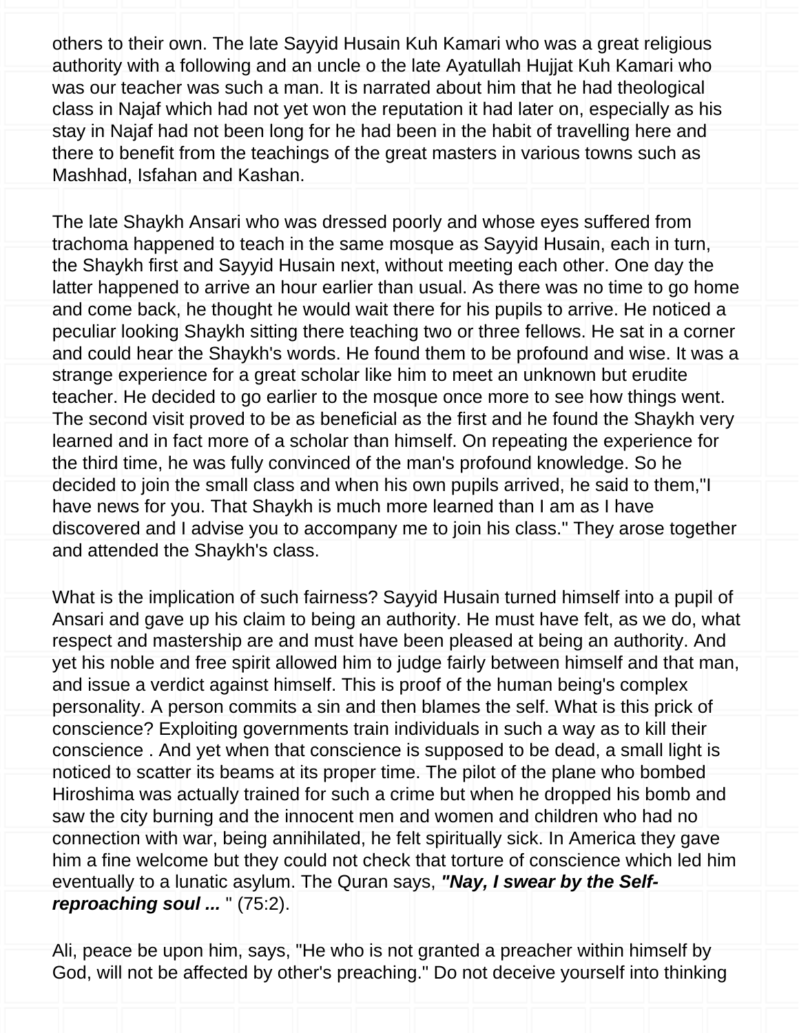others to their own. The late Sayyid Husain Kuh Kamari who was a great religious authority with a following and an uncle o the late Ayatullah Hujjat Kuh Kamari who was our teacher was such a man. It is narrated about him that he had theological class in Najaf which had not yet won the reputation it had later on, especially as his stay in Najaf had not been long for he had been in the habit of travelling here and there to benefit from the teachings of the great masters in various towns such as Mashhad, Isfahan and Kashan.

The late Shaykh Ansari who was dressed poorly and whose eyes suffered from trachoma happened to teach in the same mosque as Sayyid Husain, each in turn, the Shaykh first and Sayyid Husain next, without meeting each other. One day the latter happened to arrive an hour earlier than usual. As there was no time to go home and come back, he thought he would wait there for his pupils to arrive. He noticed a peculiar looking Shaykh sitting there teaching two or three fellows. He sat in a corner and could hear the Shaykh's words. He found them to be profound and wise. It was a strange experience for a great scholar like him to meet an unknown but erudite teacher. He decided to go earlier to the mosque once more to see how things went. The second visit proved to be as beneficial as the first and he found the Shaykh very learned and in fact more of a scholar than himself. On repeating the experience for the third time, he was fully convinced of the man's profound knowledge. So he decided to join the small class and when his own pupils arrived, he said to them,"I have news for you. That Shaykh is much more learned than I am as I have discovered and I advise you to accompany me to join his class." They arose together and attended the Shaykh's class.

What is the implication of such fairness? Sayyid Husain turned himself into a pupil of Ansari and gave up his claim to being an authority. He must have felt, as we do, what respect and mastership are and must have been pleased at being an authority. And yet his noble and free spirit allowed him to judge fairly between himself and that man, and issue a verdict against himself. This is proof of the human being's complex personality. A person commits a sin and then blames the self. What is this prick of conscience? Exploiting governments train individuals in such a way as to kill their conscience . And yet when that conscience is supposed to be dead, a small light is noticed to scatter its beams at its proper time. The pilot of the plane who bombed Hiroshima was actually trained for such a crime but when he dropped his bomb and saw the city burning and the innocent men and women and children who had no connection with war, being annihilated, he felt spiritually sick. In America they gave him a fine welcome but they could not check that torture of conscience which led him eventually to a lunatic asylum. The Quran says, ***"Nay, I swear by the Self-reproaching soul ...*** " (75:2).

Ali, peace be upon him, says, "He who is not granted a preacher within himself by God, will not be affected by other's preaching." Do not deceive yourself into thinking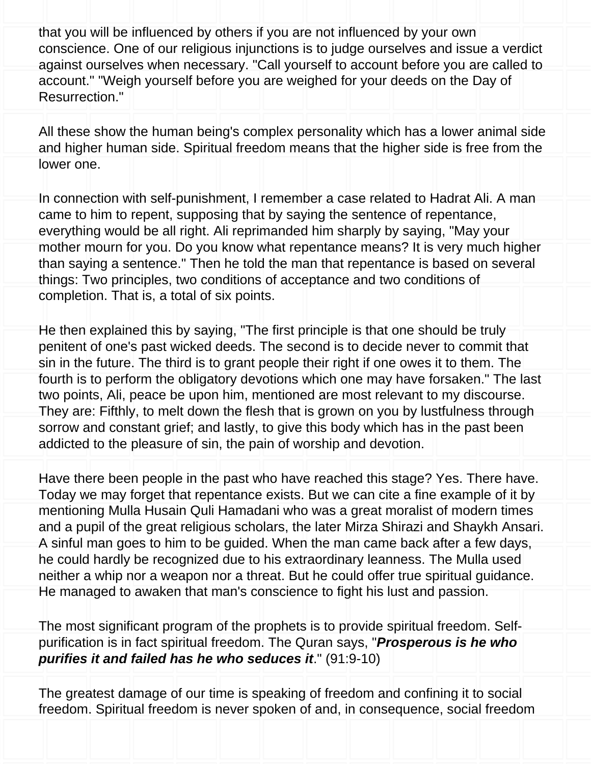that you will be influenced by others if you are not influenced by your own conscience. One of our religious injunctions is to judge ourselves and issue a verdict against ourselves when necessary. "Call yourself to account before you are called to account." "Weigh yourself before you are weighed for your deeds on the Day of Resurrection."

All these show the human being's complex personality which has a lower animal side and higher human side. Spiritual freedom means that the higher side is free from the lower one.

In connection with self-punishment, I remember a case related to Hadrat Ali. A man came to him to repent, supposing that by saying the sentence of repentance, everything would be all right. Ali reprimanded him sharply by saying, "May your mother mourn for you. Do you know what repentance means? It is very much higher than saying a sentence." Then he told the man that repentance is based on several things: Two principles, two conditions of acceptance and two conditions of completion. That is, a total of six points.

He then explained this by saying, "The first principle is that one should be truly penitent of one's past wicked deeds. The second is to decide never to commit that sin in the future. The third is to grant people their right if one owes it to them. The fourth is to perform the obligatory devotions which one may have forsaken." The last two points, Ali, peace be upon him, mentioned are most relevant to my discourse. They are: Fifthly, to melt down the flesh that is grown on you by lustfulness through sorrow and constant grief; and lastly, to give this body which has in the past been addicted to the pleasure of sin, the pain of worship and devotion.

Have there been people in the past who have reached this stage? Yes. There have. Today we may forget that repentance exists. But we can cite a fine example of it by mentioning Mulla Husain Quli Hamadani who was a great moralist of modern times and a pupil of the great religious scholars, the later Mirza Shirazi and Shaykh Ansari. A sinful man goes to him to be guided. When the man came back after a few days, he could hardly be recognized due to his extraordinary leanness. The Mulla used neither a whip nor a weapon nor a threat. But he could offer true spiritual guidance. He managed to awaken that man's conscience to fight his lust and passion.

The most significant program of the prophets is to provide spiritual freedom. Self-purification is in fact spiritual freedom. The Quran says, "***Prosperous is he who purifies it and failed has he who seduces it***." (91:9-10)

The greatest damage of our time is speaking of freedom and confining it to social freedom. Spiritual freedom is never spoken of and, in consequence, social freedom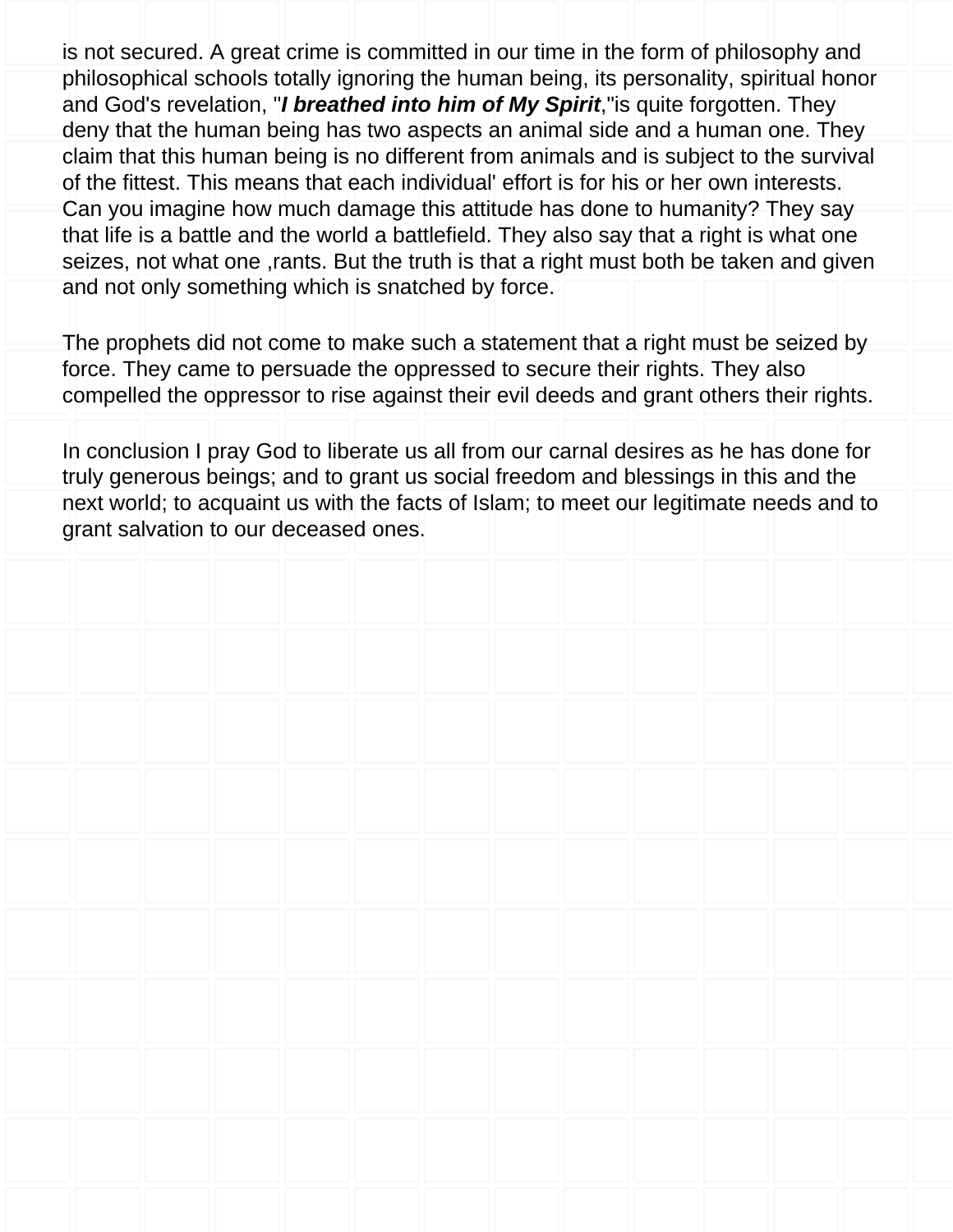is not secured. A great crime is committed in our time in the form of philosophy and philosophical schools totally ignoring the human being, its personality, spiritual honor and God's revelation, "***I breathed into him of My Spirit***,"is quite forgotten. They deny that the human being has two aspects an animal side and a human one. They claim that this human being is no different from animals and is subject to the survival of the fittest. This means that each individual' effort is for his or her own interests. Can you imagine how much damage this attitude has done to humanity? They say that life is a battle and the world a battlefield. They also say that a right is what one seizes, not what one ,rants. But the truth is that a right must both be taken and given and not only something which is snatched by force.

The prophets did not come to make such a statement that a right must be seized by force. They came to persuade the oppressed to secure their rights. They also compelled the oppressor to rise against their evil deeds and grant others their rights.

In conclusion I pray God to liberate us all from our carnal desires as he has done for truly generous beings; and to grant us social freedom and blessings in this and the next world; to acquaint us with the facts of Islam; to meet our legitimate needs and to grant salvation to our deceased ones.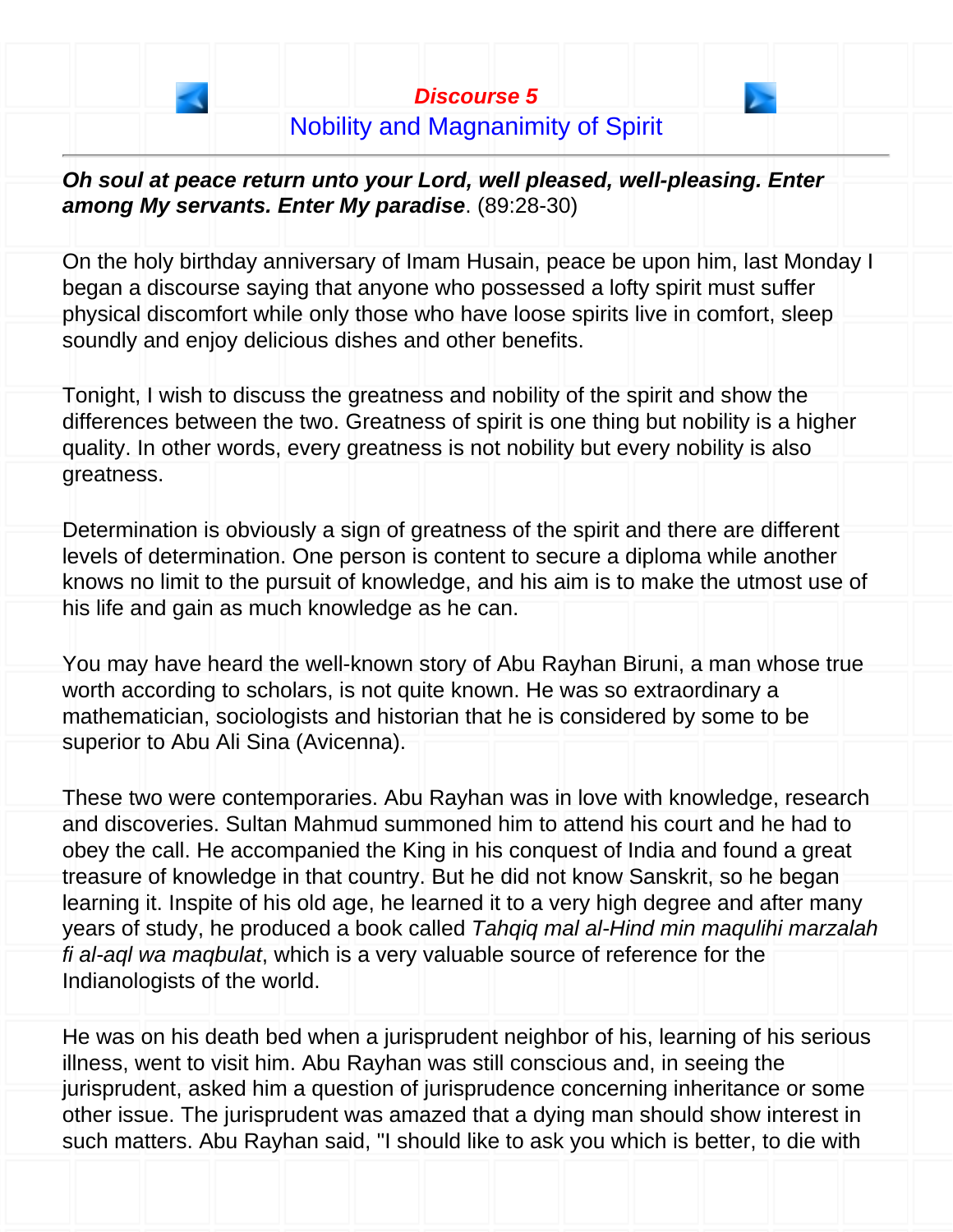## Discourse 5

### Nobility and Magnanimity of Spirit

***Oh soul at peace return unto your Lord, well pleased, well-pleasing. Enter among My servants. Enter My paradise***. (89:28-30)

On the holy birthday anniversary of Imam Husain, peace be upon him, last Monday I began a discourse saying that anyone who possessed a lofty spirit must suffer physical discomfort while only those who have loose spirits live in comfort, sleep soundly and enjoy delicious dishes and other benefits.

Tonight, I wish to discuss the greatness and nobility of the spirit and show the differences between the two. Greatness of spirit is one thing but nobility is a higher quality. In other words, every greatness is not nobility but every nobility is also greatness.

Determination is obviously a sign of greatness of the spirit and there are different levels of determination. One person is content to secure a diploma while another knows no limit to the pursuit of knowledge, and his aim is to make the utmost use of his life and gain as much knowledge as he can.

You may have heard the well-known story of Abu Rayhan Biruni, a man whose true worth according to scholars, is not quite known. He was so extraordinary a mathematician, sociologists and historian that he is considered by some to be superior to Abu Ali Sina (Avicenna).

These two were contemporaries. Abu Rayhan was in love with knowledge, research and discoveries. Sultan Mahmud summoned him to attend his court and he had to obey the call. He accompanied the King in his conquest of India and found a great treasure of knowledge in that country. But he did not know Sanskrit, so he began learning it. Inspite of his old age, he learned it to a very high degree and after many years of study, he produced a book called *Tahqiq mal al-Hind min maqulihi marzalah fi al-aql wa maqbulat*, which is a very valuable source of reference for the Indianologists of the world.

He was on his death bed when a jurisprudent neighbor of his, learning of his serious illness, went to visit him. Abu Rayhan was still conscious and, in seeing the jurisprudent, asked him a question of jurisprudence concerning inheritance or some other issue. The jurisprudent was amazed that a dying man should show interest in such matters. Abu Rayhan said, "I should like to ask you which is better, to die with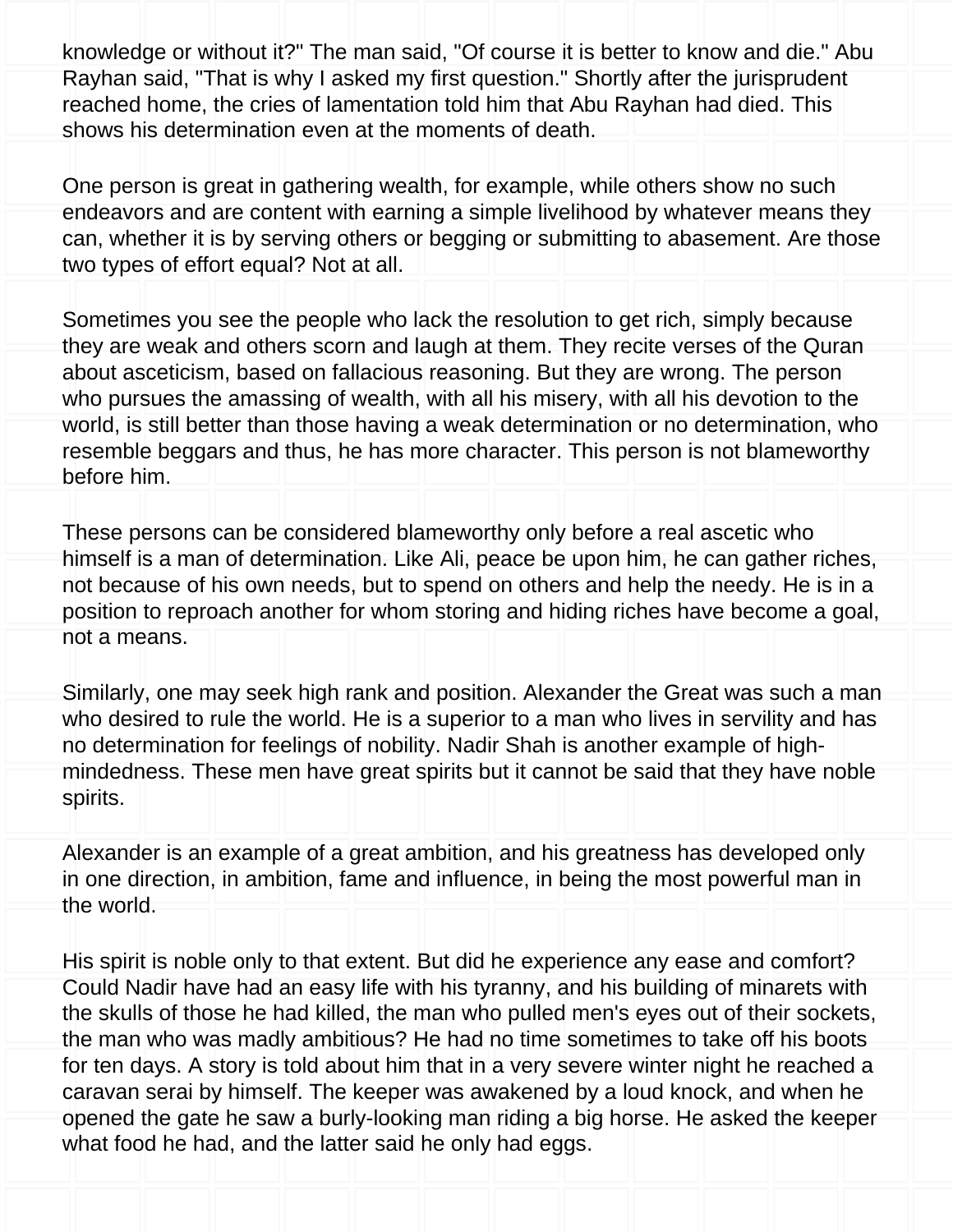knowledge or without it?" The man said, "Of course it is better to know and die." Abu Rayhan said, "That is why I asked my first question." Shortly after the jurisprudent reached home, the cries of lamentation told him that Abu Rayhan had died. This shows his determination even at the moments of death.

One person is great in gathering wealth, for example, while others show no such endeavors and are content with earning a simple livelihood by whatever means they can, whether it is by serving others or begging or submitting to abasement. Are those two types of effort equal? Not at all.

Sometimes you see the people who lack the resolution to get rich, simply because they are weak and others scorn and laugh at them. They recite verses of the Quran about asceticism, based on fallacious reasoning. But they are wrong. The person who pursues the amassing of wealth, with all his misery, with all his devotion to the world, is still better than those having a weak determination or no determination, who resemble beggars and thus, he has more character. This person is not blameworthy before him.

These persons can be considered blameworthy only before a real ascetic who himself is a man of determination. Like Ali, peace be upon him, he can gather riches, not because of his own needs, but to spend on others and help the needy. He is in a position to reproach another for whom storing and hiding riches have become a goal, not a means.

Similarly, one may seek high rank and position. Alexander the Great was such a man who desired to rule the world. He is a superior to a man who lives in servility and has no determination for feelings of nobility. Nadir Shah is another example of high-mindedness. These men have great spirits but it cannot be said that they have noble spirits.

Alexander is an example of a great ambition, and his greatness has developed only in one direction, in ambition, fame and influence, in being the most powerful man in the world.

His spirit is noble only to that extent. But did he experience any ease and comfort? Could Nadir have had an easy life with his tyranny, and his building of minarets with the skulls of those he had killed, the man who pulled men's eyes out of their sockets, the man who was madly ambitious? He had no time sometimes to take off his boots for ten days. A story is told about him that in a very severe winter night he reached a caravan serai by himself. The keeper was awakened by a loud knock, and when he opened the gate he saw a burly-looking man riding a big horse. He asked the keeper what food he had, and the latter said he only had eggs.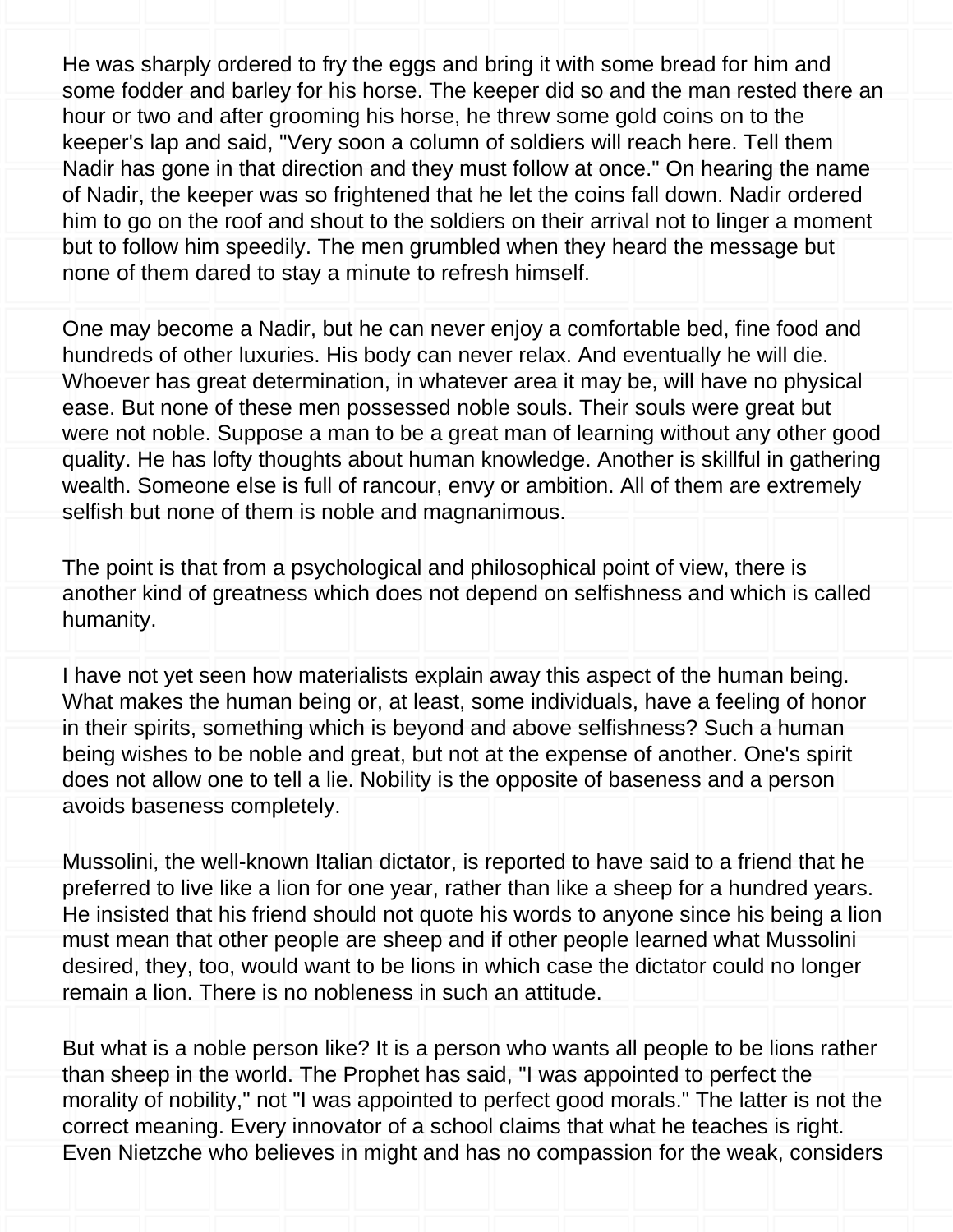He was sharply ordered to fry the eggs and bring it with some bread for him and some fodder and barley for his horse. The keeper did so and the man rested there an hour or two and after grooming his horse, he threw some gold coins on to the keeper's lap and said, "Very soon a column of soldiers will reach here. Tell them Nadir has gone in that direction and they must follow at once." On hearing the name of Nadir, the keeper was so frightened that he let the coins fall down. Nadir ordered him to go on the roof and shout to the soldiers on their arrival not to linger a moment but to follow him speedily. The men grumbled when they heard the message but none of them dared to stay a minute to refresh himself.

One may become a Nadir, but he can never enjoy a comfortable bed, fine food and hundreds of other luxuries. His body can never relax. And eventually he will die. Whoever has great determination, in whatever area it may be, will have no physical ease. But none of these men possessed noble souls. Their souls were great but were not noble. Suppose a man to be a great man of learning without any other good quality. He has lofty thoughts about human knowledge. Another is skillful in gathering wealth. Someone else is full of rancour, envy or ambition. All of them are extremely selfish but none of them is noble and magnanimous.

The point is that from a psychological and philosophical point of view, there is another kind of greatness which does not depend on selfishness and which is called humanity.

I have not yet seen how materialists explain away this aspect of the human being. What makes the human being or, at least, some individuals, have a feeling of honor in their spirits, something which is beyond and above selfishness? Such a human being wishes to be noble and great, but not at the expense of another. One's spirit does not allow one to tell a lie. Nobility is the opposite of baseness and a person avoids baseness completely.

Mussolini, the well-known Italian dictator, is reported to have said to a friend that he preferred to live like a lion for one year, rather than like a sheep for a hundred years. He insisted that his friend should not quote his words to anyone since his being a lion must mean that other people are sheep and if other people learned what Mussolini desired, they, too, would want to be lions in which case the dictator could no longer remain a lion. There is no nobleness in such an attitude.

But what is a noble person like? It is a person who wants all people to be lions rather than sheep in the world. The Prophet has said, "I was appointed to perfect the morality of nobility," not "I was appointed to perfect good morals." The latter is not the correct meaning. Every innovator of a school claims that what he teaches is right. Even Nietzche who believes in might and has no compassion for the weak, considers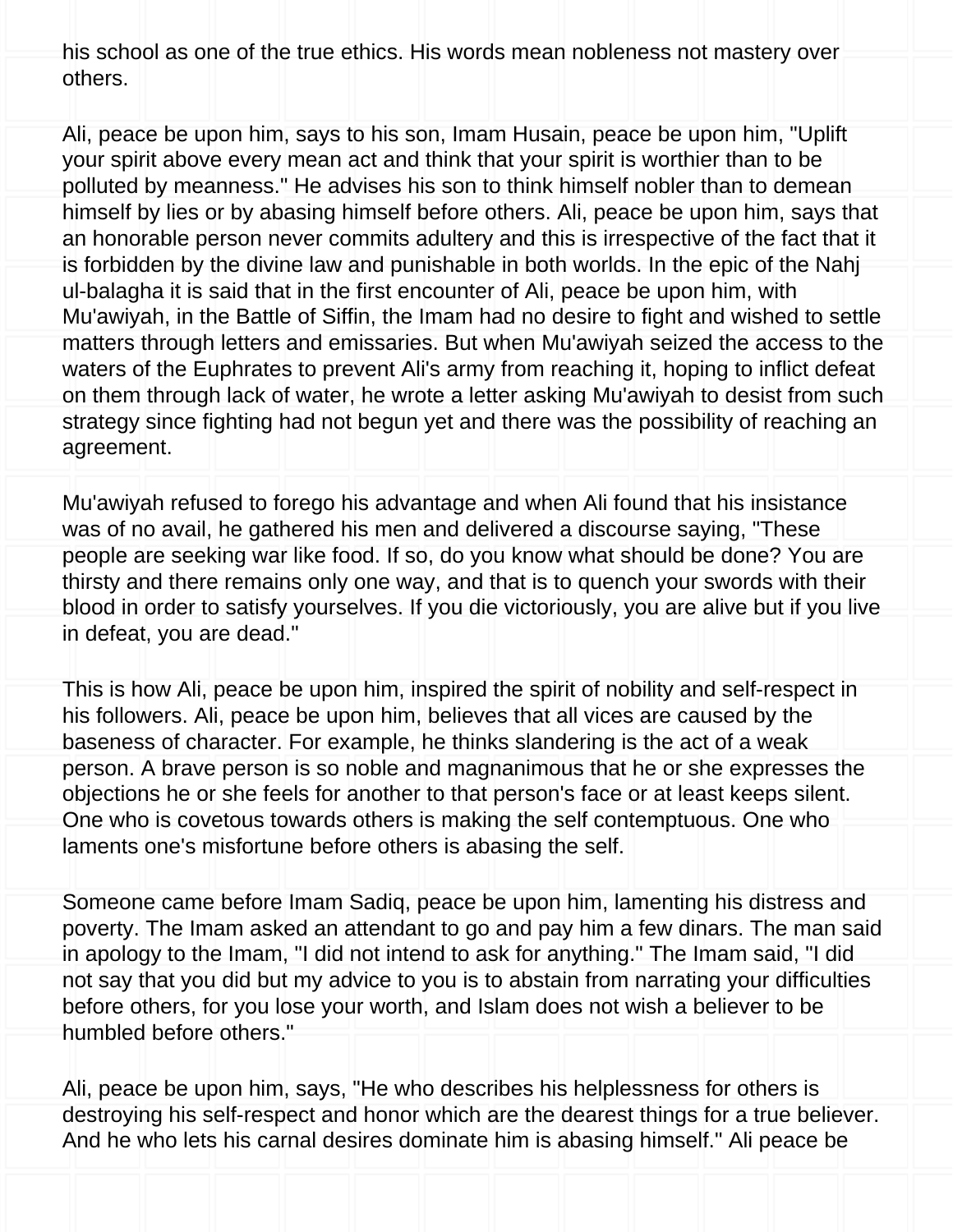his school as one of the true ethics. His words mean nobleness not mastery over others.

Ali, peace be upon him, says to his son, Imam Husain, peace be upon him, "Uplift your spirit above every mean act and think that your spirit is worthier than to be polluted by meanness." He advises his son to think himself nobler than to demean himself by lies or by abasing himself before others. Ali, peace be upon him, says that an honorable person never commits adultery and this is irrespective of the fact that it is forbidden by the divine law and punishable in both worlds. In the epic of the Nahj ul-balagha it is said that in the first encounter of Ali, peace be upon him, with Mu'awiyah, in the Battle of Siffin, the Imam had no desire to fight and wished to settle matters through letters and emissaries. But when Mu'awiyah seized the access to the waters of the Euphrates to prevent Ali's army from reaching it, hoping to inflict defeat on them through lack of water, he wrote a letter asking Mu'awiyah to desist from such strategy since fighting had not begun yet and there was the possibility of reaching an agreement.

Mu'awiyah refused to forego his advantage and when Ali found that his insistance was of no avail, he gathered his men and delivered a discourse saying, "These people are seeking war like food. If so, do you know what should be done? You are thirsty and there remains only one way, and that is to quench your swords with their blood in order to satisfy yourselves. If you die victoriously, you are alive but if you live in defeat, you are dead."

This is how Ali, peace be upon him, inspired the spirit of nobility and self-respect in his followers. Ali, peace be upon him, believes that all vices are caused by the baseness of character. For example, he thinks slandering is the act of a weak person. A brave person is so noble and magnanimous that he or she expresses the objections he or she feels for another to that person's face or at least keeps silent. One who is covetous towards others is making the self contemptuous. One who laments one's misfortune before others is abasing the self.

Someone came before Imam Sadiq, peace be upon him, lamenting his distress and poverty. The Imam asked an attendant to go and pay him a few dinars. The man said in apology to the Imam, "I did not intend to ask for anything." The Imam said, "I did not say that you did but my advice to you is to abstain from narrating your difficulties before others, for you lose your worth, and Islam does not wish a believer to be humbled before others."

Ali, peace be upon him, says, "He who describes his helplessness for others is destroying his self-respect and honor which are the dearest things for a true believer. And he who lets his carnal desires dominate him is abasing himself." Ali peace be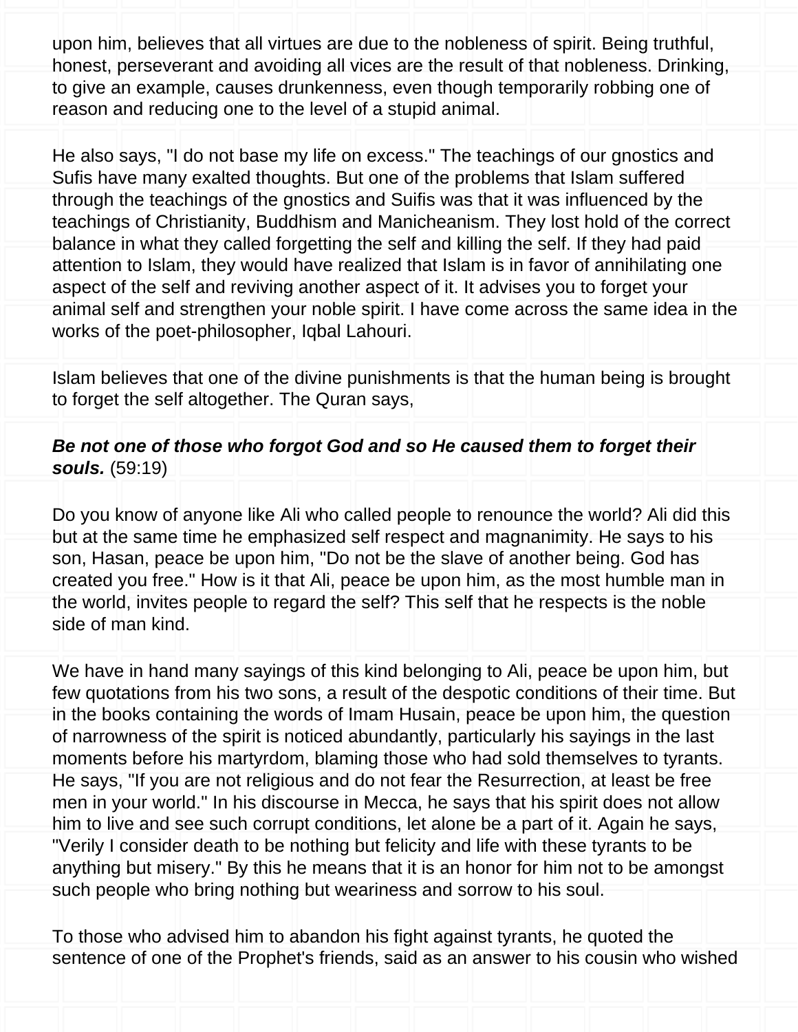upon him, believes that all virtues are due to the nobleness of spirit. Being truthful, honest, perseverant and avoiding all vices are the result of that nobleness. Drinking, to give an example, causes drunkenness, even though temporarily robbing one of reason and reducing one to the level of a stupid animal.

He also says, "I do not base my life on excess." The teachings of our gnostics and Sufis have many exalted thoughts. But one of the problems that Islam suffered through the teachings of the gnostics and Suifis was that it was influenced by the teachings of Christianity, Buddhism and Manicheanism. They lost hold of the correct balance in what they called forgetting the self and killing the self. If they had paid attention to Islam, they would have realized that Islam is in favor of annihilating one aspect of the self and reviving another aspect of it. It advises you to forget your animal self and strengthen your noble spirit. I have come across the same idea in the works of the poet-philosopher, Iqbal Lahouri.

Islam believes that one of the divine punishments is that the human being is brought to forget the self altogether. The Quran says,

***Be not one of those who forgot God and so He caused them to forget their souls.*** (59:19)

Do you know of anyone like Ali who called people to renounce the world? Ali did this but at the same time he emphasized self respect and magnanimity. He says to his son, Hasan, peace be upon him, "Do not be the slave of another being. God has created you free." How is it that Ali, peace be upon him, as the most humble man in the world, invites people to regard the self? This self that he respects is the noble side of man kind.

We have in hand many sayings of this kind belonging to Ali, peace be upon him, but few quotations from his two sons, a result of the despotic conditions of their time. But in the books containing the words of Imam Husain, peace be upon him, the question of narrowness of the spirit is noticed abundantly, particularly his sayings in the last moments before his martyrdom, blaming those who had sold themselves to tyrants. He says, "If you are not religious and do not fear the Resurrection, at least be free men in your world." In his discourse in Mecca, he says that his spirit does not allow him to live and see such corrupt conditions, let alone be a part of it. Again he says, "Verily I consider death to be nothing but felicity and life with these tyrants to be anything but misery." By this he means that it is an honor for him not to be amongst such people who bring nothing but weariness and sorrow to his soul.

To those who advised him to abandon his fight against tyrants, he quoted the sentence of one of the Prophet's friends, said as an answer to his cousin who wished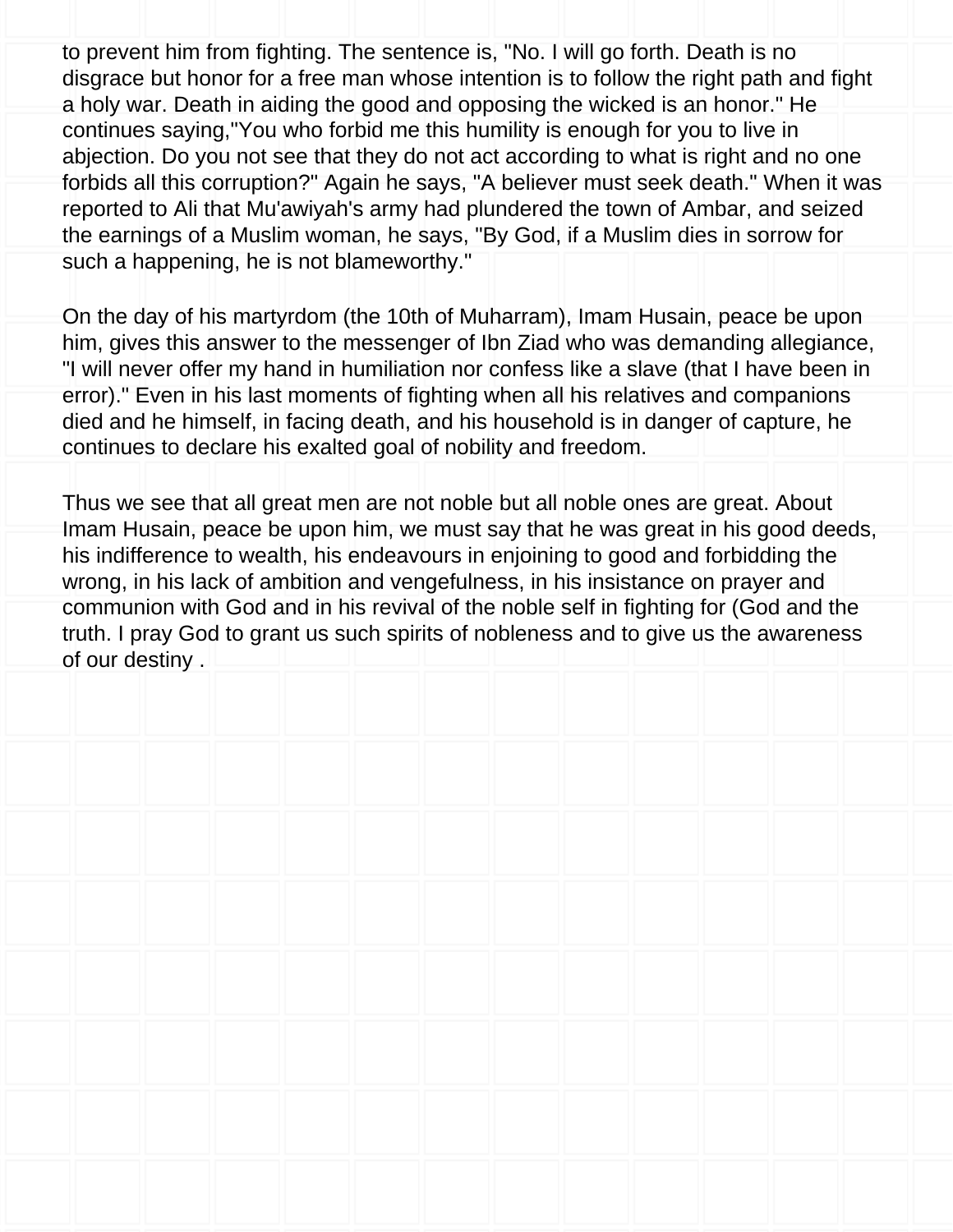to prevent him from fighting. The sentence is, "No. I will go forth. Death is no disgrace but honor for a free man whose intention is to follow the right path and fight a holy war. Death in aiding the good and opposing the wicked is an honor." He continues saying,"You who forbid me this humility is enough for you to live in abjection. Do you not see that they do not act according to what is right and no one forbids all this corruption?" Again he says, "A believer must seek death." When it was reported to Ali that Mu'awiyah's army had plundered the town of Ambar, and seized the earnings of a Muslim woman, he says, "By God, if a Muslim dies in sorrow for such a happening, he is not blameworthy."

On the day of his martyrdom (the 10th of Muharram), Imam Husain, peace be upon him, gives this answer to the messenger of Ibn Ziad who was demanding allegiance, "I will never offer my hand in humiliation nor confess like a slave (that I have been in error)." Even in his last moments of fighting when all his relatives and companions died and he himself, in facing death, and his household is in danger of capture, he continues to declare his exalted goal of nobility and freedom.

Thus we see that all great men are not noble but all noble ones are great. About Imam Husain, peace be upon him, we must say that he was great in his good deeds, his indifference to wealth, his endeavours in enjoining to good and forbidding the wrong, in his lack of ambition and vengefulness, in his insistance on prayer and communion with God and in his revival of the noble self in fighting for (God and the truth. I pray God to grant us such spirits of nobleness and to give us the awareness of our destiny .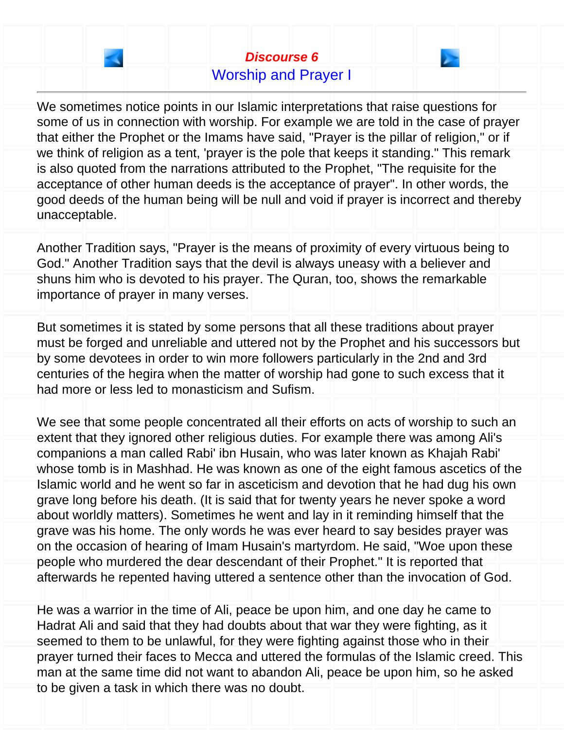## *Discourse 6*

## Worship and Prayer I

---

We sometimes notice points in our Islamic interpretations that raise questions for some of us in connection with worship. For example we are told in the case of prayer that either the Prophet or the Imams have said, "Prayer is the pillar of religion," or if we think of religion as a tent, 'prayer is the pole that keeps it standing." This remark is also quoted from the narrations attributed to the Prophet, "The requisite for the acceptance of other human deeds is the acceptance of prayer". In other words, the good deeds of the human being will be null and void if prayer is incorrect and thereby unacceptable.

Another Tradition says, "Prayer is the means of proximity of every virtuous being to God." Another Tradition says that the devil is always uneasy with a believer and shuns him who is devoted to his prayer. The Quran, too, shows the remarkable importance of prayer in many verses.

But sometimes it is stated by some persons that all these traditions about prayer must be forged and unreliable and uttered not by the Prophet and his successors but by some devotees in order to win more followers particularly in the 2nd and 3rd centuries of the hegira when the matter of worship had gone to such excess that it had more or less led to monasticism and Sufism.

We see that some people concentrated all their efforts on acts of worship to such an extent that they ignored other religious duties. For example there was among Ali's companions a man called Rabi' ibn Husain, who was later known as Khajah Rabi' whose tomb is in Mashhad. He was known as one of the eight famous ascetics of the Islamic world and he went so far in asceticism and devotion that he had dug his own grave long before his death. (It is said that for twenty years he never spoke a word about worldly matters). Sometimes he went and lay in it reminding himself that the grave was his home. The only words he was ever heard to say besides prayer was on the occasion of hearing of Imam Husain's martyrdom. He said, "Woe upon these people who murdered the dear descendant of their Prophet." It is reported that afterwards he repented having uttered a sentence other than the invocation of God.

He was a warrior in the time of Ali, peace be upon him, and one day he came to Hadrat Ali and said that they had doubts about that war they were fighting, as it seemed to them to be unlawful, for they were fighting against those who in their prayer turned their faces to Mecca and uttered the formulas of the Islamic creed. This man at the same time did not want to abandon Ali, peace be upon him, so he asked to be given a task in which there was no doubt.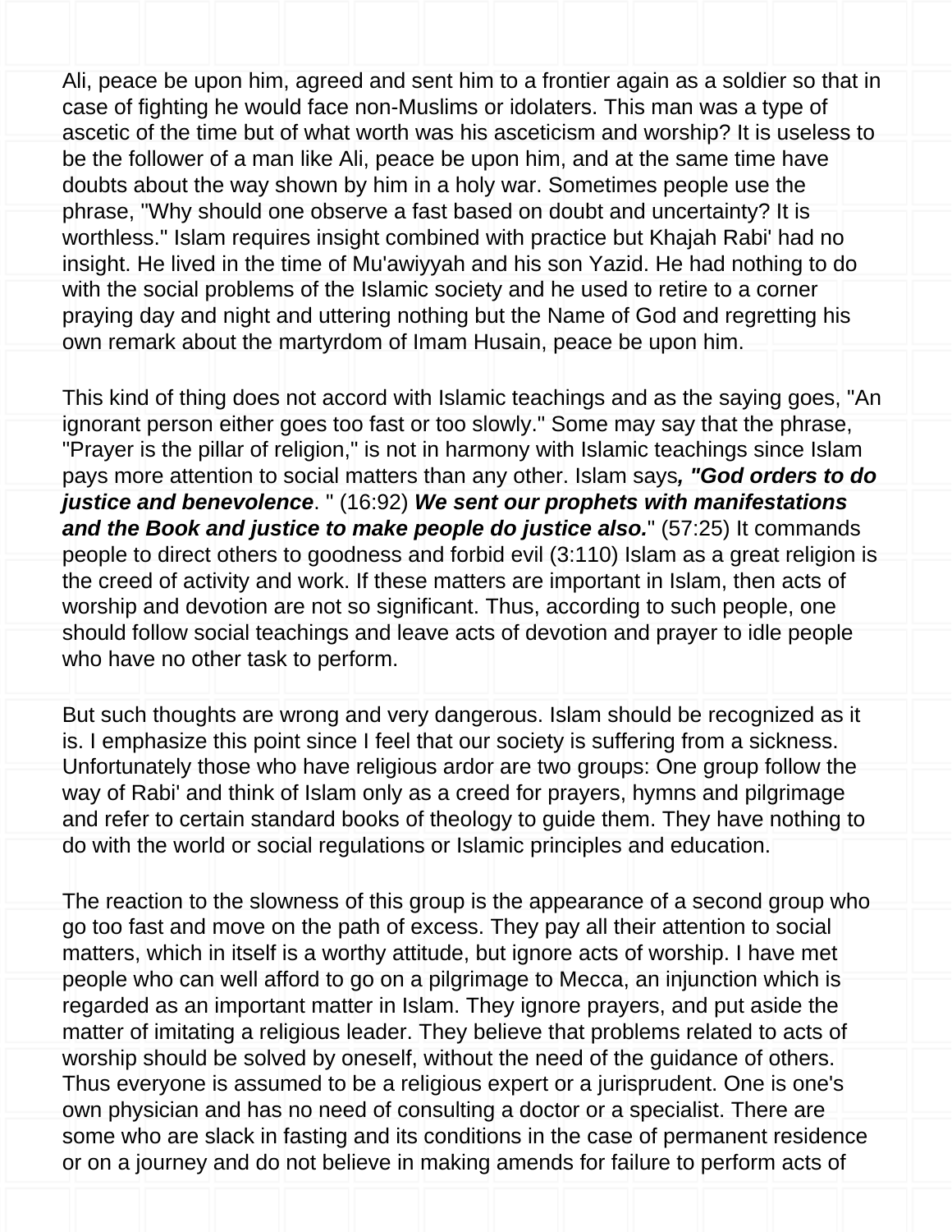Ali, peace be upon him, agreed and sent him to a frontier again as a soldier so that in case of fighting he would face non-Muslims or idolaters. This man was a type of ascetic of the time but of what worth was his asceticism and worship? It is useless to be the follower of a man like Ali, peace be upon him, and at the same time have doubts about the way shown by him in a holy war. Sometimes people use the phrase, "Why should one observe a fast based on doubt and uncertainty? It is worthless." Islam requires insight combined with practice but Khajah Rabi' had no insight. He lived in the time of Mu'awiyyah and his son Yazid. He had nothing to do with the social problems of the Islamic society and he used to retire to a corner praying day and night and uttering nothing but the Name of God and regretting his own remark about the martyrdom of Imam Husain, peace be upon him.

This kind of thing does not accord with Islamic teachings and as the saying goes, "An ignorant person either goes too fast or too slowly." Some may say that the phrase, "Prayer is the pillar of religion," is not in harmony with Islamic teachings since Islam pays more attention to social matters than any other. Islam says***, "God orders to do justice and benevolence***. " (16:92) ***We sent our prophets with manifestations and the Book and justice to make people do justice also.***" (57:25) It commands people to direct others to goodness and forbid evil (3:110) Islam as a great religion is the creed of activity and work. If these matters are important in Islam, then acts of worship and devotion are not so significant. Thus, according to such people, one should follow social teachings and leave acts of devotion and prayer to idle people who have no other task to perform.

But such thoughts are wrong and very dangerous. Islam should be recognized as it is. I emphasize this point since I feel that our society is suffering from a sickness. Unfortunately those who have religious ardor are two groups: One group follow the way of Rabi' and think of Islam only as a creed for prayers, hymns and pilgrimage and refer to certain standard books of theology to guide them. They have nothing to do with the world or social regulations or Islamic principles and education.

The reaction to the slowness of this group is the appearance of a second group who go too fast and move on the path of excess. They pay all their attention to social matters, which in itself is a worthy attitude, but ignore acts of worship. I have met people who can well afford to go on a pilgrimage to Mecca, an injunction which is regarded as an important matter in Islam. They ignore prayers, and put aside the matter of imitating a religious leader. They believe that problems related to acts of worship should be solved by oneself, without the need of the guidance of others. Thus everyone is assumed to be a religious expert or a jurisprudent. One is one's own physician and has no need of consulting a doctor or a specialist. There are some who are slack in fasting and its conditions in the case of permanent residence or on a journey and do not believe in making amends for failure to perform acts of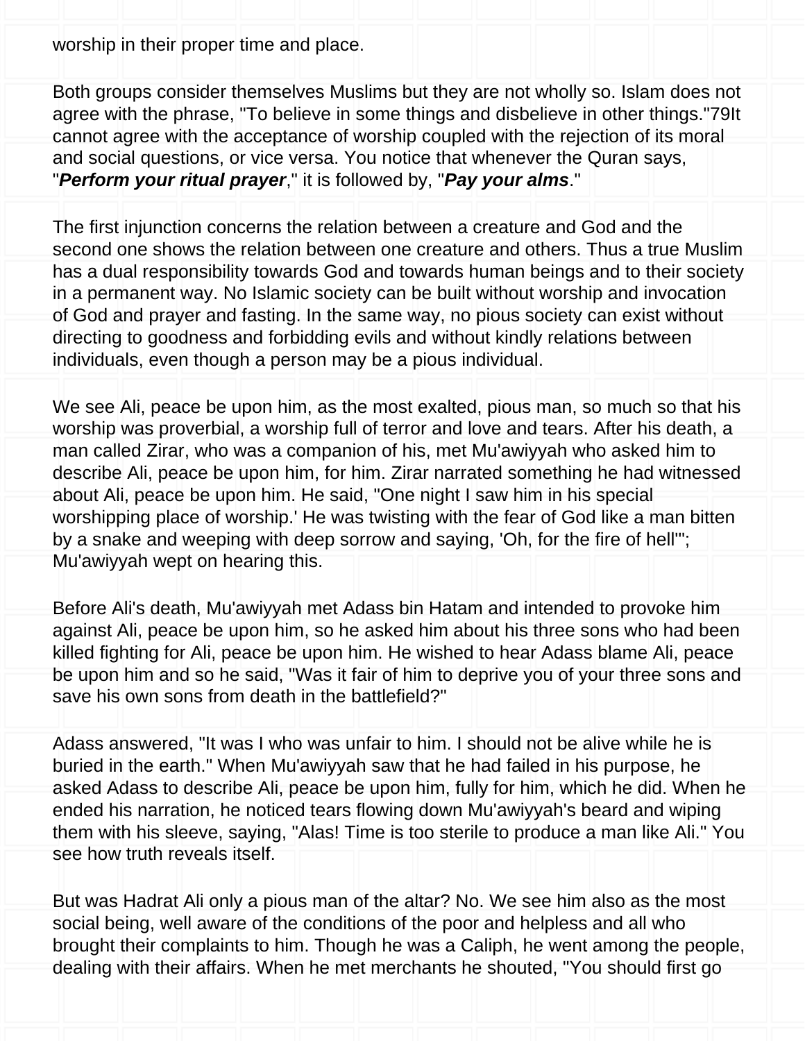worship in their proper time and place.

Both groups consider themselves Muslims but they are not wholly so. Islam does not agree with the phrase, "To believe in some things and disbelieve in other things."79It cannot agree with the acceptance of worship coupled with the rejection of its moral and social questions, or vice versa. You notice that whenever the Quran says, "***Perform your ritual prayer***," it is followed by, "***Pay your alms***."

The first injunction concerns the relation between a creature and God and the second one shows the relation between one creature and others. Thus a true Muslim has a dual responsibility towards God and towards human beings and to their society in a permanent way. No Islamic society can be built without worship and invocation of God and prayer and fasting. In the same way, no pious society can exist without directing to goodness and forbidding evils and without kindly relations between individuals, even though a person may be a pious individual.

We see Ali, peace be upon him, as the most exalted, pious man, so much so that his worship was proverbial, a worship full of terror and love and tears. After his death, a man called Zirar, who was a companion of his, met Mu'awiyyah who asked him to describe Ali, peace be upon him, for him. Zirar narrated something he had witnessed about Ali, peace be upon him. He said, "One night I saw him in his special worshipping place of worship.' He was twisting with the fear of God like a man bitten by a snake and weeping with deep sorrow and saying, 'Oh, for the fire of hell'"; Mu'awiyyah wept on hearing this.

Before Ali's death, Mu'awiyyah met Adass bin Hatam and intended to provoke him against Ali, peace be upon him, so he asked him about his three sons who had been killed fighting for Ali, peace be upon him. He wished to hear Adass blame Ali, peace be upon him and so he said, "Was it fair of him to deprive you of your three sons and save his own sons from death in the battlefield?"

Adass answered, "It was I who was unfair to him. I should not be alive while he is buried in the earth." When Mu'awiyyah saw that he had failed in his purpose, he asked Adass to describe Ali, peace be upon him, fully for him, which he did. When he ended his narration, he noticed tears flowing down Mu'awiyyah's beard and wiping them with his sleeve, saying, "Alas! Time is too sterile to produce a man like Ali." You see how truth reveals itself.

But was Hadrat Ali only a pious man of the altar? No. We see him also as the most social being, well aware of the conditions of the poor and helpless and all who brought their complaints to him. Though he was a Caliph, he went among the people, dealing with their affairs. When he met merchants he shouted, "You should first go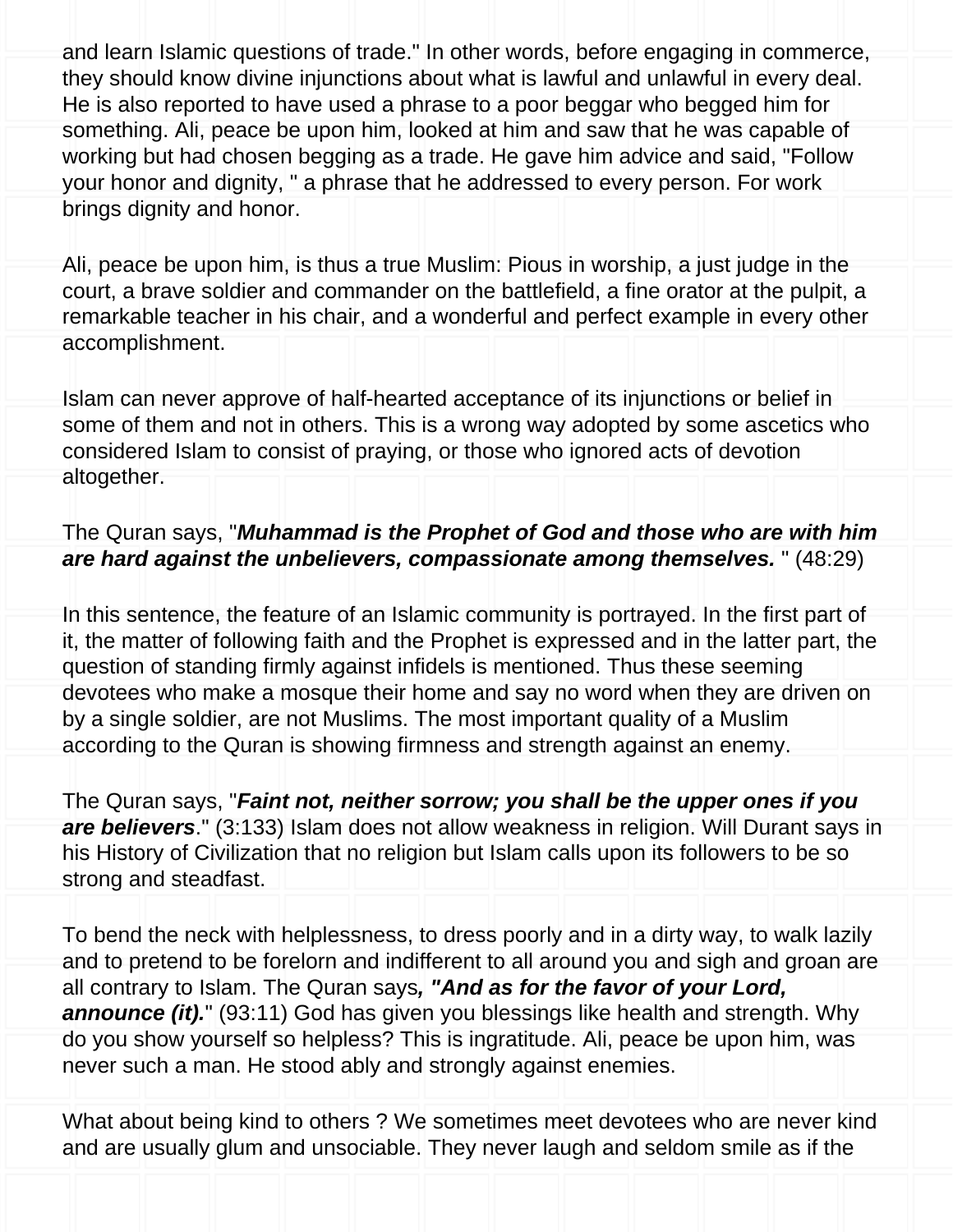and learn Islamic questions of trade." In other words, before engaging in commerce, they should know divine injunctions about what is lawful and unlawful in every deal. He is also reported to have used a phrase to a poor beggar who begged him for something. Ali, peace be upon him, looked at him and saw that he was capable of working but had chosen begging as a trade. He gave him advice and said, "Follow your honor and dignity, " a phrase that he addressed to every person. For work brings dignity and honor.

Ali, peace be upon him, is thus a true Muslim: Pious in worship, a just judge in the court, a brave soldier and commander on the battlefield, a fine orator at the pulpit, a remarkable teacher in his chair, and a wonderful and perfect example in every other accomplishment.

Islam can never approve of half-hearted acceptance of its injunctions or belief in some of them and not in others. This is a wrong way adopted by some ascetics who considered Islam to consist of praying, or those who ignored acts of devotion altogether.

The Quran says, "***Muhammad is the Prophet of God and those who are with him are hard against the unbelievers, compassionate among themselves.*** " (48:29)

In this sentence, the feature of an Islamic community is portrayed. In the first part of it, the matter of following faith and the Prophet is expressed and in the latter part, the question of standing firmly against infidels is mentioned. Thus these seeming devotees who make a mosque their home and say no word when they are driven on by a single soldier, are not Muslims. The most important quality of a Muslim according to the Quran is showing firmness and strength against an enemy.

The Quran says, "***Faint not, neither sorrow; you shall be the upper ones if you are believers***." (3:133) Islam does not allow weakness in religion. Will Durant says in his History of Civilization that no religion but Islam calls upon its followers to be so strong and steadfast.

To bend the neck with helplessness, to dress poorly and in a dirty way, to walk lazily and to pretend to be forelorn and indifferent to all around you and sigh and groan are all contrary to Islam. The Quran says***, "And as for the favor of your Lord, announce (it).***" (93:11) God has given you blessings like health and strength. Why do you show yourself so helpless? This is ingratitude. Ali, peace be upon him, was never such a man. He stood ably and strongly against enemies.

What about being kind to others ? We sometimes meet devotees who are never kind and are usually glum and unsociable. They never laugh and seldom smile as if the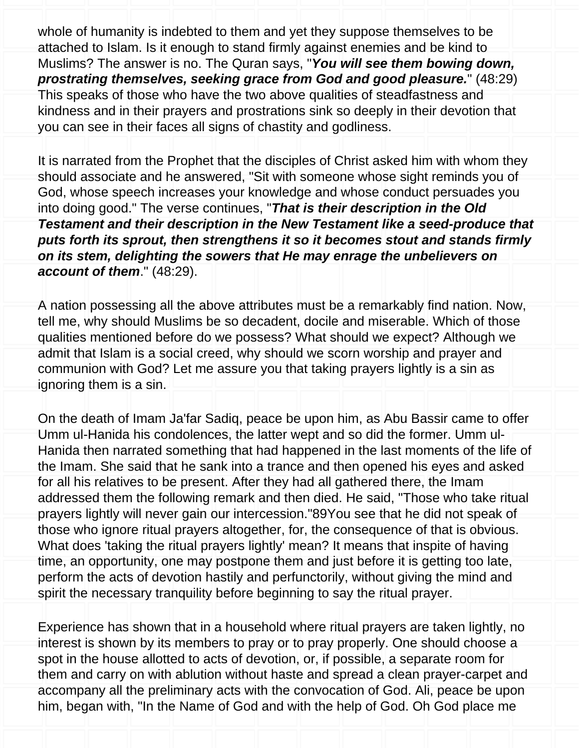whole of humanity is indebted to them and yet they suppose themselves to be attached to Islam. Is it enough to stand firmly against enemies and be kind to Muslims? The answer is no. The Quran says, "***You will see them bowing down, prostrating themselves, seeking grace from God and good pleasure.***" (48:29) This speaks of those who have the two above qualities of steadfastness and kindness and in their prayers and prostrations sink so deeply in their devotion that you can see in their faces all signs of chastity and godliness.

It is narrated from the Prophet that the disciples of Christ asked him with whom they should associate and he answered, "Sit with someone whose sight reminds you of God, whose speech increases your knowledge and whose conduct persuades you into doing good." The verse continues, "***That is their description in the Old Testament and their description in the New Testament like a seed-produce that puts forth its sprout, then strengthens it so it becomes stout and stands firmly on its stem, delighting the sowers that He may enrage the unbelievers on account of them***." (48:29).

A nation possessing all the above attributes must be a remarkably find nation. Now, tell me, why should Muslims be so decadent, docile and miserable. Which of those qualities mentioned before do we possess? What should we expect? Although we admit that Islam is a social creed, why should we scorn worship and prayer and communion with God? Let me assure you that taking prayers lightly is a sin as ignoring them is a sin.

On the death of Imam Ja'far Sadiq, peace be upon him, as Abu Bassir came to offer Umm ul-Hanida his condolences, the latter wept and so did the former. Umm ul-Hanida then narrated something that had happened in the last moments of the life of the Imam. She said that he sank into a trance and then opened his eyes and asked for all his relatives to be present. After they had all gathered there, the Imam addressed them the following remark and then died. He said, "Those who take ritual prayers lightly will never gain our intercession."89You see that he did not speak of those who ignore ritual prayers altogether, for, the consequence of that is obvious. What does 'taking the ritual prayers lightly' mean? It means that inspite of having time, an opportunity, one may postpone them and just before it is getting too late, perform the acts of devotion hastily and perfunctorily, without giving the mind and spirit the necessary tranquility before beginning to say the ritual prayer.

Experience has shown that in a household where ritual prayers are taken lightly, no interest is shown by its members to pray or to pray properly. One should choose a spot in the house allotted to acts of devotion, or, if possible, a separate room for them and carry on with ablution without haste and spread a clean prayer-carpet and accompany all the preliminary acts with the convocation of God. Ali, peace be upon him, began with, "In the Name of God and with the help of God. Oh God place me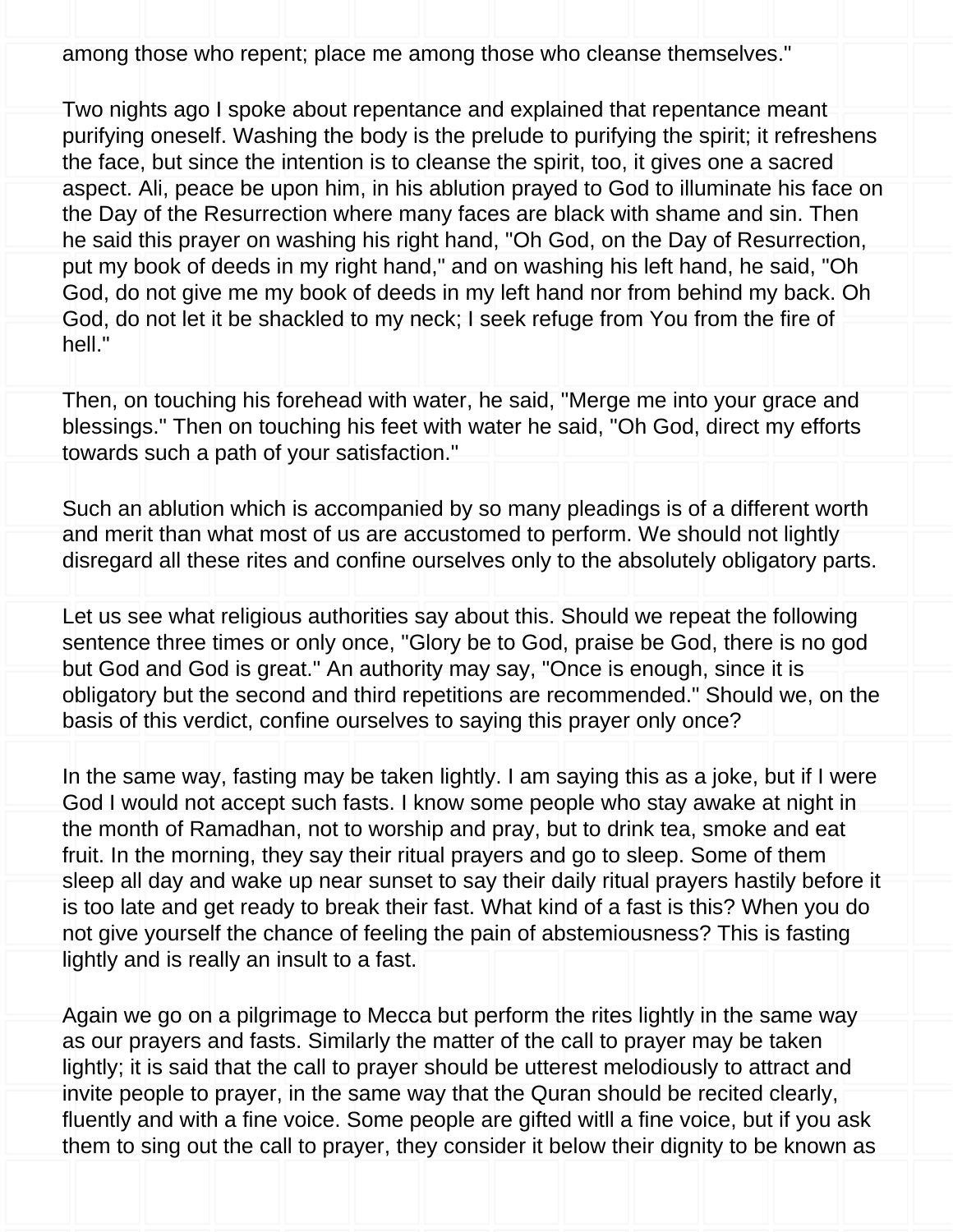among those who repent; place me among those who cleanse themselves."

Two nights ago I spoke about repentance and explained that repentance meant purifying oneself. Washing the body is the prelude to purifying the spirit; it refreshens the face, but since the intention is to cleanse the spirit, too, it gives one a sacred aspect. Ali, peace be upon him, in his ablution prayed to God to illuminate his face on the Day of the Resurrection where many faces are black with shame and sin. Then he said this prayer on washing his right hand, "Oh God, on the Day of Resurrection, put my book of deeds in my right hand," and on washing his left hand, he said, "Oh God, do not give me my book of deeds in my left hand nor from behind my back. Oh God, do not let it be shackled to my neck; I seek refuge from You from the fire of hell."

Then, on touching his forehead with water, he said, "Merge me into your grace and blessings." Then on touching his feet with water he said, "Oh God, direct my efforts towards such a path of your satisfaction."

Such an ablution which is accompanied by so many pleadings is of a different worth and merit than what most of us are accustomed to perform. We should not lightly disregard all these rites and confine ourselves only to the absolutely obligatory parts.

Let us see what religious authorities say about this. Should we repeat the following sentence three times or only once, "Glory be to God, praise be God, there is no god but God and God is great." An authority may say, "Once is enough, since it is obligatory but the second and third repetitions are recommended." Should we, on the basis of this verdict, confine ourselves to saying this prayer only once?

In the same way, fasting may be taken lightly. I am saying this as a joke, but if I were God I would not accept such fasts. I know some people who stay awake at night in the month of Ramadhan, not to worship and pray, but to drink tea, smoke and eat fruit. In the morning, they say their ritual prayers and go to sleep. Some of them sleep all day and wake up near sunset to say their daily ritual prayers hastily before it is too late and get ready to break their fast. What kind of a fast is this? When you do not give yourself the chance of feeling the pain of abstemiousness? This is fasting lightly and is really an insult to a fast.

Again we go on a pilgrimage to Mecca but perform the rites lightly in the same way as our prayers and fasts. Similarly the matter of the call to prayer may be taken lightly; it is said that the call to prayer should be utterest melodiously to attract and invite people to prayer, in the same way that the Quran should be recited clearly, fluently and with a fine voice. Some people are gifted witll a fine voice, but if you ask them to sing out the call to prayer, they consider it below their dignity to be known as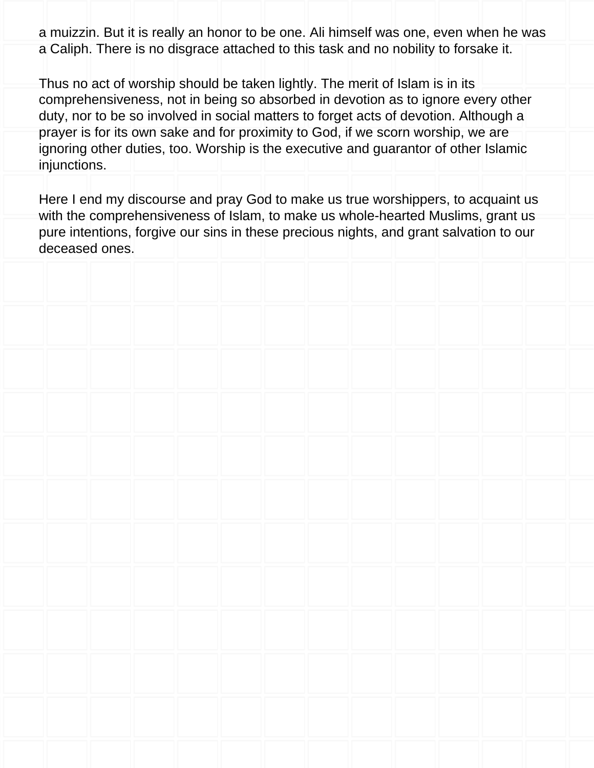a muizzin. But it is really an honor to be one. Ali himself was one, even when he was a Caliph. There is no disgrace attached to this task and no nobility to forsake it.

Thus no act of worship should be taken lightly. The merit of Islam is in its comprehensiveness, not in being so absorbed in devotion as to ignore every other duty, nor to be so involved in social matters to forget acts of devotion. Although a prayer is for its own sake and for proximity to God, if we scorn worship, we are ignoring other duties, too. Worship is the executive and guarantor of other Islamic injunctions.

Here I end my discourse and pray God to make us true worshippers, to acquaint us with the comprehensiveness of Islam, to make us whole-hearted Muslims, grant us pure intentions, forgive our sins in these precious nights, and grant salvation to our deceased ones.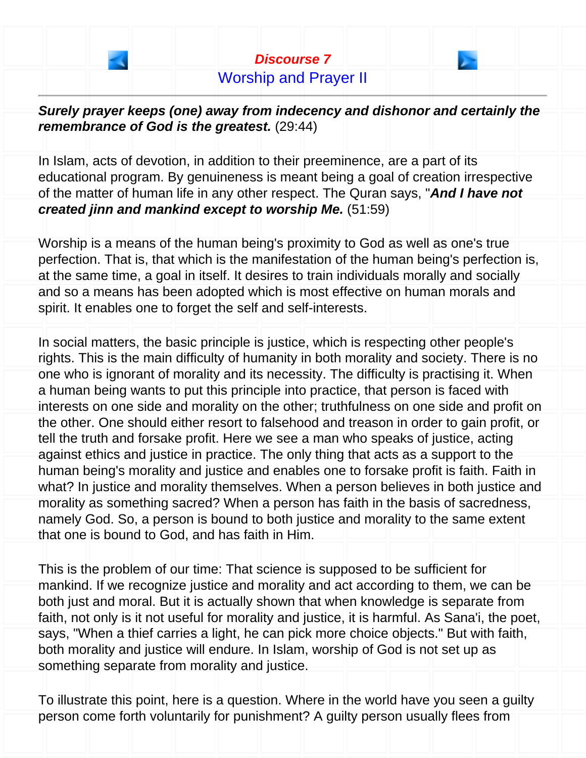## Discourse 7
## Worship and Prayer II

***Surely prayer keeps (one) away from indecency and dishonor and certainly the remembrance of God is the greatest.*** (29:44)

In Islam, acts of devotion, in addition to their preeminence, are a part of its educational program. By genuineness is meant being a goal of creation irrespective of the matter of human life in any other respect. The Quran says, "***And I have not created jinn and mankind except to worship Me.*** (51:59)

Worship is a means of the human being's proximity to God as well as one's true perfection. That is, that which is the manifestation of the human being's perfection is, at the same time, a goal in itself. It desires to train individuals morally and socially and so a means has been adopted which is most effective on human morals and spirit. It enables one to forget the self and self-interests.

In social matters, the basic principle is justice, which is respecting other people's rights. This is the main difficulty of humanity in both morality and society. There is no one who is ignorant of morality and its necessity. The difficulty is practising it. When a human being wants to put this principle into practice, that person is faced with interests on one side and morality on the other; truthfulness on one side and profit on the other. One should either resort to falsehood and treason in order to gain profit, or tell the truth and forsake profit. Here we see a man who speaks of justice, acting against ethics and justice in practice. The only thing that acts as a support to the human being's morality and justice and enables one to forsake profit is faith. Faith in what? In justice and morality themselves. When a person believes in both justice and morality as something sacred? When a person has faith in the basis of sacredness, namely God. So, a person is bound to both justice and morality to the same extent that one is bound to God, and has faith in Him.

This is the problem of our time: That science is supposed to be sufficient for mankind. If we recognize justice and morality and act according to them, we can be both just and moral. But it is actually shown that when knowledge is separate from faith, not only is it not useful for morality and justice, it is harmful. As Sana'i, the poet, says, "When a thief carries a light, he can pick more choice objects." But with faith, both morality and justice will endure. In Islam, worship of God is not set up as something separate from morality and justice.

To illustrate this point, here is a question. Where in the world have you seen a guilty person come forth voluntarily for punishment? A guilty person usually flees from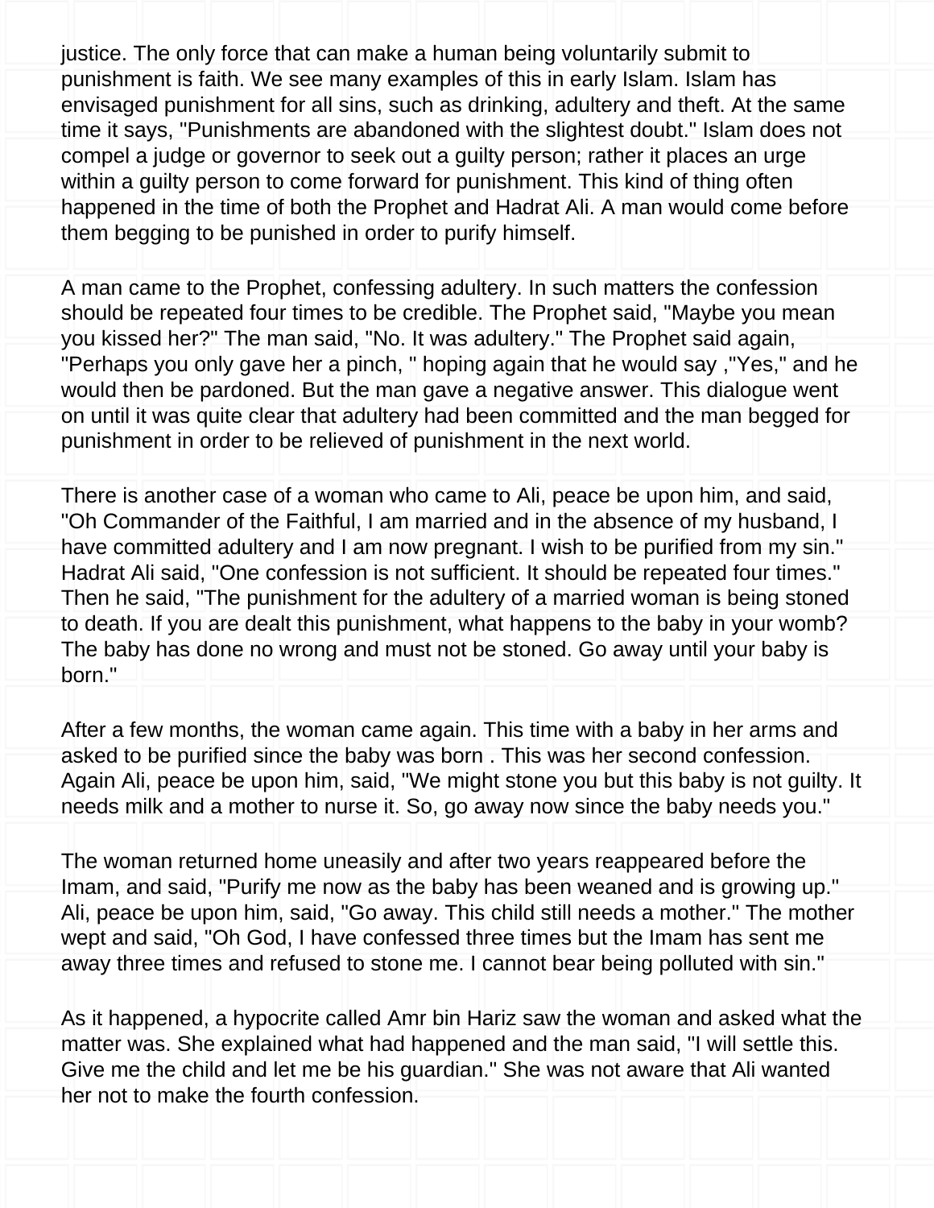justice. The only force that can make a human being voluntarily submit to punishment is faith. We see many examples of this in early Islam. Islam has envisaged punishment for all sins, such as drinking, adultery and theft. At the same time it says, "Punishments are abandoned with the slightest doubt." Islam does not compel a judge or governor to seek out a guilty person; rather it places an urge within a guilty person to come forward for punishment. This kind of thing often happened in the time of both the Prophet and Hadrat Ali. A man would come before them begging to be punished in order to purify himself.

A man came to the Prophet, confessing adultery. In such matters the confession should be repeated four times to be credible. The Prophet said, "Maybe you mean you kissed her?" The man said, "No. It was adultery." The Prophet said again, "Perhaps you only gave her a pinch, " hoping again that he would say ,"Yes," and he would then be pardoned. But the man gave a negative answer. This dialogue went on until it was quite clear that adultery had been committed and the man begged for punishment in order to be relieved of punishment in the next world.

There is another case of a woman who came to Ali, peace be upon him, and said, "Oh Commander of the Faithful, I am married and in the absence of my husband, I have committed adultery and I am now pregnant. I wish to be purified from my sin." Hadrat Ali said, "One confession is not sufficient. It should be repeated four times." Then he said, "The punishment for the adultery of a married woman is being stoned to death. If you are dealt this punishment, what happens to the baby in your womb? The baby has done no wrong and must not be stoned. Go away until your baby is born."

After a few months, the woman came again. This time with a baby in her arms and asked to be purified since the baby was born . This was her second confession. Again Ali, peace be upon him, said, "We might stone you but this baby is not guilty. It needs milk and a mother to nurse it. So, go away now since the baby needs you."

The woman returned home uneasily and after two years reappeared before the Imam, and said, "Purify me now as the baby has been weaned and is growing up." Ali, peace be upon him, said, "Go away. This child still needs a mother." The mother wept and said, "Oh God, I have confessed three times but the Imam has sent me away three times and refused to stone me. I cannot bear being polluted with sin."

As it happened, a hypocrite called Amr bin Hariz saw the woman and asked what the matter was. She explained what had happened and the man said, "I will settle this. Give me the child and let me be his guardian." She was not aware that Ali wanted her not to make the fourth confession.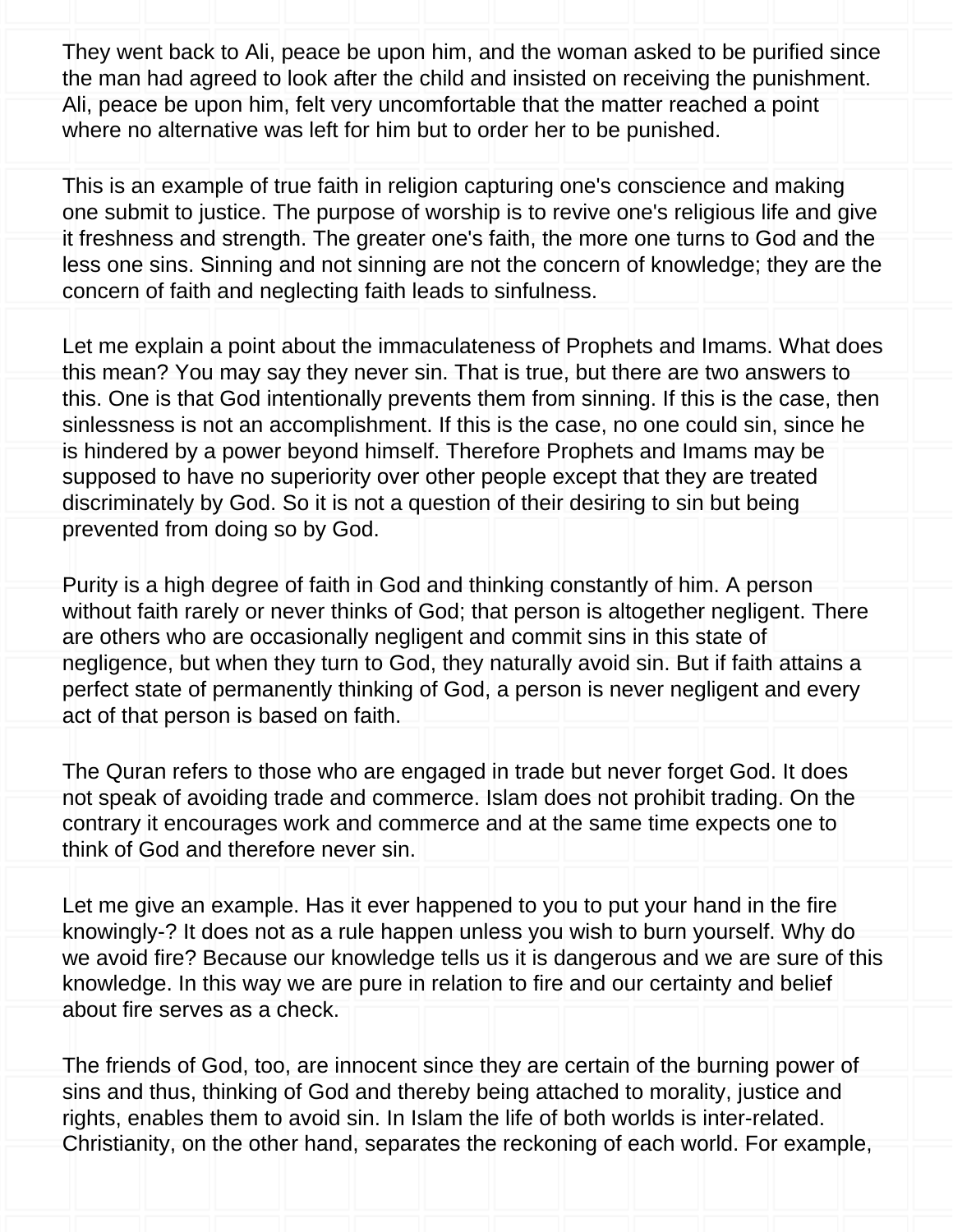They went back to Ali, peace be upon him, and the woman asked to be purified since the man had agreed to look after the child and insisted on receiving the punishment. Ali, peace be upon him, felt very uncomfortable that the matter reached a point where no alternative was left for him but to order her to be punished.

This is an example of true faith in religion capturing one's conscience and making one submit to justice. The purpose of worship is to revive one's religious life and give it freshness and strength. The greater one's faith, the more one turns to God and the less one sins. Sinning and not sinning are not the concern of knowledge; they are the concern of faith and neglecting faith leads to sinfulness.

Let me explain a point about the immaculateness of Prophets and Imams. What does this mean? You may say they never sin. That is true, but there are two answers to this. One is that God intentionally prevents them from sinning. If this is the case, then sinlessness is not an accomplishment. If this is the case, no one could sin, since he is hindered by a power beyond himself. Therefore Prophets and Imams may be supposed to have no superiority over other people except that they are treated discriminately by God. So it is not a question of their desiring to sin but being prevented from doing so by God.

Purity is a high degree of faith in God and thinking constantly of him. A person without faith rarely or never thinks of God; that person is altogether negligent. There are others who are occasionally negligent and commit sins in this state of negligence, but when they turn to God, they naturally avoid sin. But if faith attains a perfect state of permanently thinking of God, a person is never negligent and every act of that person is based on faith.

The Quran refers to those who are engaged in trade but never forget God. It does not speak of avoiding trade and commerce. Islam does not prohibit trading. On the contrary it encourages work and commerce and at the same time expects one to think of God and therefore never sin.

Let me give an example. Has it ever happened to you to put your hand in the fire knowingly-? It does not as a rule happen unless you wish to burn yourself. Why do we avoid fire? Because our knowledge tells us it is dangerous and we are sure of this knowledge. In this way we are pure in relation to fire and our certainty and belief about fire serves as a check.

The friends of God, too, are innocent since they are certain of the burning power of sins and thus, thinking of God and thereby being attached to morality, justice and rights, enables them to avoid sin. In Islam the life of both worlds is inter-related. Christianity, on the other hand, separates the reckoning of each world. For example,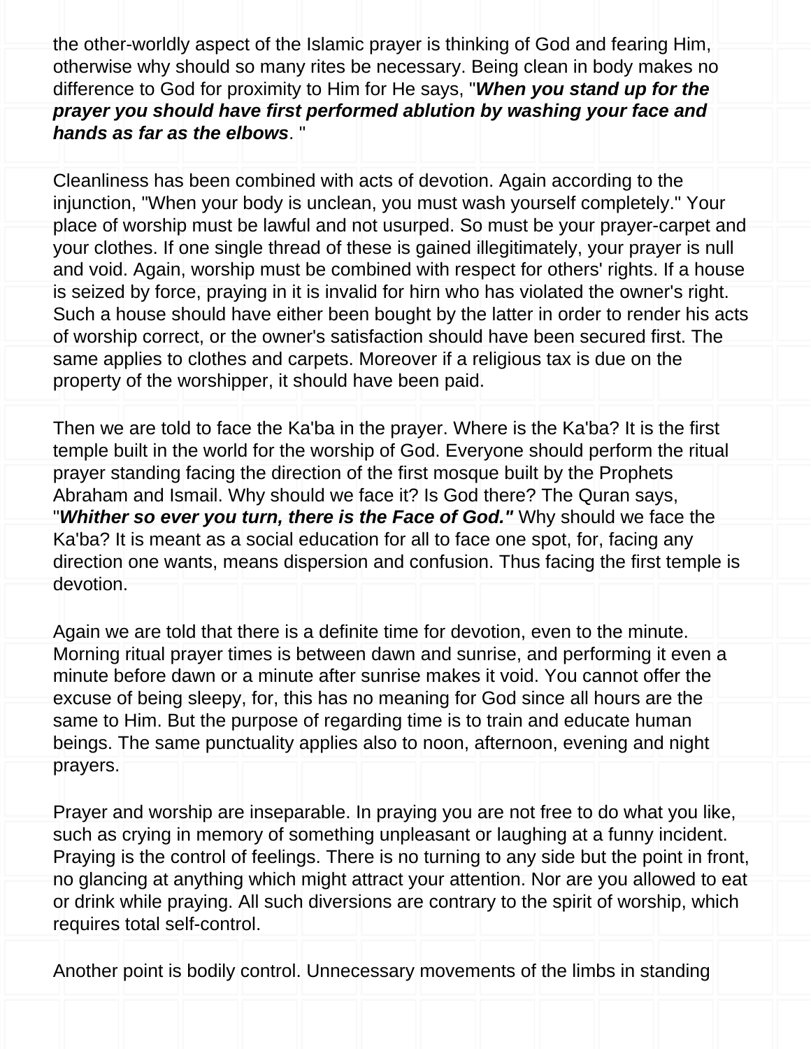the other-worldly aspect of the Islamic prayer is thinking of God and fearing Him, otherwise why should so many rites be necessary. Being clean in body makes no difference to God for proximity to Him for He says, "***When you stand up for the prayer you should have first performed ablution by washing your face and hands as far as the elbows***. "

Cleanliness has been combined with acts of devotion. Again according to the injunction, "When your body is unclean, you must wash yourself completely." Your place of worship must be lawful and not usurped. So must be your prayer-carpet and your clothes. If one single thread of these is gained illegitimately, your prayer is null and void. Again, worship must be combined with respect for others' rights. If a house is seized by force, praying in it is invalid for hirn who has violated the owner's right. Such a house should have either been bought by the latter in order to render his acts of worship correct, or the owner's satisfaction should have been secured first. The same applies to clothes and carpets. Moreover if a religious tax is due on the property of the worshipper, it should have been paid.

Then we are told to face the Ka'ba in the prayer. Where is the Ka'ba? It is the first temple built in the world for the worship of God. Everyone should perform the ritual prayer standing facing the direction of the first mosque built by the Prophets Abraham and Ismail. Why should we face it? Is God there? The Quran says, "***Whither so ever you turn, there is the Face of God."*** Why should we face the Ka'ba? It is meant as a social education for all to face one spot, for, facing any direction one wants, means dispersion and confusion. Thus facing the first temple is devotion.

Again we are told that there is a definite time for devotion, even to the minute. Morning ritual prayer times is between dawn and sunrise, and performing it even a minute before dawn or a minute after sunrise makes it void. You cannot offer the excuse of being sleepy, for, this has no meaning for God since all hours are the same to Him. But the purpose of regarding time is to train and educate human beings. The same punctuality applies also to noon, afternoon, evening and night prayers.

Prayer and worship are inseparable. In praying you are not free to do what you like, such as crying in memory of something unpleasant or laughing at a funny incident. Praying is the control of feelings. There is no turning to any side but the point in front, no glancing at anything which might attract your attention. Nor are you allowed to eat or drink while praying. All such diversions are contrary to the spirit of worship, which requires total self-control.

Another point is bodily control. Unnecessary movements of the limbs in standing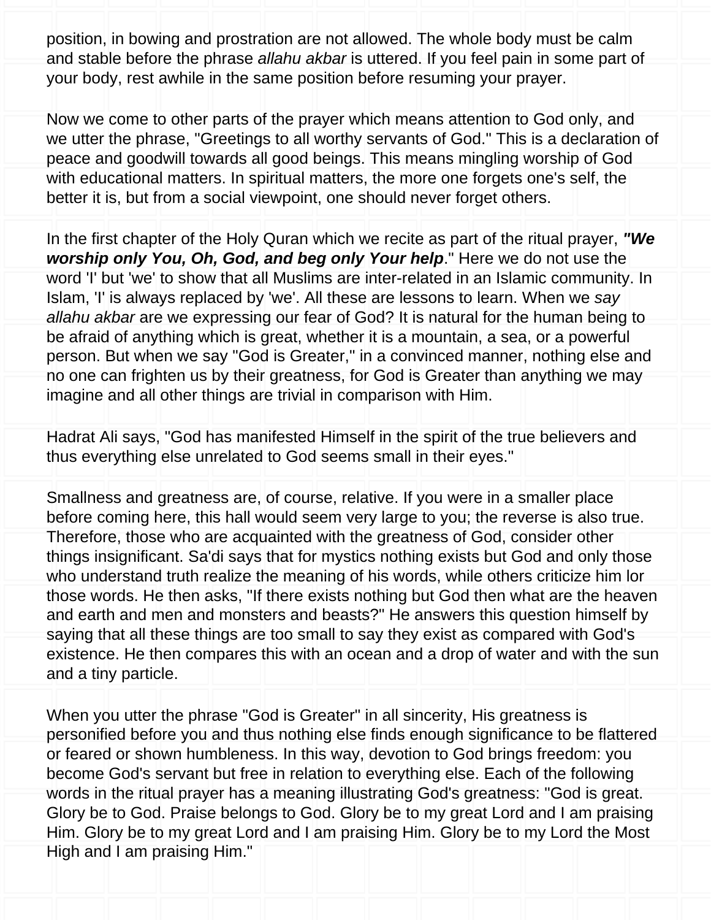position, in bowing and prostration are not allowed. The whole body must be calm and stable before the phrase *allahu akbar* is uttered. If you feel pain in some part of your body, rest awhile in the same position before resuming your prayer.

Now we come to other parts of the prayer which means attention to God only, and we utter the phrase, "Greetings to all worthy servants of God." This is a declaration of peace and goodwill towards all good beings. This means mingling worship of God with educational matters. In spiritual matters, the more one forgets one's self, the better it is, but from a social viewpoint, one should never forget others.

In the first chapter of the Holy Quran which we recite as part of the ritual prayer, ***"We worship only You, Oh, God, and beg only Your help***." Here we do not use the word 'I' but 'we' to show that all Muslims are inter-related in an Islamic community. In Islam, 'I' is always replaced by 'we'. All these are lessons to learn. When we *say allahu akbar* are we expressing our fear of God? It is natural for the human being to be afraid of anything which is great, whether it is a mountain, a sea, or a powerful person. But when we say "God is Greater," in a convinced manner, nothing else and no one can frighten us by their greatness, for God is Greater than anything we may imagine and all other things are trivial in comparison with Him.

Hadrat Ali says, "God has manifested Himself in the spirit of the true believers and thus everything else unrelated to God seems small in their eyes."

Smallness and greatness are, of course, relative. If you were in a smaller place before coming here, this hall would seem very large to you; the reverse is also true. Therefore, those who are acquainted with the greatness of God, consider other things insignificant. Sa'di says that for mystics nothing exists but God and only those who understand truth realize the meaning of his words, while others criticize him lor those words. He then asks, "If there exists nothing but God then what are the heaven and earth and men and monsters and beasts?" He answers this question himself by saying that all these things are too small to say they exist as compared with God's existence. He then compares this with an ocean and a drop of water and with the sun and a tiny particle.

When you utter the phrase "God is Greater" in all sincerity, His greatness is personified before you and thus nothing else finds enough significance to be flattered or feared or shown humbleness. In this way, devotion to God brings freedom: you become God's servant but free in relation to everything else. Each of the following words in the ritual prayer has a meaning illustrating God's greatness: "God is great. Glory be to God. Praise belongs to God. Glory be to my great Lord and I am praising Him. Glory be to my great Lord and I am praising Him. Glory be to my Lord the Most High and I am praising Him."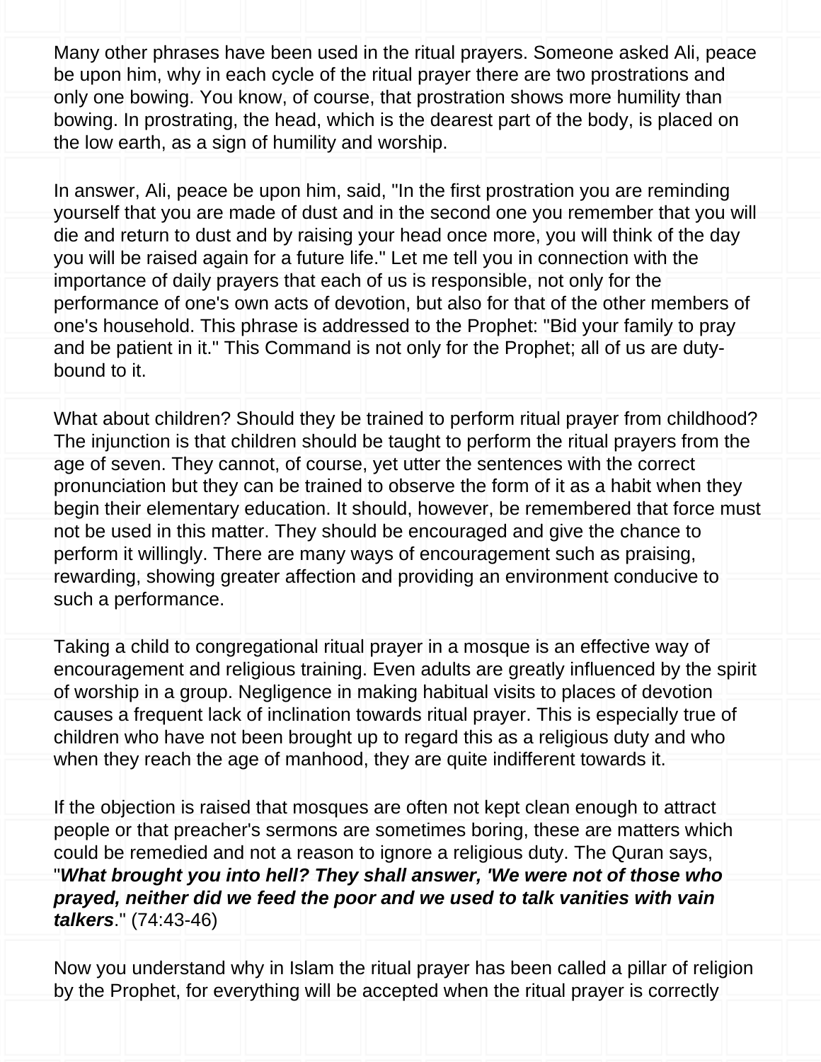Many other phrases have been used in the ritual prayers. Someone asked Ali, peace be upon him, why in each cycle of the ritual prayer there are two prostrations and only one bowing. You know, of course, that prostration shows more humility than bowing. In prostrating, the head, which is the dearest part of the body, is placed on the low earth, as a sign of humility and worship.

In answer, Ali, peace be upon him, said, "In the first prostration you are reminding yourself that you are made of dust and in the second one you remember that you will die and return to dust and by raising your head once more, you will think of the day you will be raised again for a future life." Let me tell you in connection with the importance of daily prayers that each of us is responsible, not only for the performance of one's own acts of devotion, but also for that of the other members of one's household. This phrase is addressed to the Prophet: "Bid your family to pray and be patient in it." This Command is not only for the Prophet; all of us are duty-bound to it.

What about children? Should they be trained to perform ritual prayer from childhood? The injunction is that children should be taught to perform the ritual prayers from the age of seven. They cannot, of course, yet utter the sentences with the correct pronunciation but they can be trained to observe the form of it as a habit when they begin their elementary education. It should, however, be remembered that force must not be used in this matter. They should be encouraged and give the chance to perform it willingly. There are many ways of encouragement such as praising, rewarding, showing greater affection and providing an environment conducive to such a performance.

Taking a child to congregational ritual prayer in a mosque is an effective way of encouragement and religious training. Even adults are greatly influenced by the spirit of worship in a group. Negligence in making habitual visits to places of devotion causes a frequent lack of inclination towards ritual prayer. This is especially true of children who have not been brought up to regard this as a religious duty and who when they reach the age of manhood, they are quite indifferent towards it.

If the objection is raised that mosques are often not kept clean enough to attract people or that preacher's sermons are sometimes boring, these are matters which could be remedied and not a reason to ignore a religious duty. The Quran says, "***What brought you into hell? They shall answer, 'We were not of those who prayed, neither did we feed the poor and we used to talk vanities with vain talkers***." (74:43-46)

Now you understand why in Islam the ritual prayer has been called a pillar of religion by the Prophet, for everything will be accepted when the ritual prayer is correctly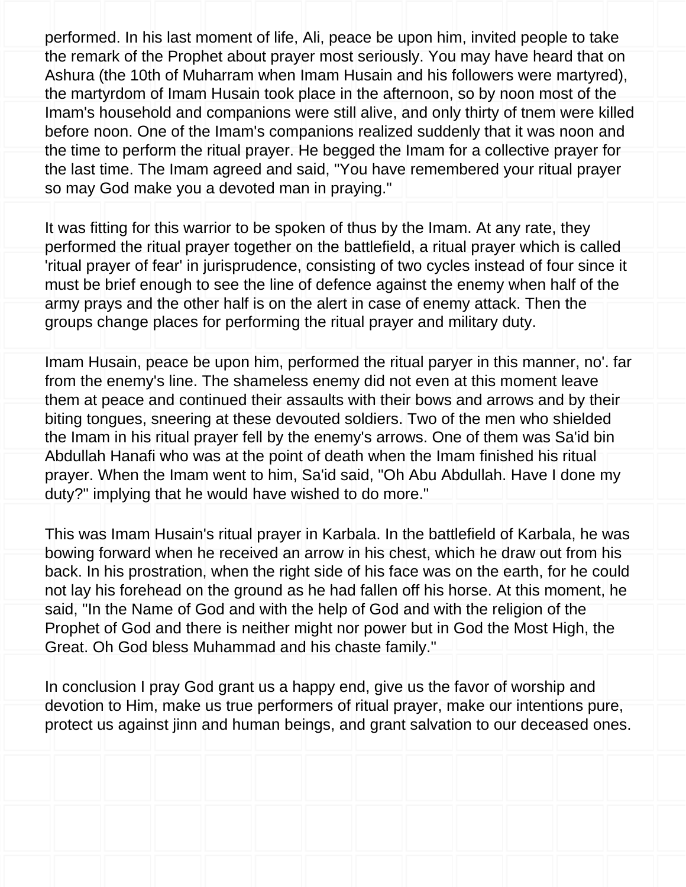performed. In his last moment of life, Ali, peace be upon him, invited people to take the remark of the Prophet about prayer most seriously. You may have heard that on Ashura (the 10th of Muharram when Imam Husain and his followers were martyred), the martyrdom of Imam Husain took place in the afternoon, so by noon most of the Imam's household and companions were still alive, and only thirty of tnem were killed before noon. One of the Imam's companions realized suddenly that it was noon and the time to perform the ritual prayer. He begged the Imam for a collective prayer for the last time. The Imam agreed and said, "You have remembered your ritual prayer so may God make you a devoted man in praying."

It was fitting for this warrior to be spoken of thus by the Imam. At any rate, they performed the ritual prayer together on the battlefield, a ritual prayer which is called 'ritual prayer of fear' in jurisprudence, consisting of two cycles instead of four since it must be brief enough to see the line of defence against the enemy when half of the army prays and the other half is on the alert in case of enemy attack. Then the groups change places for performing the ritual prayer and military duty.

Imam Husain, peace be upon him, performed the ritual paryer in this manner, no'. far from the enemy's line. The shameless enemy did not even at this moment leave them at peace and continued their assaults with their bows and arrows and by their biting tongues, sneering at these devouted soldiers. Two of the men who shielded the Imam in his ritual prayer fell by the enemy's arrows. One of them was Sa'id bin Abdullah Hanafi who was at the point of death when the Imam finished his ritual prayer. When the Imam went to him, Sa'id said, "Oh Abu Abdullah. Have I done my duty?" implying that he would have wished to do more."

This was Imam Husain's ritual prayer in Karbala. In the battlefield of Karbala, he was bowing forward when he received an arrow in his chest, which he draw out from his back. In his prostration, when the right side of his face was on the earth, for he could not lay his forehead on the ground as he had fallen off his horse. At this moment, he said, "In the Name of God and with the help of God and with the religion of the Prophet of God and there is neither might nor power but in God the Most High, the Great. Oh God bless Muhammad and his chaste family."

In conclusion I pray God grant us a happy end, give us the favor of worship and devotion to Him, make us true performers of ritual prayer, make our intentions pure, protect us against jinn and human beings, and grant salvation to our deceased ones.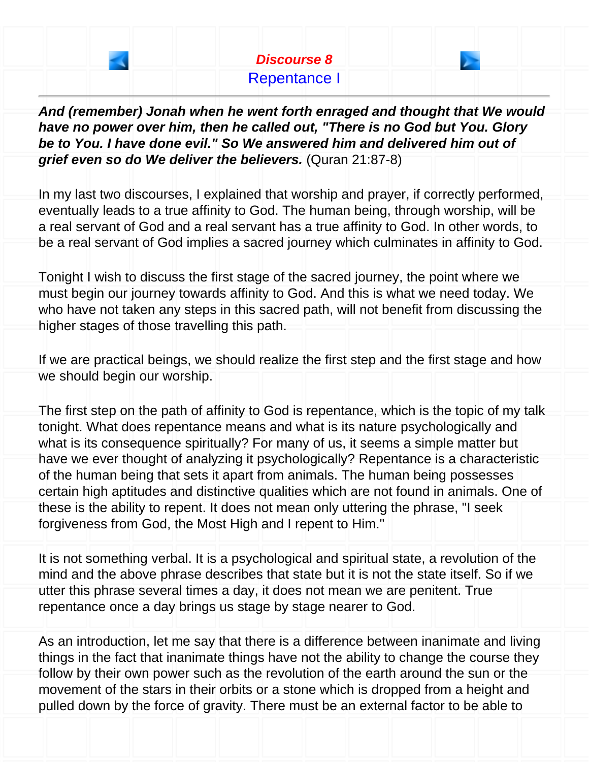## Discourse 8

### Repentance I

***And (remember) Jonah when he went forth enraged and thought that We would have no power over him, then he called out, "There is no God but You. Glory be to You. I have done evil." So We answered him and delivered him out of grief even so do We deliver the believers.*** (Quran 21:87-8)

In my last two discourses, I explained that worship and prayer, if correctly performed, eventually leads to a true affinity to God. The human being, through worship, will be a real servant of God and a real servant has a true affinity to God. In other words, to be a real servant of God implies a sacred journey which culminates in affinity to God.

Tonight I wish to discuss the first stage of the sacred journey, the point where we must begin our journey towards affinity to God. And this is what we need today. We who have not taken any steps in this sacred path, will not benefit from discussing the higher stages of those travelling this path.

If we are practical beings, we should realize the first step and the first stage and how we should begin our worship.

The first step on the path of affinity to God is repentance, which is the topic of my talk tonight. What does repentance means and what is its nature psychologically and what is its consequence spiritually? For many of us, it seems a simple matter but have we ever thought of analyzing it psychologically? Repentance is a characteristic of the human being that sets it apart from animals. The human being possesses certain high aptitudes and distinctive qualities which are not found in animals. One of these is the ability to repent. It does not mean only uttering the phrase, "I seek forgiveness from God, the Most High and I repent to Him."

It is not something verbal. It is a psychological and spiritual state, a revolution of the mind and the above phrase describes that state but it is not the state itself. So if we utter this phrase several times a day, it does not mean we are penitent. True repentance once a day brings us stage by stage nearer to God.

As an introduction, let me say that there is a difference between inanimate and living things in the fact that inanimate things have not the ability to change the course they follow by their own power such as the revolution of the earth around the sun or the movement of the stars in their orbits or a stone which is dropped from a height and pulled down by the force of gravity. There must be an external factor to be able to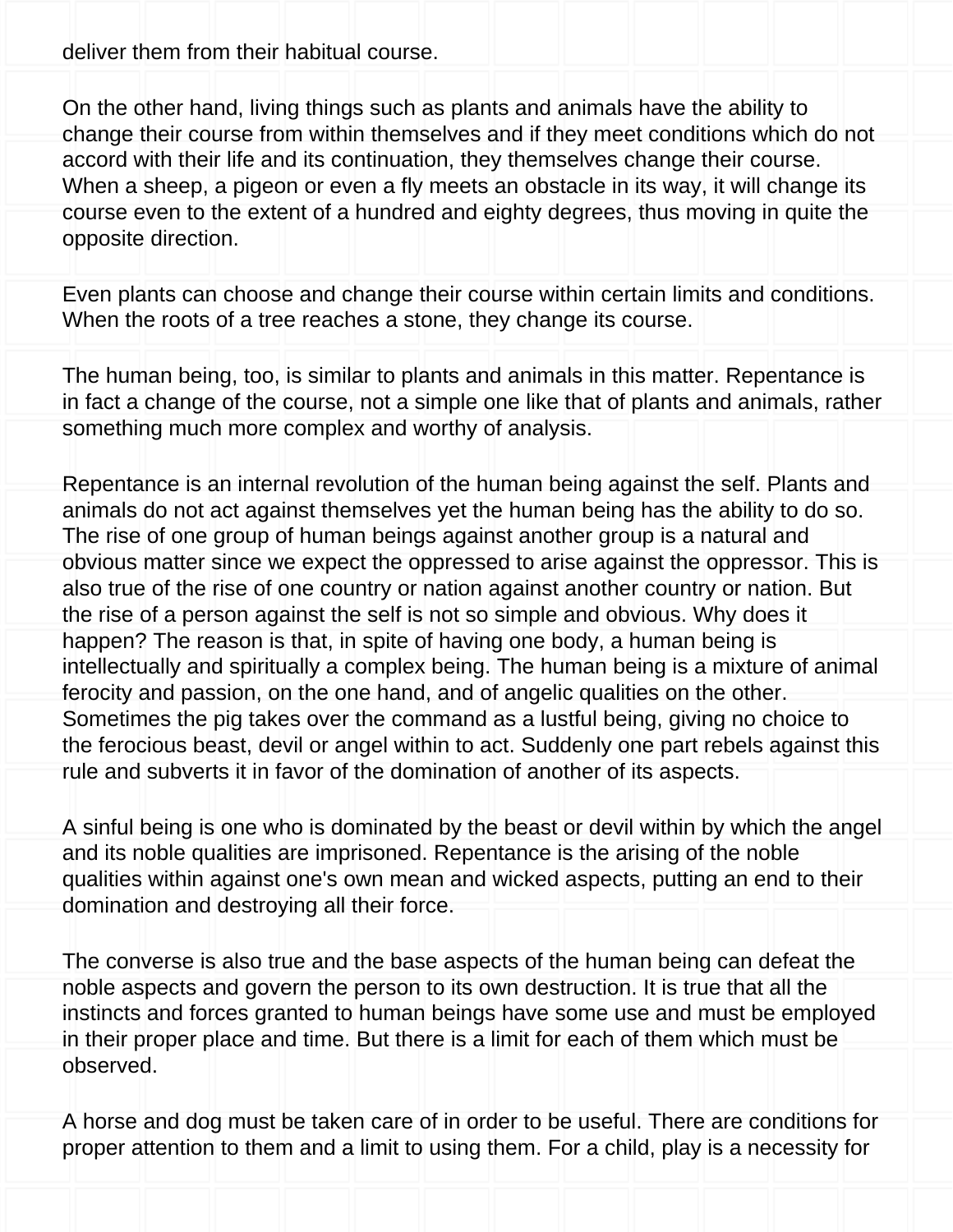deliver them from their habitual course.

On the other hand, living things such as plants and animals have the ability to change their course from within themselves and if they meet conditions which do not accord with their life and its continuation, they themselves change their course. When a sheep, a pigeon or even a fly meets an obstacle in its way, it will change its course even to the extent of a hundred and eighty degrees, thus moving in quite the opposite direction.

Even plants can choose and change their course within certain limits and conditions. When the roots of a tree reaches a stone, they change its course.

The human being, too, is similar to plants and animals in this matter. Repentance is in fact a change of the course, not a simple one like that of plants and animals, rather something much more complex and worthy of analysis.

Repentance is an internal revolution of the human being against the self. Plants and animals do not act against themselves yet the human being has the ability to do so. The rise of one group of human beings against another group is a natural and obvious matter since we expect the oppressed to arise against the oppressor. This is also true of the rise of one country or nation against another country or nation. But the rise of a person against the self is not so simple and obvious. Why does it happen? The reason is that, in spite of having one body, a human being is intellectually and spiritually a complex being. The human being is a mixture of animal ferocity and passion, on the one hand, and of angelic qualities on the other. Sometimes the pig takes over the command as a lustful being, giving no choice to the ferocious beast, devil or angel within to act. Suddenly one part rebels against this rule and subverts it in favor of the domination of another of its aspects.

A sinful being is one who is dominated by the beast or devil within by which the angel and its noble qualities are imprisoned. Repentance is the arising of the noble qualities within against one's own mean and wicked aspects, putting an end to their domination and destroying all their force.

The converse is also true and the base aspects of the human being can defeat the noble aspects and govern the person to its own destruction. It is true that all the instincts and forces granted to human beings have some use and must be employed in their proper place and time. But there is a limit for each of them which must be observed.

A horse and dog must be taken care of in order to be useful. There are conditions for proper attention to them and a limit to using them. For a child, play is a necessity for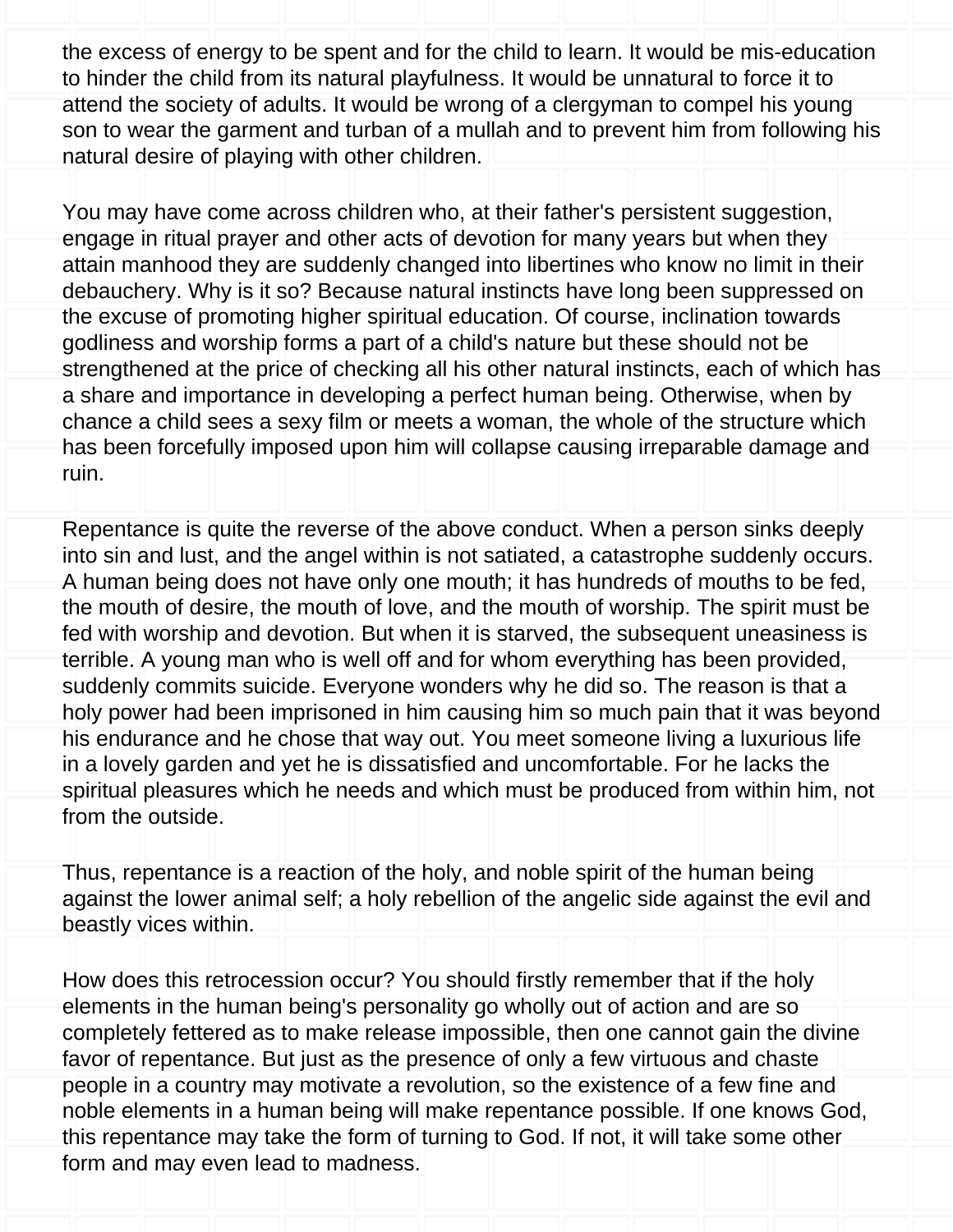the excess of energy to be spent and for the child to learn. It would be mis-education to hinder the child from its natural playfulness. It would be unnatural to force it to attend the society of adults. It would be wrong of a clergyman to compel his young son to wear the garment and turban of a mullah and to prevent him from following his natural desire of playing with other children.

You may have come across children who, at their father's persistent suggestion, engage in ritual prayer and other acts of devotion for many years but when they attain manhood they are suddenly changed into libertines who know no limit in their debauchery. Why is it so? Because natural instincts have long been suppressed on the excuse of promoting higher spiritual education. Of course, inclination towards godliness and worship forms a part of a child's nature but these should not be strengthened at the price of checking all his other natural instincts, each of which has a share and importance in developing a perfect human being. Otherwise, when by chance a child sees a sexy film or meets a woman, the whole of the structure which has been forcefully imposed upon him will collapse causing irreparable damage and ruin.

Repentance is quite the reverse of the above conduct. When a person sinks deeply into sin and lust, and the angel within is not satiated, a catastrophe suddenly occurs. A human being does not have only one mouth; it has hundreds of mouths to be fed, the mouth of desire, the mouth of love, and the mouth of worship. The spirit must be fed with worship and devotion. But when it is starved, the subsequent uneasiness is terrible. A young man who is well off and for whom everything has been provided, suddenly commits suicide. Everyone wonders why he did so. The reason is that a holy power had been imprisoned in him causing him so much pain that it was beyond his endurance and he chose that way out. You meet someone living a luxurious life in a lovely garden and yet he is dissatisfied and uncomfortable. For he lacks the spiritual pleasures which he needs and which must be produced from within him, not from the outside.

Thus, repentance is a reaction of the holy, and noble spirit of the human being against the lower animal self; a holy rebellion of the angelic side against the evil and beastly vices within.

How does this retrocession occur? You should firstly remember that if the holy elements in the human being's personality go wholly out of action and are so completely fettered as to make release impossible, then one cannot gain the divine favor of repentance. But just as the presence of only a few virtuous and chaste people in a country may motivate a revolution, so the existence of a few fine and noble elements in a human being will make repentance possible. If one knows God, this repentance may take the form of turning to God. If not, it will take some other form and may even lead to madness.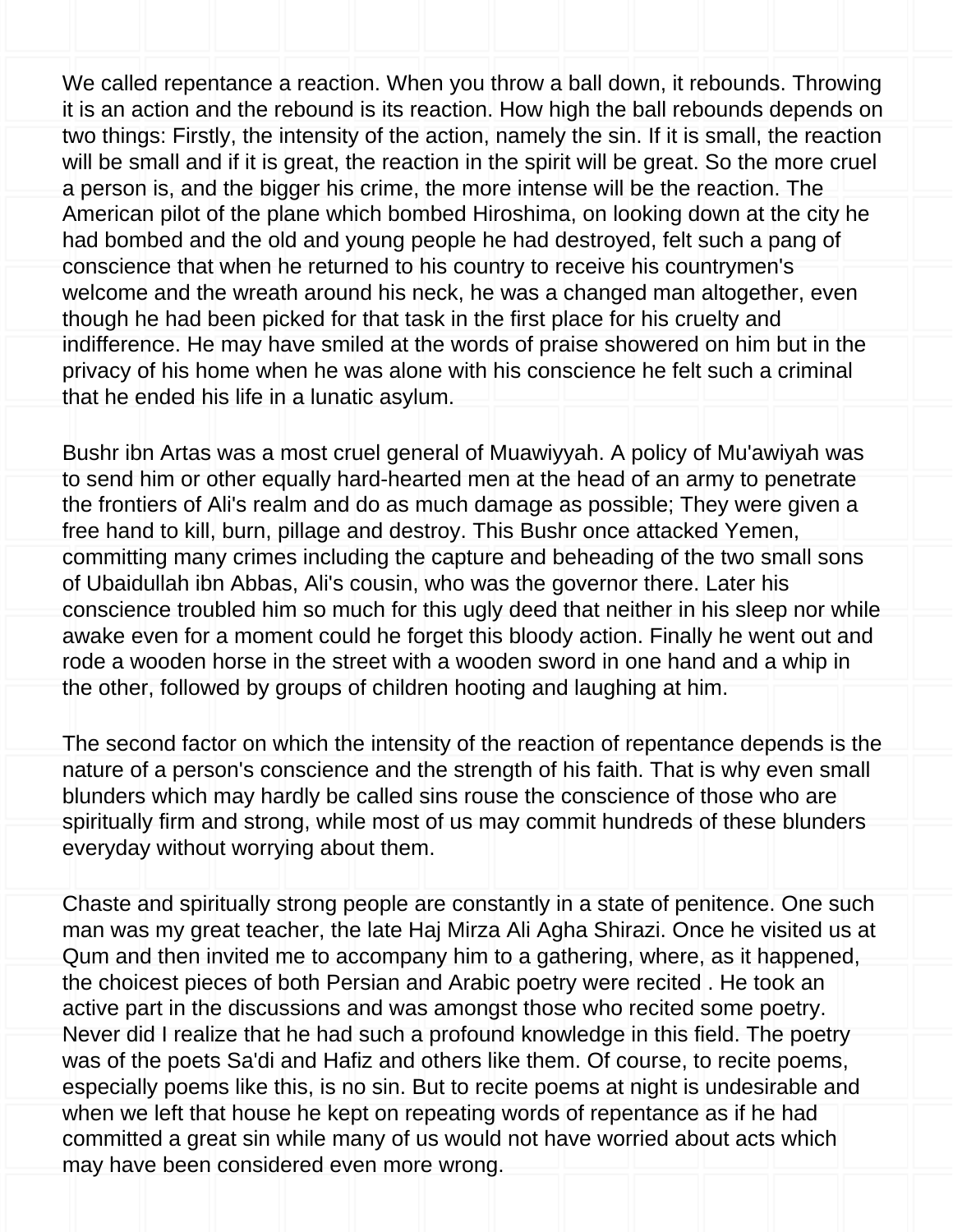We called repentance a reaction. When you throw a ball down, it rebounds. Throwing it is an action and the rebound is its reaction. How high the ball rebounds depends on two things: Firstly, the intensity of the action, namely the sin. If it is small, the reaction will be small and if it is great, the reaction in the spirit will be great. So the more cruel a person is, and the bigger his crime, the more intense will be the reaction. The American pilot of the plane which bombed Hiroshima, on looking down at the city he had bombed and the old and young people he had destroyed, felt such a pang of conscience that when he returned to his country to receive his countrymen's welcome and the wreath around his neck, he was a changed man altogether, even though he had been picked for that task in the first place for his cruelty and indifference. He may have smiled at the words of praise showered on him but in the privacy of his home when he was alone with his conscience he felt such a criminal that he ended his life in a lunatic asylum.

Bushr ibn Artas was a most cruel general of Muawiyyah. A policy of Mu'awiyah was to send him or other equally hard-hearted men at the head of an army to penetrate the frontiers of Ali's realm and do as much damage as possible; They were given a free hand to kill, burn, pillage and destroy. This Bushr once attacked Yemen, committing many crimes including the capture and beheading of the two small sons of Ubaidullah ibn Abbas, Ali's cousin, who was the governor there. Later his conscience troubled him so much for this ugly deed that neither in his sleep nor while awake even for a moment could he forget this bloody action. Finally he went out and rode a wooden horse in the street with a wooden sword in one hand and a whip in the other, followed by groups of children hooting and laughing at him.

The second factor on which the intensity of the reaction of repentance depends is the nature of a person's conscience and the strength of his faith. That is why even small blunders which may hardly be called sins rouse the conscience of those who are spiritually firm and strong, while most of us may commit hundreds of these blunders everyday without worrying about them.

Chaste and spiritually strong people are constantly in a state of penitence. One such man was my great teacher, the late Haj Mirza Ali Agha Shirazi. Once he visited us at Qum and then invited me to accompany him to a gathering, where, as it happened, the choicest pieces of both Persian and Arabic poetry were recited . He took an active part in the discussions and was amongst those who recited some poetry. Never did I realize that he had such a profound knowledge in this field. The poetry was of the poets Sa'di and Hafiz and others like them. Of course, to recite poems, especially poems like this, is no sin. But to recite poems at night is undesirable and when we left that house he kept on repeating words of repentance as if he had committed a great sin while many of us would not have worried about acts which may have been considered even more wrong.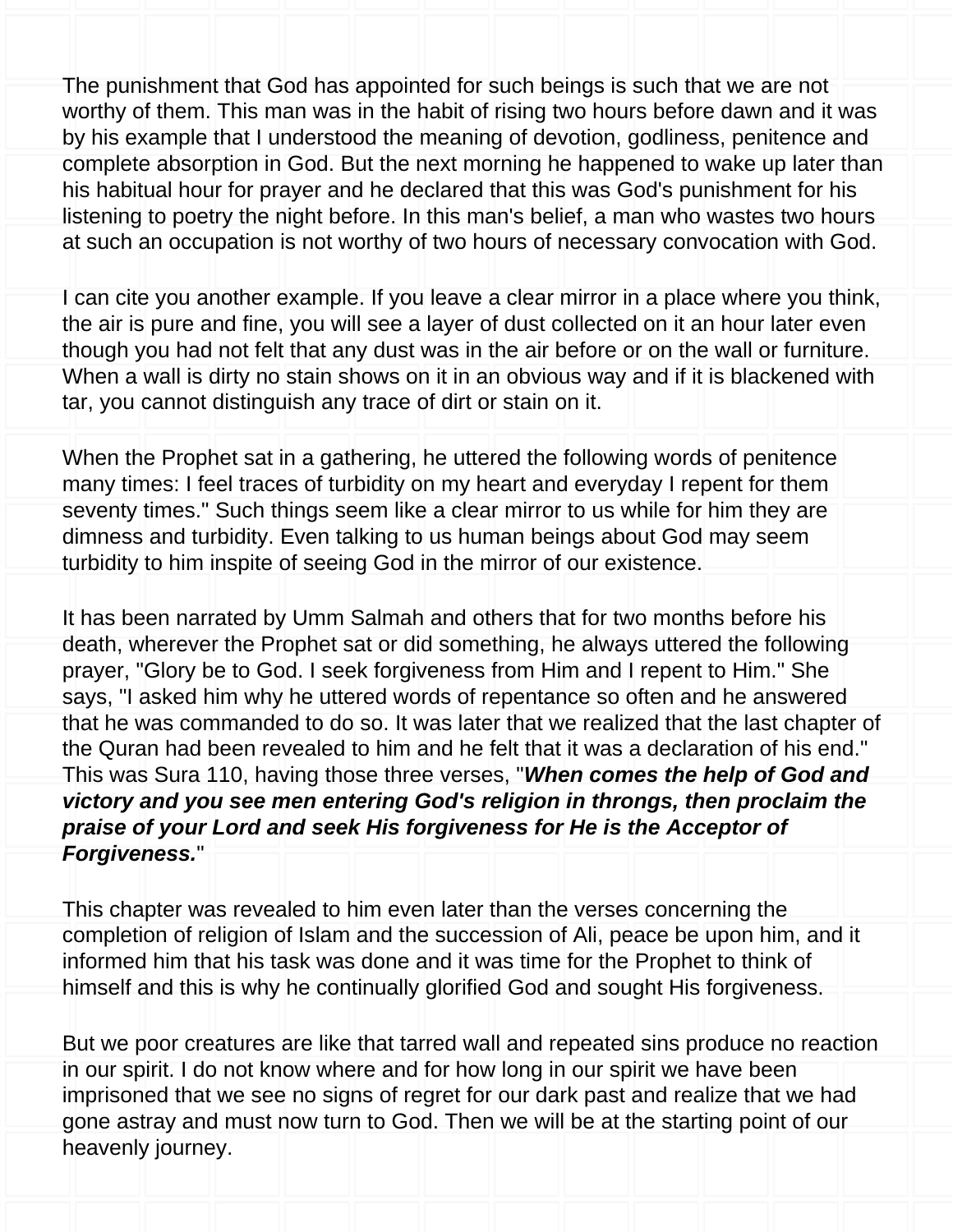The punishment that God has appointed for such beings is such that we are not worthy of them. This man was in the habit of rising two hours before dawn and it was by his example that I understood the meaning of devotion, godliness, penitence and complete absorption in God. But the next morning he happened to wake up later than his habitual hour for prayer and he declared that this was God's punishment for his listening to poetry the night before. In this man's belief, a man who wastes two hours at such an occupation is not worthy of two hours of necessary convocation with God.

I can cite you another example. If you leave a clear mirror in a place where you think, the air is pure and fine, you will see a layer of dust collected on it an hour later even though you had not felt that any dust was in the air before or on the wall or furniture. When a wall is dirty no stain shows on it in an obvious way and if it is blackened with tar, you cannot distinguish any trace of dirt or stain on it.

When the Prophet sat in a gathering, he uttered the following words of penitence many times: I feel traces of turbidity on my heart and everyday I repent for them seventy times." Such things seem like a clear mirror to us while for him they are dimness and turbidity. Even talking to us human beings about God may seem turbidity to him inspite of seeing God in the mirror of our existence.

It has been narrated by Umm Salmah and others that for two months before his death, wherever the Prophet sat or did something, he always uttered the following prayer, "Glory be to God. I seek forgiveness from Him and I repent to Him." She says, "I asked him why he uttered words of repentance so often and he answered that he was commanded to do so. It was later that we realized that the last chapter of the Quran had been revealed to him and he felt that it was a declaration of his end." This was Sura 110, having those three verses, "***When comes the help of God and victory and you see men entering God's religion in throngs, then proclaim the praise of your Lord and seek His forgiveness for He is the Acceptor of Forgiveness.***"

This chapter was revealed to him even later than the verses concerning the completion of religion of Islam and the succession of Ali, peace be upon him, and it informed him that his task was done and it was time for the Prophet to think of himself and this is why he continually glorified God and sought His forgiveness.

But we poor creatures are like that tarred wall and repeated sins produce no reaction in our spirit. I do not know where and for how long in our spirit we have been imprisoned that we see no signs of regret for our dark past and realize that we had gone astray and must now turn to God. Then we will be at the starting point of our heavenly journey.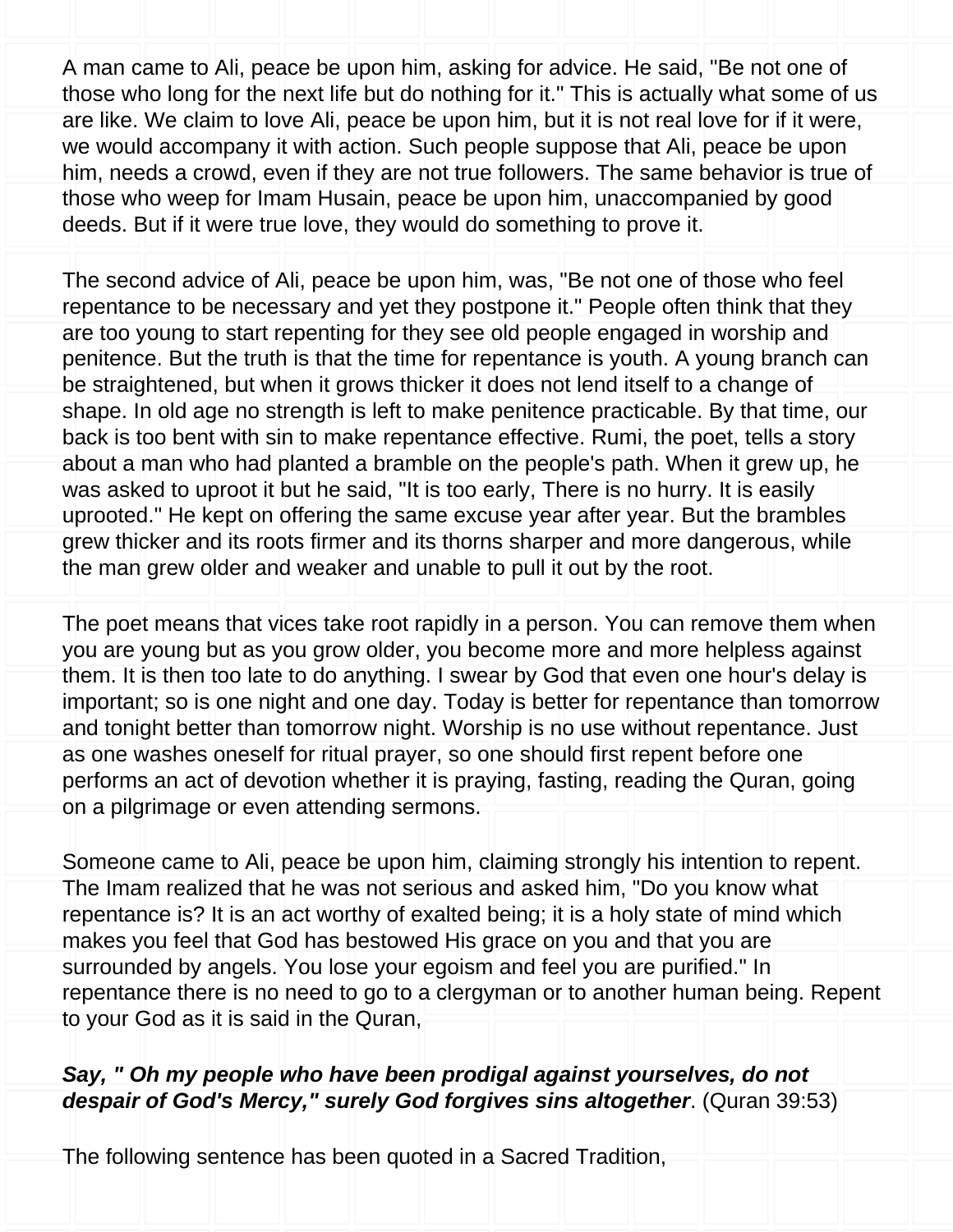A man came to Ali, peace be upon him, asking for advice. He said, "Be not one of those who long for the next life but do nothing for it." This is actually what some of us are like. We claim to love Ali, peace be upon him, but it is not real love for if it were, we would accompany it with action. Such people suppose that Ali, peace be upon him, needs a crowd, even if they are not true followers. The same behavior is true of those who weep for Imam Husain, peace be upon him, unaccompanied by good deeds. But if it were true love, they would do something to prove it.

The second advice of Ali, peace be upon him, was, "Be not one of those who feel repentance to be necessary and yet they postpone it." People often think that they are too young to start repenting for they see old people engaged in worship and penitence. But the truth is that the time for repentance is youth. A young branch can be straightened, but when it grows thicker it does not lend itself to a change of shape. In old age no strength is left to make penitence practicable. By that time, our back is too bent with sin to make repentance effective. Rumi, the poet, tells a story about a man who had planted a bramble on the people's path. When it grew up, he was asked to uproot it but he said, "It is too early, There is no hurry. It is easily uprooted." He kept on offering the same excuse year after year. But the brambles grew thicker and its roots firmer and its thorns sharper and more dangerous, while the man grew older and weaker and unable to pull it out by the root.

The poet means that vices take root rapidly in a person. You can remove them when you are young but as you grow older, you become more and more helpless against them. It is then too late to do anything. I swear by God that even one hour's delay is important; so is one night and one day. Today is better for repentance than tomorrow and tonight better than tomorrow night. Worship is no use without repentance. Just as one washes oneself for ritual prayer, so one should first repent before one performs an act of devotion whether it is praying, fasting, reading the Quran, going on a pilgrimage or even attending sermons.

Someone came to Ali, peace be upon him, claiming strongly his intention to repent. The Imam realized that he was not serious and asked him, "Do you know what repentance is? It is an act worthy of exalted being; it is a holy state of mind which makes you feel that God has bestowed His grace on you and that you are surrounded by angels. You lose your egoism and feel you are purified." In repentance there is no need to go to a clergyman or to another human being. Repent to your God as it is said in the Quran,

***Say, " Oh my people who have been prodigal against yourselves, do not despair of God's Mercy," surely God forgives sins altogether***. (Quran 39:53)

The following sentence has been quoted in a Sacred Tradition,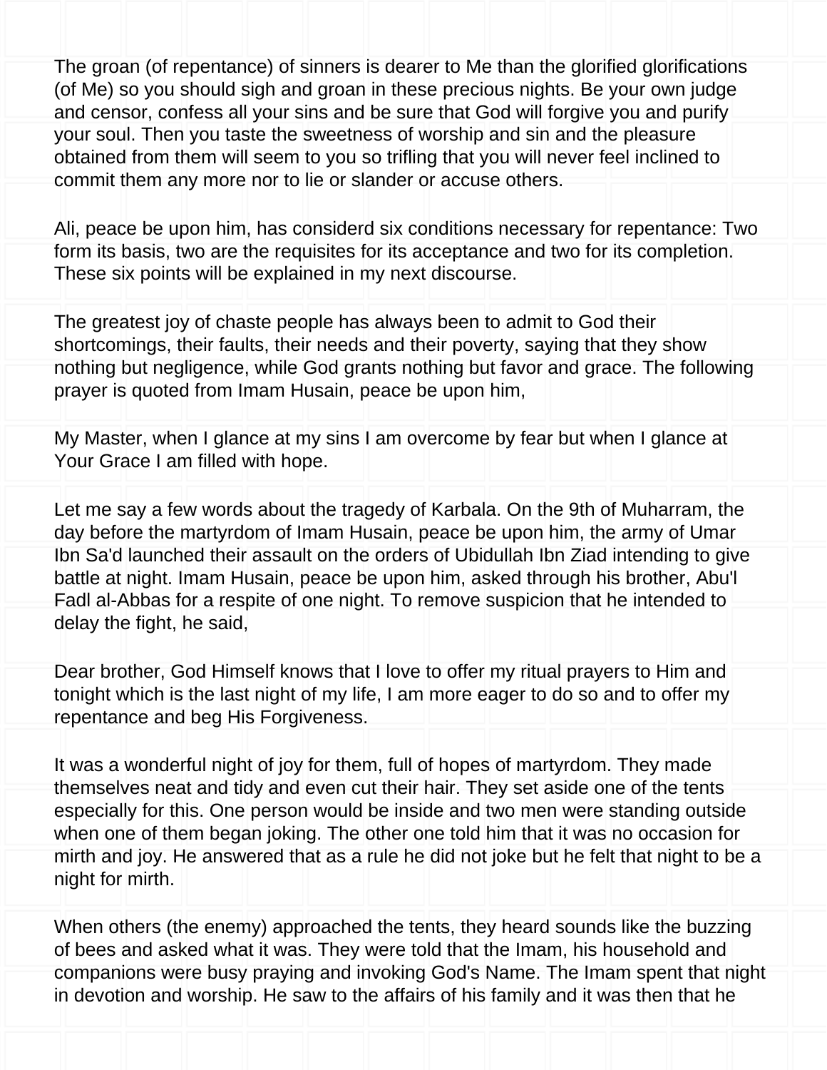The groan (of repentance) of sinners is dearer to Me than the glorified glorifications (of Me) so you should sigh and groan in these precious nights. Be your own judge and censor, confess all your sins and be sure that God will forgive you and purify your soul. Then you taste the sweetness of worship and sin and the pleasure obtained from them will seem to you so trifling that you will never feel inclined to commit them any more nor to lie or slander or accuse others.

Ali, peace be upon him, has considerd six conditions necessary for repentance: Two form its basis, two are the requisites for its acceptance and two for its completion. These six points will be explained in my next discourse.

The greatest joy of chaste people has always been to admit to God their shortcomings, their faults, their needs and their poverty, saying that they show nothing but negligence, while God grants nothing but favor and grace. The following prayer is quoted from Imam Husain, peace be upon him,

My Master, when I glance at my sins I am overcome by fear but when I glance at Your Grace I am filled with hope.

Let me say a few words about the tragedy of Karbala. On the 9th of Muharram, the day before the martyrdom of Imam Husain, peace be upon him, the army of Umar Ibn Sa'd launched their assault on the orders of Ubidullah Ibn Ziad intending to give battle at night. Imam Husain, peace be upon him, asked through his brother, Abu'l Fadl al-Abbas for a respite of one night. To remove suspicion that he intended to delay the fight, he said,

Dear brother, God Himself knows that I love to offer my ritual prayers to Him and tonight which is the last night of my life, I am more eager to do so and to offer my repentance and beg His Forgiveness.

It was a wonderful night of joy for them, full of hopes of martyrdom. They made themselves neat and tidy and even cut their hair. They set aside one of the tents especially for this. One person would be inside and two men were standing outside when one of them began joking. The other one told him that it was no occasion for mirth and joy. He answered that as a rule he did not joke but he felt that night to be a night for mirth.

When others (the enemy) approached the tents, they heard sounds like the buzzing of bees and asked what it was. They were told that the Imam, his household and companions were busy praying and invoking God's Name. The Imam spent that night in devotion and worship. He saw to the affairs of his family and it was then that he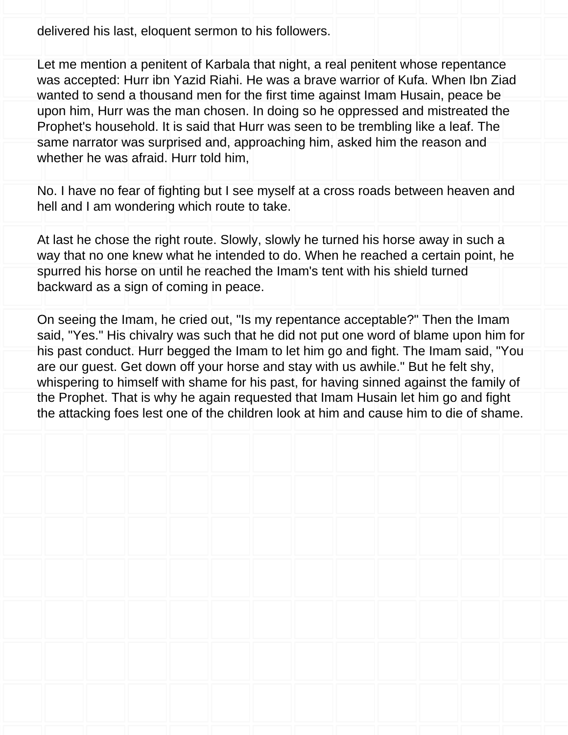delivered his last, eloquent sermon to his followers.

Let me mention a penitent of Karbala that night, a real penitent whose repentance was accepted: Hurr ibn Yazid Riahi. He was a brave warrior of Kufa. When Ibn Ziad wanted to send a thousand men for the first time against Imam Husain, peace be upon him, Hurr was the man chosen. In doing so he oppressed and mistreated the Prophet's household. It is said that Hurr was seen to be trembling like a leaf. The same narrator was surprised and, approaching him, asked him the reason and whether he was afraid. Hurr told him,

No. I have no fear of fighting but I see myself at a cross roads between heaven and hell and I am wondering which route to take.

At last he chose the right route. Slowly, slowly he turned his horse away in such a way that no one knew what he intended to do. When he reached a certain point, he spurred his horse on until he reached the Imam's tent with his shield turned backward as a sign of coming in peace.

On seeing the Imam, he cried out, "Is my repentance acceptable?" Then the Imam said, "Yes." His chivalry was such that he did not put one word of blame upon him for his past conduct. Hurr begged the Imam to let him go and fight. The Imam said, "You are our guest. Get down off your horse and stay with us awhile." But he felt shy, whispering to himself with shame for his past, for having sinned against the family of the Prophet. That is why he again requested that Imam Husain let him go and fight the attacking foes lest one of the children look at him and cause him to die of shame.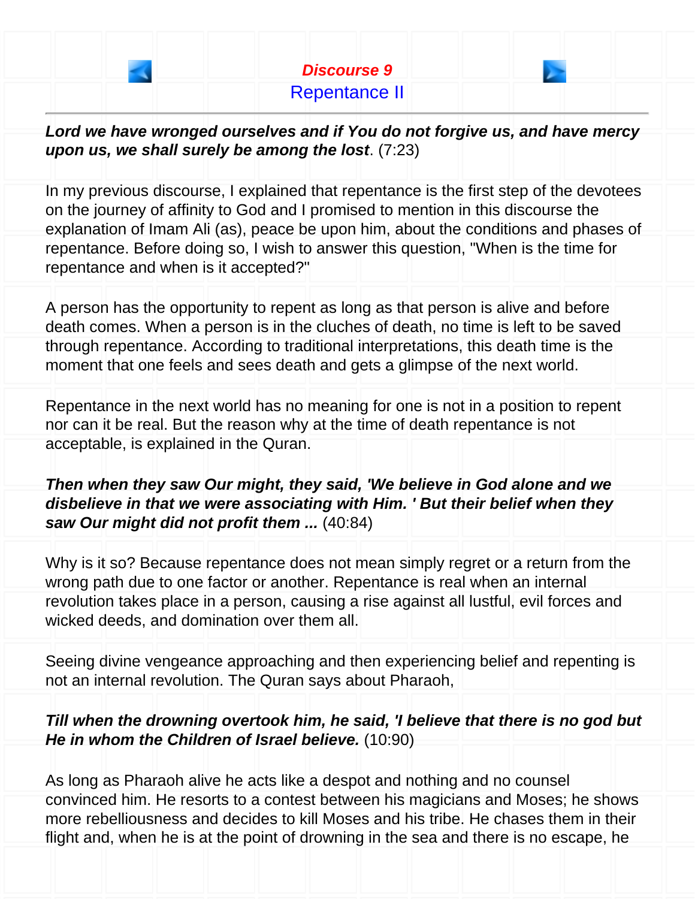## Discourse 9

## Repentance II

---

***Lord we have wronged ourselves and if You do not forgive us, and have mercy upon us, we shall surely be among the lost***. (7:23)

In my previous discourse, I explained that repentance is the first step of the devotees on the journey of affinity to God and I promised to mention in this discourse the explanation of Imam Ali (as), peace be upon him, about the conditions and phases of repentance. Before doing so, I wish to answer this question, "When is the time for repentance and when is it accepted?"

A person has the opportunity to repent as long as that person is alive and before death comes. When a person is in the cluches of death, no time is left to be saved through repentance. According to traditional interpretations, this death time is the moment that one feels and sees death and gets a glimpse of the next world.

Repentance in the next world has no meaning for one is not in a position to repent nor can it be real. But the reason why at the time of death repentance is not acceptable, is explained in the Quran.

***Then when they saw Our might, they said, 'We believe in God alone and we disbelieve in that we were associating with Him. ' But their belief when they saw Our might did not profit them ...*** (40:84)

Why is it so? Because repentance does not mean simply regret or a return from the wrong path due to one factor or another. Repentance is real when an internal revolution takes place in a person, causing a rise against all lustful, evil forces and wicked deeds, and domination over them all.

Seeing divine vengeance approaching and then experiencing belief and repenting is not an internal revolution. The Quran says about Pharaoh,

***Till when the drowning overtook him, he said, 'I believe that there is no god but He in whom the Children of Israel believe.*** (10:90)

As long as Pharaoh alive he acts like a despot and nothing and no counsel convinced him. He resorts to a contest between his magicians and Moses; he shows more rebelliousness and decides to kill Moses and his tribe. He chases them in their flight and, when he is at the point of drowning in the sea and there is no escape, he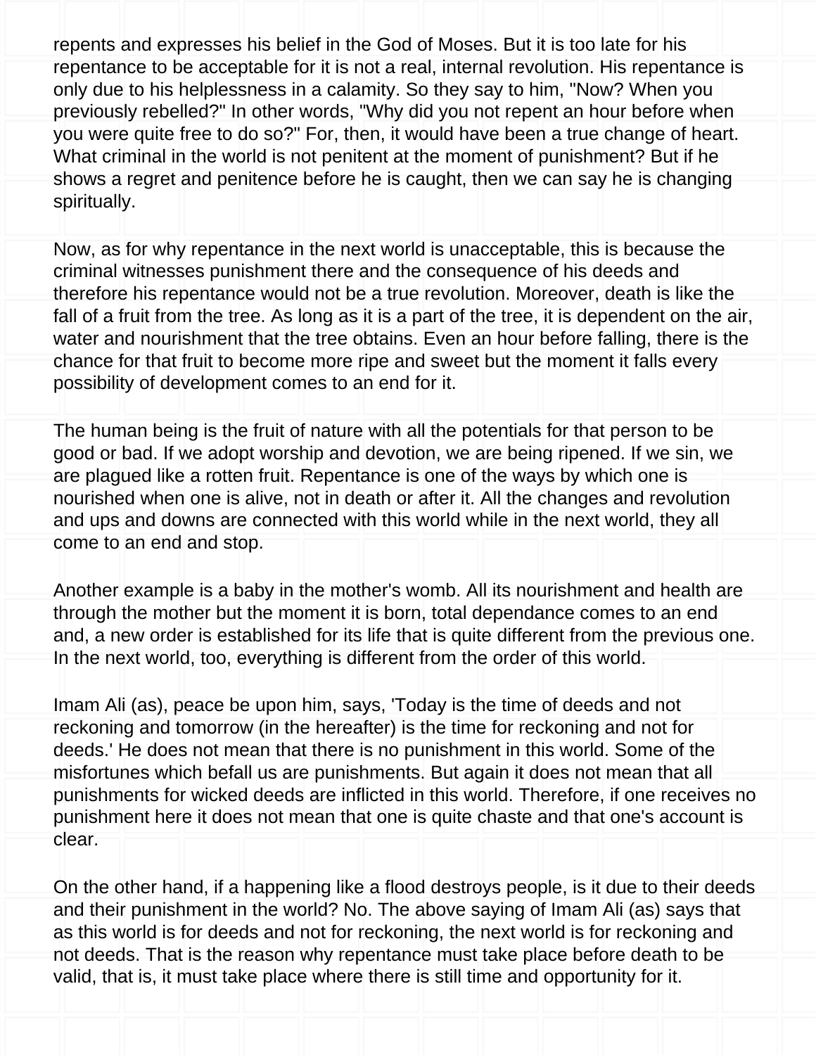repents and expresses his belief in the God of Moses. But it is too late for his repentance to be acceptable for it is not a real, internal revolution. His repentance is only due to his helplessness in a calamity. So they say to him, "Now? When you previously rebelled?" In other words, "Why did you not repent an hour before when you were quite free to do so?" For, then, it would have been a true change of heart. What criminal in the world is not penitent at the moment of punishment? But if he shows a regret and penitence before he is caught, then we can say he is changing spiritually.

Now, as for why repentance in the next world is unacceptable, this is because the criminal witnesses punishment there and the consequence of his deeds and therefore his repentance would not be a true revolution. Moreover, death is like the fall of a fruit from the tree. As long as it is a part of the tree, it is dependent on the air, water and nourishment that the tree obtains. Even an hour before falling, there is the chance for that fruit to become more ripe and sweet but the moment it falls every possibility of development comes to an end for it.

The human being is the fruit of nature with all the potentials for that person to be good or bad. If we adopt worship and devotion, we are being ripened. If we sin, we are plagued like a rotten fruit. Repentance is one of the ways by which one is nourished when one is alive, not in death or after it. All the changes and revolution and ups and downs are connected with this world while in the next world, they all come to an end and stop.

Another example is a baby in the mother's womb. All its nourishment and health are through the mother but the moment it is born, total dependance comes to an end and, a new order is established for its life that is quite different from the previous one. In the next world, too, everything is different from the order of this world.

Imam Ali (as), peace be upon him, says, 'Today is the time of deeds and not reckoning and tomorrow (in the hereafter) is the time for reckoning and not for deeds.' He does not mean that there is no punishment in this world. Some of the misfortunes which befall us are punishments. But again it does not mean that all punishments for wicked deeds are inflicted in this world. Therefore, if one receives no punishment here it does not mean that one is quite chaste and that one's account is clear.

On the other hand, if a happening like a flood destroys people, is it due to their deeds and their punishment in the world? No. The above saying of Imam Ali (as) says that as this world is for deeds and not for reckoning, the next world is for reckoning and not deeds. That is the reason why repentance must take place before death to be valid, that is, it must take place where there is still time and opportunity for it.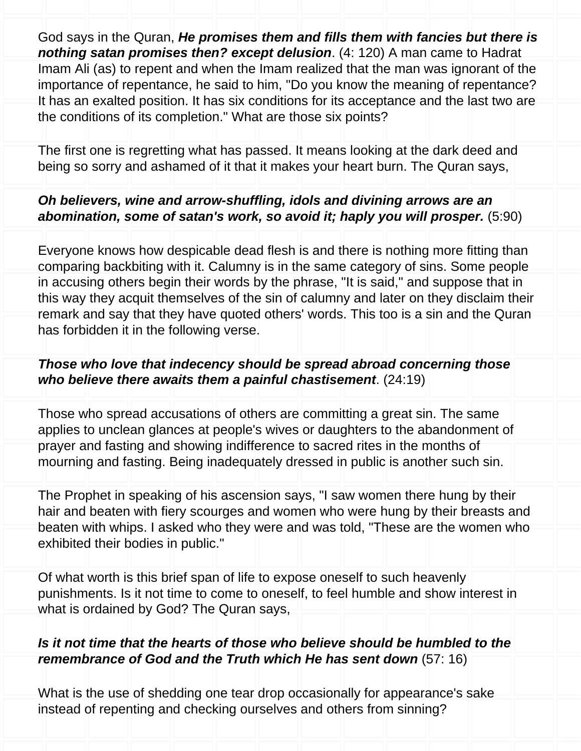God says in the Quran, ***He promises them and fills them with fancies but there is nothing satan promises then? except delusion***. (4: 120) A man came to Hadrat Imam Ali (as) to repent and when the Imam realized that the man was ignorant of the importance of repentance, he said to him, "Do you know the meaning of repentance? It has an exalted position. It has six conditions for its acceptance and the last two are the conditions of its completion." What are those six points?

The first one is regretting what has passed. It means looking at the dark deed and being so sorry and ashamed of it that it makes your heart burn. The Quran says,

***Oh believers, wine and arrow-shuffling, idols and divining arrows are an abomination, some of satan's work, so avoid it; haply you will prosper.*** (5:90)

Everyone knows how despicable dead flesh is and there is nothing more fitting than comparing backbiting with it. Calumny is in the same category of sins. Some people in accusing others begin their words by the phrase, "It is said," and suppose that in this way they acquit themselves of the sin of calumny and later on they disclaim their remark and say that they have quoted others' words. This too is a sin and the Quran has forbidden it in the following verse.

***Those who love that indecency should be spread abroad concerning those who believe there awaits them a painful chastisement***. (24:19)

Those who spread accusations of others are committing a great sin. The same applies to unclean glances at people's wives or daughters to the abandonment of prayer and fasting and showing indifference to sacred rites in the months of mourning and fasting. Being inadequately dressed in public is another such sin.

The Prophet in speaking of his ascension says, "I saw women there hung by their hair and beaten with fiery scourges and women who were hung by their breasts and beaten with whips. I asked who they were and was told, "These are the women who exhibited their bodies in public."

Of what worth is this brief span of life to expose oneself to such heavenly punishments. Is it not time to come to oneself, to feel humble and show interest in what is ordained by God? The Quran says,

***Is it not time that the hearts of those who believe should be humbled to the remembrance of God and the Truth which He has sent down*** (57: 16)

What is the use of shedding one tear drop occasionally for appearance's sake instead of repenting and checking ourselves and others from sinning?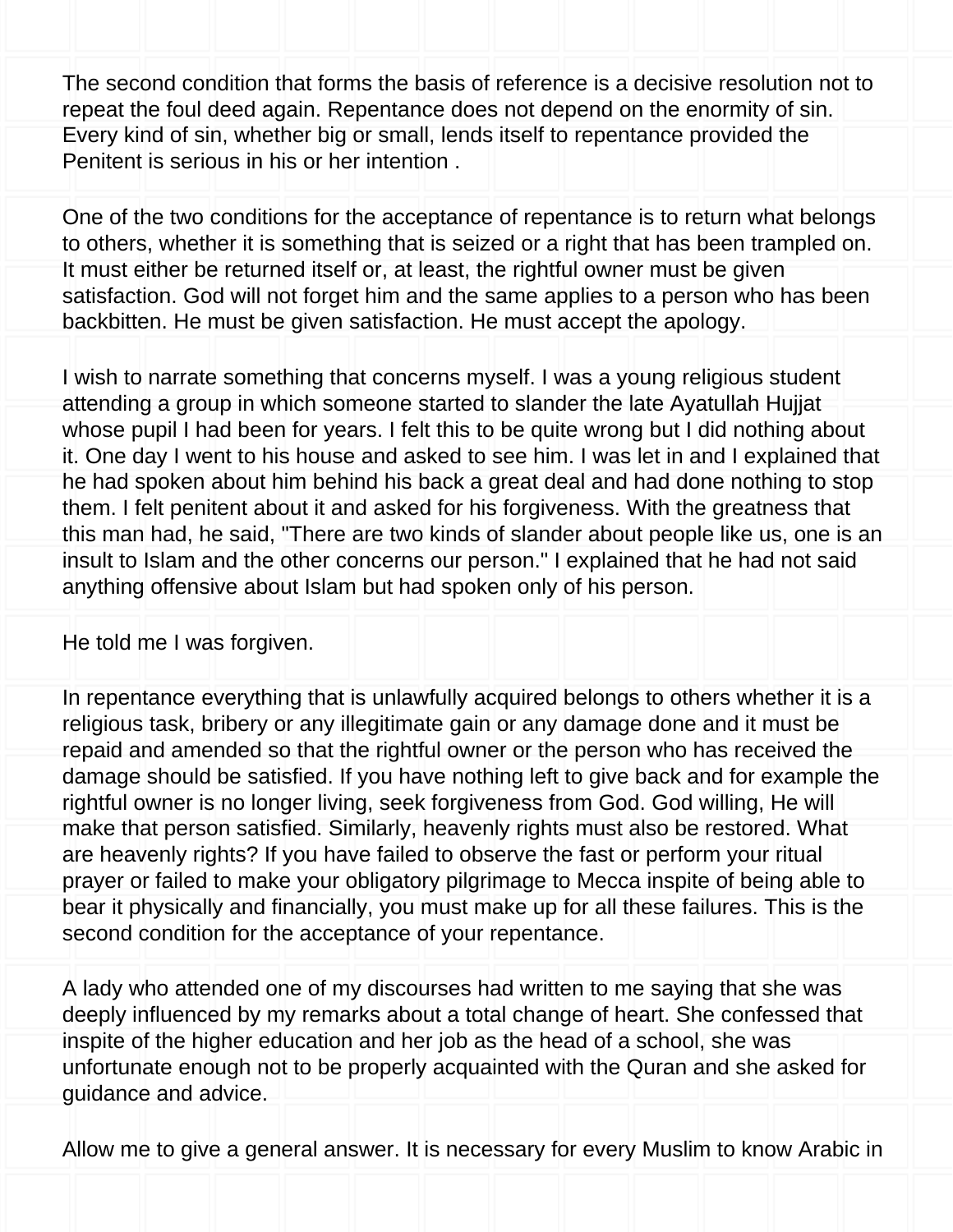The second condition that forms the basis of reference is a decisive resolution not to repeat the foul deed again. Repentance does not depend on the enormity of sin. Every kind of sin, whether big or small, lends itself to repentance provided the Penitent is serious in his or her intention .

One of the two conditions for the acceptance of repentance is to return what belongs to others, whether it is something that is seized or a right that has been trampled on. It must either be returned itself or, at least, the rightful owner must be given satisfaction. God will not forget him and the same applies to a person who has been backbitten. He must be given satisfaction. He must accept the apology.

I wish to narrate something that concerns myself. I was a young religious student attending a group in which someone started to slander the late Ayatullah Hujjat whose pupil I had been for years. I felt this to be quite wrong but I did nothing about it. One day I went to his house and asked to see him. I was let in and I explained that he had spoken about him behind his back a great deal and had done nothing to stop them. I felt penitent about it and asked for his forgiveness. With the greatness that this man had, he said, "There are two kinds of slander about people like us, one is an insult to Islam and the other concerns our person." I explained that he had not said anything offensive about Islam but had spoken only of his person.

He told me I was forgiven.

In repentance everything that is unlawfully acquired belongs to others whether it is a religious task, bribery or any illegitimate gain or any damage done and it must be repaid and amended so that the rightful owner or the person who has received the damage should be satisfied. If you have nothing left to give back and for example the rightful owner is no longer living, seek forgiveness from God. God willing, He will make that person satisfied. Similarly, heavenly rights must also be restored. What are heavenly rights? If you have failed to observe the fast or perform your ritual prayer or failed to make your obligatory pilgrimage to Mecca inspite of being able to bear it physically and financially, you must make up for all these failures. This is the second condition for the acceptance of your repentance.

A lady who attended one of my discourses had written to me saying that she was deeply influenced by my remarks about a total change of heart. She confessed that inspite of the higher education and her job as the head of a school, she was unfortunate enough not to be properly acquainted with the Quran and she asked for guidance and advice.

Allow me to give a general answer. It is necessary for every Muslim to know Arabic in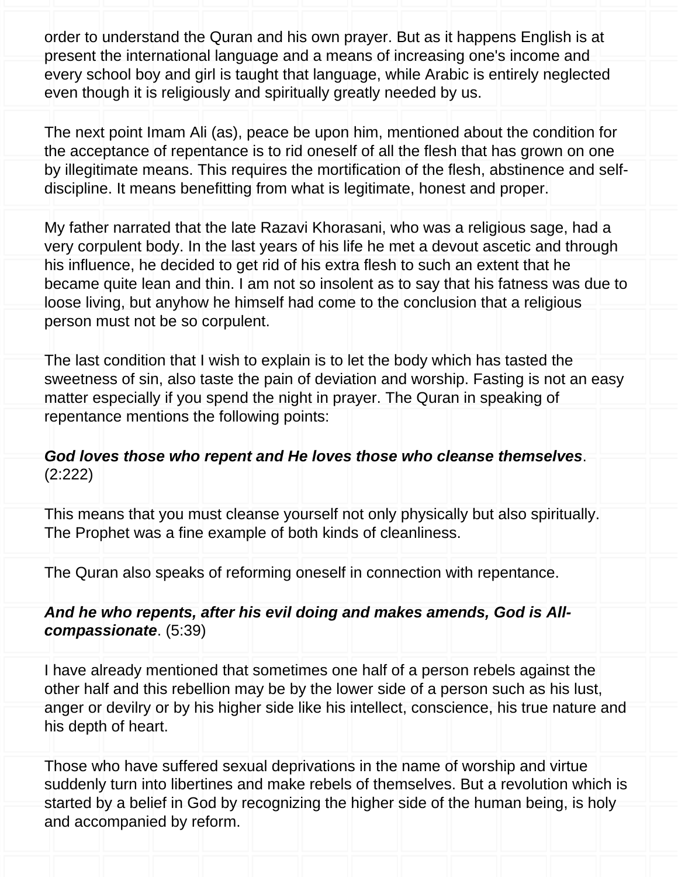order to understand the Quran and his own prayer. But as it happens English is at present the international language and a means of increasing one's income and every school boy and girl is taught that language, while Arabic is entirely neglected even though it is religiously and spiritually greatly needed by us.

The next point Imam Ali (as), peace be upon him, mentioned about the condition for the acceptance of repentance is to rid oneself of all the flesh that has grown on one by illegitimate means. This requires the mortification of the flesh, abstinence and self-discipline. It means benefitting from what is legitimate, honest and proper.

My father narrated that the late Razavi Khorasani, who was a religious sage, had a very corpulent body. In the last years of his life he met a devout ascetic and through his influence, he decided to get rid of his extra flesh to such an extent that he became quite lean and thin. I am not so insolent as to say that his fatness was due to loose living, but anyhow he himself had come to the conclusion that a religious person must not be so corpulent.

The last condition that I wish to explain is to let the body which has tasted the sweetness of sin, also taste the pain of deviation and worship. Fasting is not an easy matter especially if you spend the night in prayer. The Quran in speaking of repentance mentions the following points:

***God loves those who repent and He loves those who cleanse themselves***. (2:222)

This means that you must cleanse yourself not only physically but also spiritually. The Prophet was a fine example of both kinds of cleanliness.

The Quran also speaks of reforming oneself in connection with repentance.

***And he who repents, after his evil doing and makes amends, God is All-compassionate***. (5:39)

I have already mentioned that sometimes one half of a person rebels against the other half and this rebellion may be by the lower side of a person such as his lust, anger or devilry or by his higher side like his intellect, conscience, his true nature and his depth of heart.

Those who have suffered sexual deprivations in the name of worship and virtue suddenly turn into libertines and make rebels of themselves. But a revolution which is started by a belief in God by recognizing the higher side of the human being, is holy and accompanied by reform.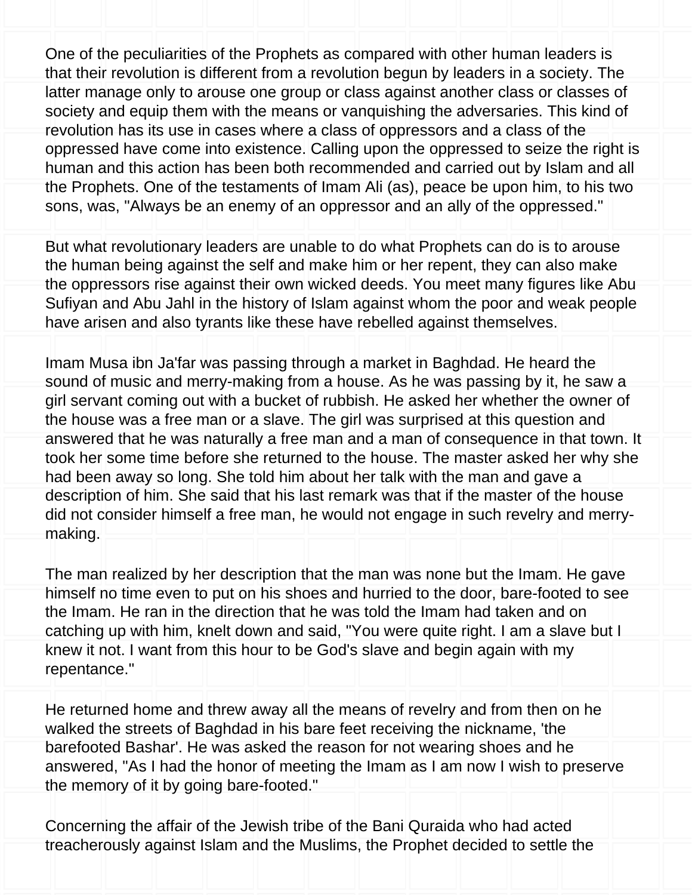One of the peculiarities of the Prophets as compared with other human leaders is that their revolution is different from a revolution begun by leaders in a society. The latter manage only to arouse one group or class against another class or classes of society and equip them with the means or vanquishing the adversaries. This kind of revolution has its use in cases where a class of oppressors and a class of the oppressed have come into existence. Calling upon the oppressed to seize the right is human and this action has been both recommended and carried out by Islam and all the Prophets. One of the testaments of Imam Ali (as), peace be upon him, to his two sons, was, "Always be an enemy of an oppressor and an ally of the oppressed."

But what revolutionary leaders are unable to do what Prophets can do is to arouse the human being against the self and make him or her repent, they can also make the oppressors rise against their own wicked deeds. You meet many figures like Abu Sufiyan and Abu Jahl in the history of Islam against whom the poor and weak people have arisen and also tyrants like these have rebelled against themselves.

Imam Musa ibn Ja'far was passing through a market in Baghdad. He heard the sound of music and merry-making from a house. As he was passing by it, he saw a girl servant coming out with a bucket of rubbish. He asked her whether the owner of the house was a free man or a slave. The girl was surprised at this question and answered that he was naturally a free man and a man of consequence in that town. It took her some time before she returned to the house. The master asked her why she had been away so long. She told him about her talk with the man and gave a description of him. She said that his last remark was that if the master of the house did not consider himself a free man, he would not engage in such revelry and merry-making.

The man realized by her description that the man was none but the Imam. He gave himself no time even to put on his shoes and hurried to the door, bare-footed to see the Imam. He ran in the direction that he was told the Imam had taken and on catching up with him, knelt down and said, "You were quite right. I am a slave but I knew it not. I want from this hour to be God's slave and begin again with my repentance."

He returned home and threw away all the means of revelry and from then on he walked the streets of Baghdad in his bare feet receiving the nickname, 'the barefooted Bashar'. He was asked the reason for not wearing shoes and he answered, "As I had the honor of meeting the Imam as I am now I wish to preserve the memory of it by going bare-footed."

Concerning the affair of the Jewish tribe of the Bani Quraida who had acted treacherously against Islam and the Muslims, the Prophet decided to settle the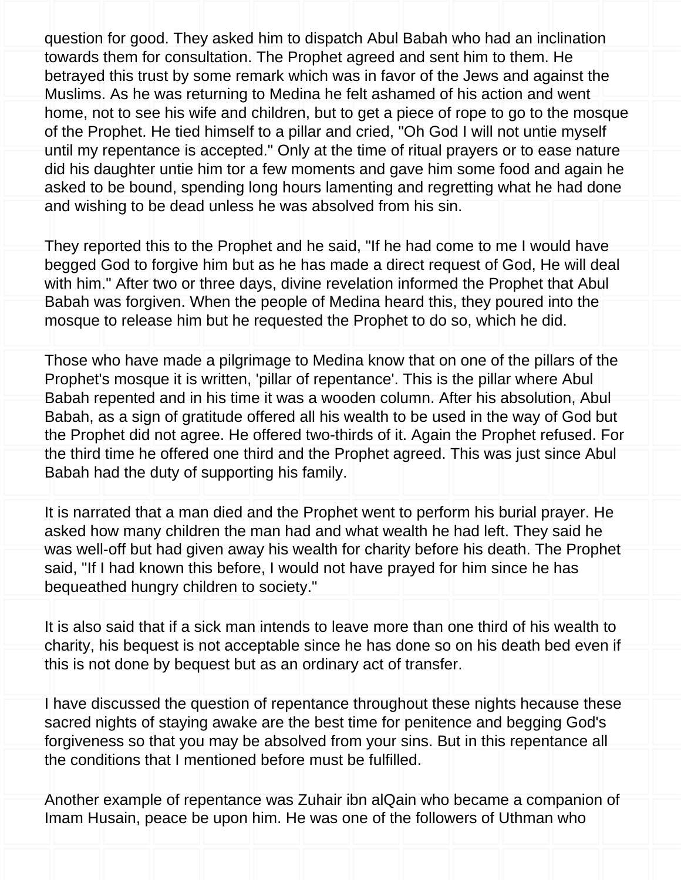question for good. They asked him to dispatch Abul Babah who had an inclination towards them for consultation. The Prophet agreed and sent him to them. He betrayed this trust by some remark which was in favor of the Jews and against the Muslims. As he was returning to Medina he felt ashamed of his action and went home, not to see his wife and children, but to get a piece of rope to go to the mosque of the Prophet. He tied himself to a pillar and cried, "Oh God I will not untie myself until my repentance is accepted." Only at the time of ritual prayers or to ease nature did his daughter untie him tor a few moments and gave him some food and again he asked to be bound, spending long hours lamenting and regretting what he had done and wishing to be dead unless he was absolved from his sin.

They reported this to the Prophet and he said, "If he had come to me I would have begged God to forgive him but as he has made a direct request of God, He will deal with him." After two or three days, divine revelation informed the Prophet that Abul Babah was forgiven. When the people of Medina heard this, they poured into the mosque to release him but he requested the Prophet to do so, which he did.

Those who have made a pilgrimage to Medina know that on one of the pillars of the Prophet's mosque it is written, 'pillar of repentance'. This is the pillar where Abul Babah repented and in his time it was a wooden column. After his absolution, Abul Babah, as a sign of gratitude offered all his wealth to be used in the way of God but the Prophet did not agree. He offered two-thirds of it. Again the Prophet refused. For the third time he offered one third and the Prophet agreed. This was just since Abul Babah had the duty of supporting his family.

It is narrated that a man died and the Prophet went to perform his burial prayer. He asked how many children the man had and what wealth he had left. They said he was well-off but had given away his wealth for charity before his death. The Prophet said, "If I had known this before, I would not have prayed for him since he has bequeathed hungry children to society."

It is also said that if a sick man intends to leave more than one third of his wealth to charity, his bequest is not acceptable since he has done so on his death bed even if this is not done by bequest but as an ordinary act of transfer.

I have discussed the question of repentance throughout these nights hecause these sacred nights of staying awake are the best time for penitence and begging God's forgiveness so that you may be absolved from your sins. But in this repentance all the conditions that I mentioned before must be fulfilled.

Another example of repentance was Zuhair ibn alQain who became a companion of Imam Husain, peace be upon him. He was one of the followers of Uthman who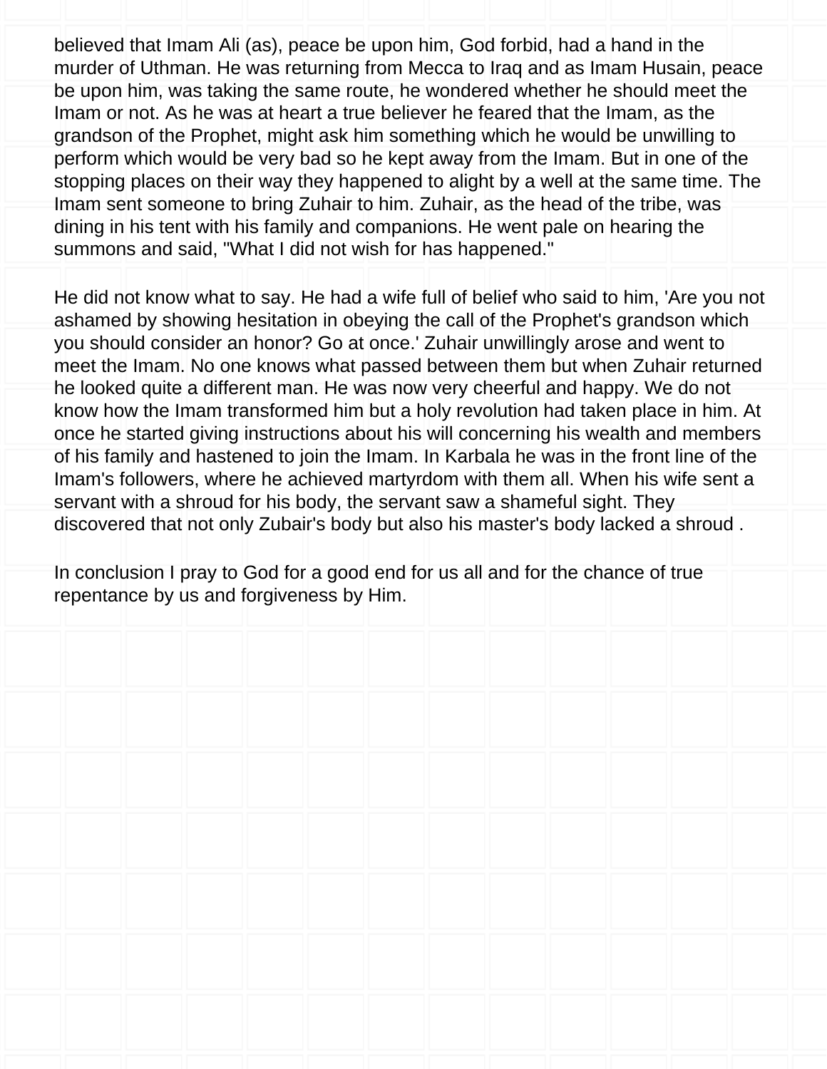believed that Imam Ali (as), peace be upon him, God forbid, had a hand in the murder of Uthman. He was returning from Mecca to Iraq and as Imam Husain, peace be upon him, was taking the same route, he wondered whether he should meet the Imam or not. As he was at heart a true believer he feared that the Imam, as the grandson of the Prophet, might ask him something which he would be unwilling to perform which would be very bad so he kept away from the Imam. But in one of the stopping places on their way they happened to alight by a well at the same time. The Imam sent someone to bring Zuhair to him. Zuhair, as the head of the tribe, was dining in his tent with his family and companions. He went pale on hearing the summons and said, "What I did not wish for has happened."

He did not know what to say. He had a wife full of belief who said to him, 'Are you not ashamed by showing hesitation in obeying the call of the Prophet's grandson which you should consider an honor? Go at once.' Zuhair unwillingly arose and went to meet the Imam. No one knows what passed between them but when Zuhair returned he looked quite a different man. He was now very cheerful and happy. We do not know how the Imam transformed him but a holy revolution had taken place in him. At once he started giving instructions about his will concerning his wealth and members of his family and hastened to join the Imam. In Karbala he was in the front line of the Imam's followers, where he achieved martyrdom with them all. When his wife sent a servant with a shroud for his body, the servant saw a shameful sight. They discovered that not only Zubair's body but also his master's body lacked a shroud .

In conclusion I pray to God for a good end for us all and for the chance of true repentance by us and forgiveness by Him.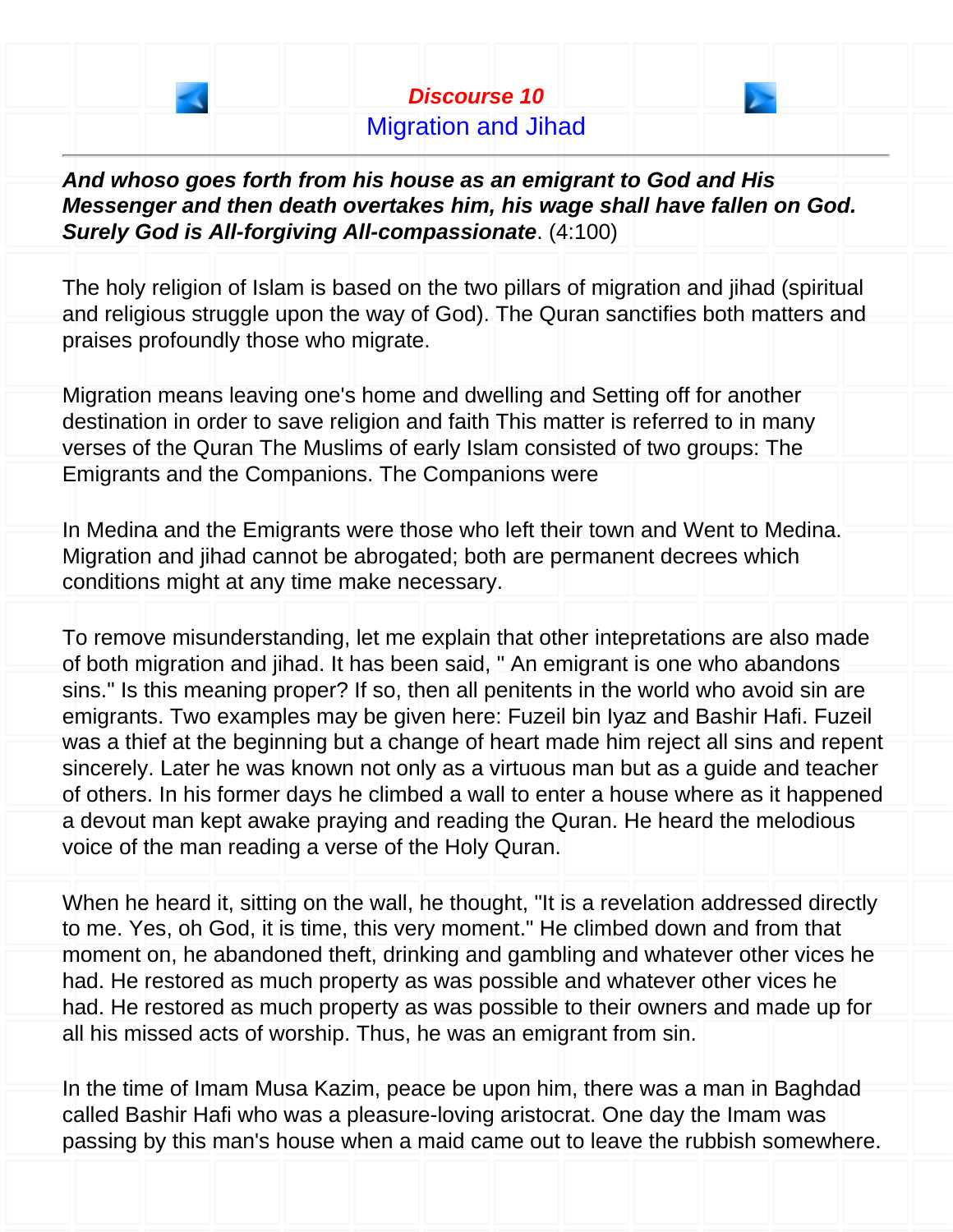## Discourse 10

## Migration and Jihad

***And whoso goes forth from his house as an emigrant to God and His Messenger and then death overtakes him, his wage shall have fallen on God. Surely God is All-forgiving All-compassionate***. (4:100)

The holy religion of Islam is based on the two pillars of migration and jihad (spiritual and religious struggle upon the way of God). The Quran sanctifies both matters and praises profoundly those who migrate.

Migration means leaving one's home and dwelling and Setting off for another destination in order to save religion and faith This matter is referred to in many verses of the Quran The Muslims of early Islam consisted of two groups: The Emigrants and the Companions. The Companions were

In Medina and the Emigrants were those who left their town and Went to Medina. Migration and jihad cannot be abrogated; both are permanent decrees which conditions might at any time make necessary.

To remove misunderstanding, let me explain that other intepretations are also made of both migration and jihad. It has been said, " An emigrant is one who abandons sins." Is this meaning proper? If so, then all penitents in the world who avoid sin are emigrants. Two examples may be given here: Fuzeil bin Iyaz and Bashir Hafi. Fuzeil was a thief at the beginning but a change of heart made him reject all sins and repent sincerely. Later he was known not only as a virtuous man but as a guide and teacher of others. In his former days he climbed a wall to enter a house where as it happened a devout man kept awake praying and reading the Quran. He heard the melodious voice of the man reading a verse of the Holy Quran.

When he heard it, sitting on the wall, he thought, "It is a revelation addressed directly to me. Yes, oh God, it is time, this very moment." He climbed down and from that moment on, he abandoned theft, drinking and gambling and whatever other vices he had. He restored as much property as was possible and whatever other vices he had. He restored as much property as was possible to their owners and made up for all his missed acts of worship. Thus, he was an emigrant from sin.

In the time of Imam Musa Kazim, peace be upon him, there was a man in Baghdad called Bashir Hafi who was a pleasure-loving aristocrat. One day the Imam was passing by this man's house when a maid came out to leave the rubbish somewhere.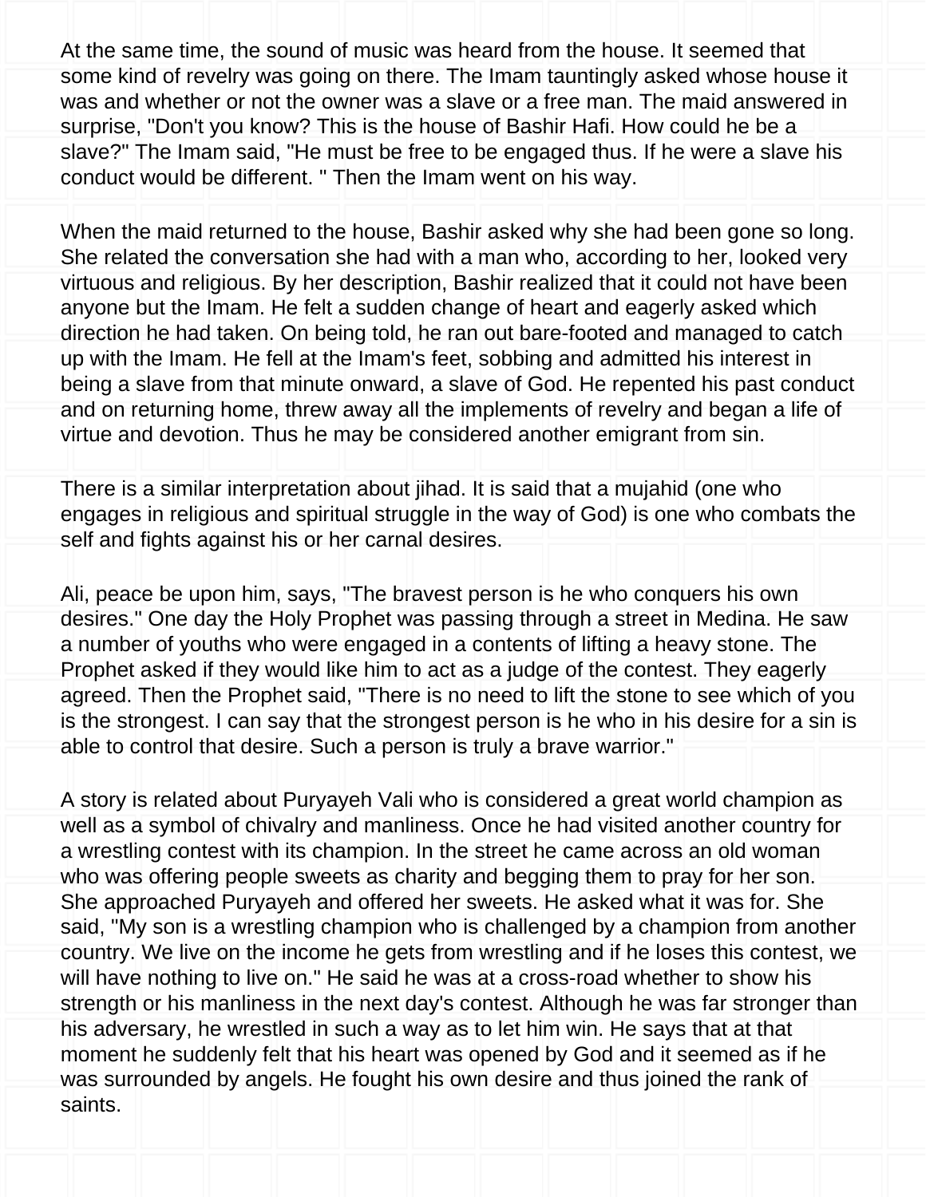At the same time, the sound of music was heard from the house. It seemed that some kind of revelry was going on there. The Imam tauntingly asked whose house it was and whether or not the owner was a slave or a free man. The maid answered in surprise, "Don't you know? This is the house of Bashir Hafi. How could he be a slave?" The Imam said, "He must be free to be engaged thus. If he were a slave his conduct would be different. " Then the Imam went on his way.

When the maid returned to the house, Bashir asked why she had been gone so long. She related the conversation she had with a man who, according to her, looked very virtuous and religious. By her description, Bashir realized that it could not have been anyone but the Imam. He felt a sudden change of heart and eagerly asked which direction he had taken. On being told, he ran out bare-footed and managed to catch up with the Imam. He fell at the Imam's feet, sobbing and admitted his interest in being a slave from that minute onward, a slave of God. He repented his past conduct and on returning home, threw away all the implements of revelry and began a life of virtue and devotion. Thus he may be considered another emigrant from sin.

There is a similar interpretation about jihad. It is said that a mujahid (one who engages in religious and spiritual struggle in the way of God) is one who combats the self and fights against his or her carnal desires.

Ali, peace be upon him, says, "The bravest person is he who conquers his own desires." One day the Holy Prophet was passing through a street in Medina. He saw a number of youths who were engaged in a contents of lifting a heavy stone. The Prophet asked if they would like him to act as a judge of the contest. They eagerly agreed. Then the Prophet said, "There is no need to lift the stone to see which of you is the strongest. I can say that the strongest person is he who in his desire for a sin is able to control that desire. Such a person is truly a brave warrior."

A story is related about Puryayeh Vali who is considered a great world champion as well as a symbol of chivalry and manliness. Once he had visited another country for a wrestling contest with its champion. In the street he came across an old woman who was offering people sweets as charity and begging them to pray for her son. She approached Puryayeh and offered her sweets. He asked what it was for. She said, "My son is a wrestling champion who is challenged by a champion from another country. We live on the income he gets from wrestling and if he loses this contest, we will have nothing to live on." He said he was at a cross-road whether to show his strength or his manliness in the next day's contest. Although he was far stronger than his adversary, he wrestled in such a way as to let him win. He says that at that moment he suddenly felt that his heart was opened by God and it seemed as if he was surrounded by angels. He fought his own desire and thus joined the rank of saints.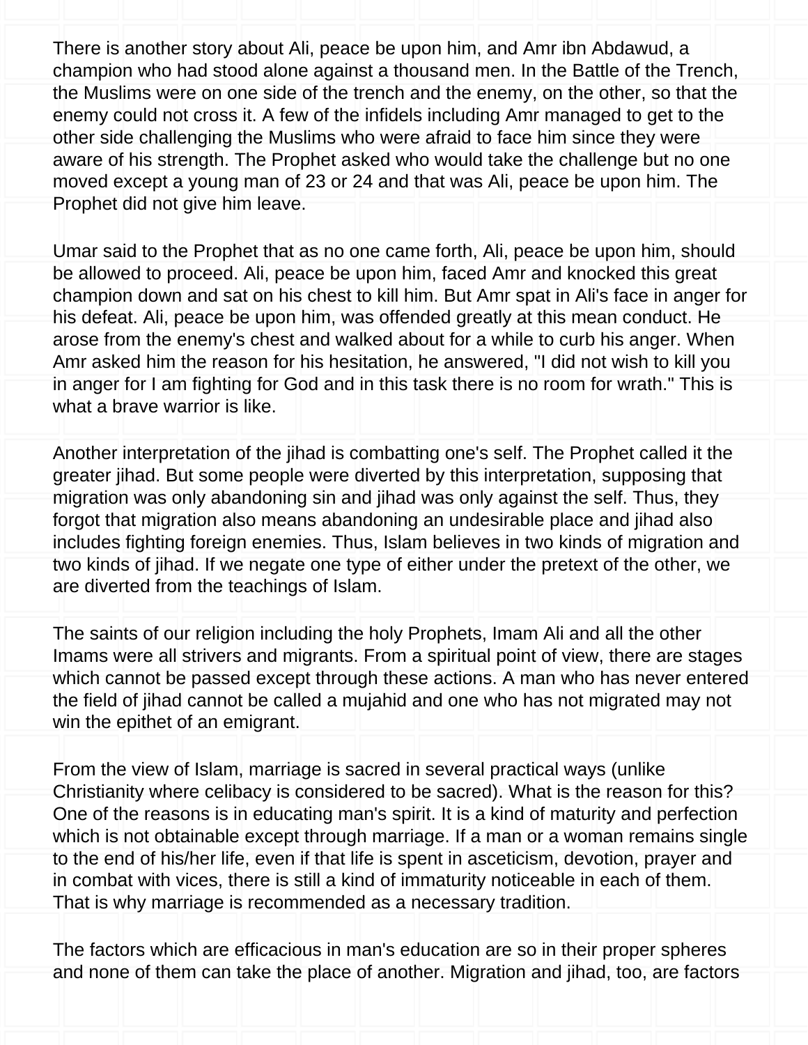There is another story about Ali, peace be upon him, and Amr ibn Abdawud, a champion who had stood alone against a thousand men. In the Battle of the Trench, the Muslims were on one side of the trench and the enemy, on the other, so that the enemy could not cross it. A few of the infidels including Amr managed to get to the other side challenging the Muslims who were afraid to face him since they were aware of his strength. The Prophet asked who would take the challenge but no one moved except a young man of 23 or 24 and that was Ali, peace be upon him. The Prophet did not give him leave.

Umar said to the Prophet that as no one came forth, Ali, peace be upon him, should be allowed to proceed. Ali, peace be upon him, faced Amr and knocked this great champion down and sat on his chest to kill him. But Amr spat in Ali's face in anger for his defeat. Ali, peace be upon him, was offended greatly at this mean conduct. He arose from the enemy's chest and walked about for a while to curb his anger. When Amr asked him the reason for his hesitation, he answered, "I did not wish to kill you in anger for I am fighting for God and in this task there is no room for wrath." This is what a brave warrior is like.

Another interpretation of the jihad is combatting one's self. The Prophet called it the greater jihad. But some people were diverted by this interpretation, supposing that migration was only abandoning sin and jihad was only against the self. Thus, they forgot that migration also means abandoning an undesirable place and jihad also includes fighting foreign enemies. Thus, Islam believes in two kinds of migration and two kinds of jihad. If we negate one type of either under the pretext of the other, we are diverted from the teachings of Islam.

The saints of our religion including the holy Prophets, Imam Ali and all the other Imams were all strivers and migrants. From a spiritual point of view, there are stages which cannot be passed except through these actions. A man who has never entered the field of jihad cannot be called a mujahid and one who has not migrated may not win the epithet of an emigrant.

From the view of Islam, marriage is sacred in several practical ways (unlike Christianity where celibacy is considered to be sacred). What is the reason for this? One of the reasons is in educating man's spirit. It is a kind of maturity and perfection which is not obtainable except through marriage. If a man or a woman remains single to the end of his/her life, even if that life is spent in asceticism, devotion, prayer and in combat with vices, there is still a kind of immaturity noticeable in each of them. That is why marriage is recommended as a necessary tradition.

The factors which are efficacious in man's education are so in their proper spheres and none of them can take the place of another. Migration and jihad, too, are factors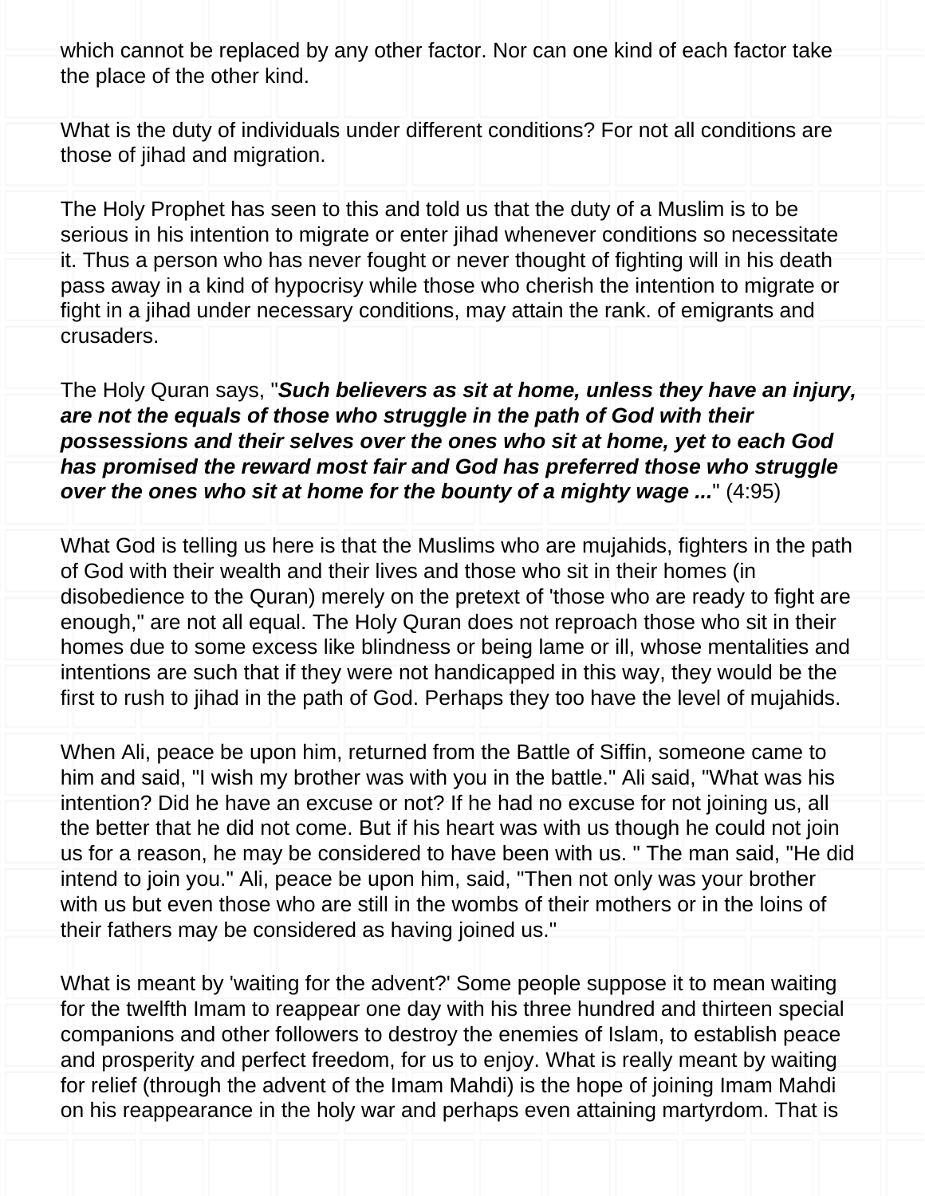which cannot be replaced by any other factor. Nor can one kind of each factor take the place of the other kind.

What is the duty of individuals under different conditions? For not all conditions are those of jihad and migration.

The Holy Prophet has seen to this and told us that the duty of a Muslim is to be serious in his intention to migrate or enter jihad whenever conditions so necessitate it. Thus a person who has never fought or never thought of fighting will in his death pass away in a kind of hypocrisy while those who cherish the intention to migrate or fight in a jihad under necessary conditions, may attain the rank. of emigrants and crusaders.

The Holy Quran says, "***Such believers as sit at home, unless they have an injury, are not the equals of those who struggle in the path of God with their possessions and their selves over the ones who sit at home, yet to each God has promised the reward most fair and God has preferred those who struggle over the ones who sit at home for the bounty of a mighty wage ...***" (4:95)

What God is telling us here is that the Muslims who are mujahids, fighters in the path of God with their wealth and their lives and those who sit in their homes (in disobedience to the Quran) merely on the pretext of 'those who are ready to fight are enough," are not all equal. The Holy Quran does not reproach those who sit in their homes due to some excess like blindness or being lame or ill, whose mentalities and intentions are such that if they were not handicapped in this way, they would be the first to rush to jihad in the path of God. Perhaps they too have the level of mujahids.

When Ali, peace be upon him, returned from the Battle of Siffin, someone came to him and said, "I wish my brother was with you in the battle." Ali said, "What was his intention? Did he have an excuse or not? If he had no excuse for not joining us, all the better that he did not come. But if his heart was with us though he could not join us for a reason, he may be considered to have been with us. " The man said, "He did intend to join you." Ali, peace be upon him, said, "Then not only was your brother with us but even those who are still in the wombs of their mothers or in the loins of their fathers may be considered as having joined us."

What is meant by 'waiting for the advent?' Some people suppose it to mean waiting for the twelfth Imam to reappear one day with his three hundred and thirteen special companions and other followers to destroy the enemies of Islam, to establish peace and prosperity and perfect freedom, for us to enjoy. What is really meant by waiting for relief (through the advent of the Imam Mahdi) is the hope of joining Imam Mahdi on his reappearance in the holy war and perhaps even attaining martyrdom. That is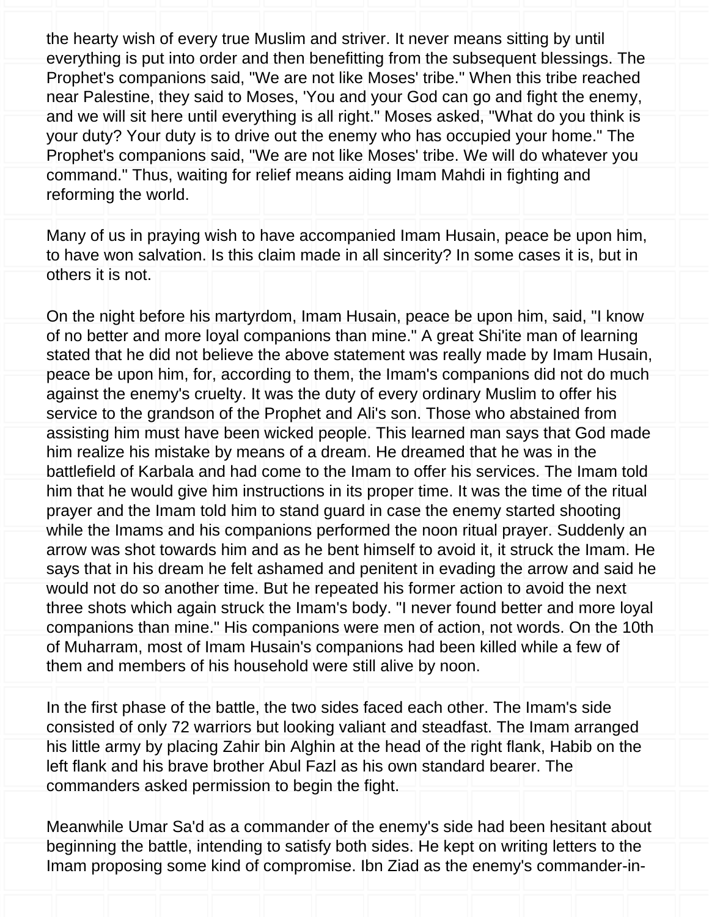the hearty wish of every true Muslim and striver. It never means sitting by until everything is put into order and then benefitting from the subsequent blessings. The Prophet's companions said, "We are not like Moses' tribe." When this tribe reached near Palestine, they said to Moses, 'You and your God can go and fight the enemy, and we will sit here until everything is all right." Moses asked, "What do you think is your duty? Your duty is to drive out the enemy who has occupied your home." The Prophet's companions said, "We are not like Moses' tribe. We will do whatever you command." Thus, waiting for relief means aiding Imam Mahdi in fighting and reforming the world.

Many of us in praying wish to have accompanied Imam Husain, peace be upon him, to have won salvation. Is this claim made in all sincerity? In some cases it is, but in others it is not.

On the night before his martyrdom, Imam Husain, peace be upon him, said, "I know of no better and more loyal companions than mine." A great Shi'ite man of learning stated that he did not believe the above statement was really made by Imam Husain, peace be upon him, for, according to them, the Imam's companions did not do much against the enemy's cruelty. It was the duty of every ordinary Muslim to offer his service to the grandson of the Prophet and Ali's son. Those who abstained from assisting him must have been wicked people. This learned man says that God made him realize his mistake by means of a dream. He dreamed that he was in the battlefield of Karbala and had come to the Imam to offer his services. The Imam told him that he would give him instructions in its proper time. It was the time of the ritual prayer and the Imam told him to stand guard in case the enemy started shooting while the Imams and his companions performed the noon ritual prayer. Suddenly an arrow was shot towards him and as he bent himself to avoid it, it struck the Imam. He says that in his dream he felt ashamed and penitent in evading the arrow and said he would not do so another time. But he repeated his former action to avoid the next three shots which again struck the Imam's body. "I never found better and more loyal companions than mine." His companions were men of action, not words. On the 10th of Muharram, most of Imam Husain's companions had been killed while a few of them and members of his household were still alive by noon.

In the first phase of the battle, the two sides faced each other. The Imam's side consisted of only 72 warriors but looking valiant and steadfast. The Imam arranged his little army by placing Zahir bin Alghin at the head of the right flank, Habib on the left flank and his brave brother Abul Fazl as his own standard bearer. The commanders asked permission to begin the fight.

Meanwhile Umar Sa'd as a commander of the enemy's side had been hesitant about beginning the battle, intending to satisfy both sides. He kept on writing letters to the Imam proposing some kind of compromise. Ibn Ziad as the enemy's commander-in-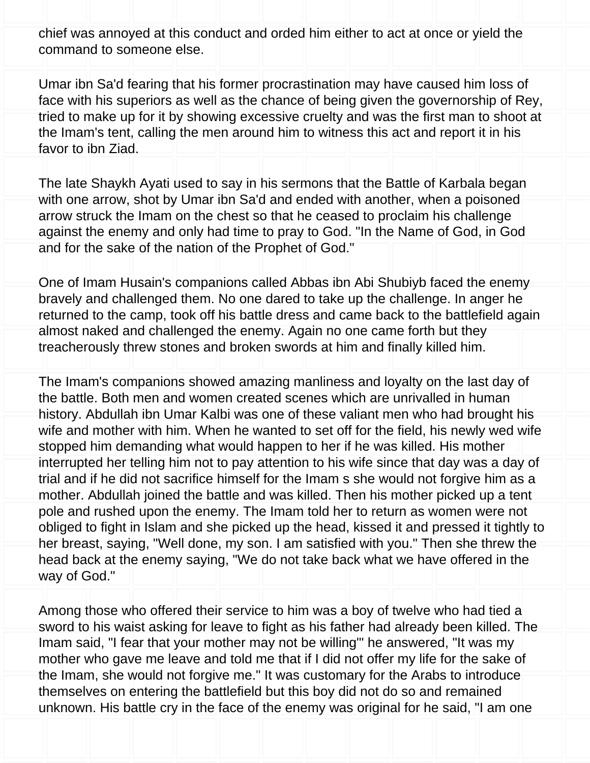chief was annoyed at this conduct and orded him either to act at once or yield the command to someone else.

Umar ibn Sa'd fearing that his former procrastination may have caused him loss of face with his superiors as well as the chance of being given the governorship of Rey, tried to make up for it by showing excessive cruelty and was the first man to shoot at the Imam's tent, calling the men around him to witness this act and report it in his favor to ibn Ziad.

The late Shaykh Ayati used to say in his sermons that the Battle of Karbala began with one arrow, shot by Umar ibn Sa'd and ended with another, when a poisoned arrow struck the Imam on the chest so that he ceased to proclaim his challenge against the enemy and only had time to pray to God. "In the Name of God, in God and for the sake of the nation of the Prophet of God."

One of Imam Husain's companions called Abbas ibn Abi Shubiyb faced the enemy bravely and challenged them. No one dared to take up the challenge. In anger he returned to the camp, took off his battle dress and came back to the battlefield again almost naked and challenged the enemy. Again no one came forth but they treacherously threw stones and broken swords at him and finally killed him.

The Imam's companions showed amazing manliness and loyalty on the last day of the battle. Both men and women created scenes which are unrivalled in human history. Abdullah ibn Umar Kalbi was one of these valiant men who had brought his wife and mother with him. When he wanted to set off for the field, his newly wed wife stopped him demanding what would happen to her if he was killed. His mother interrupted her telling him not to pay attention to his wife since that day was a day of trial and if he did not sacrifice himself for the Imam s she would not forgive him as a mother. Abdullah joined the battle and was killed. Then his mother picked up a tent pole and rushed upon the enemy. The Imam told her to return as women were not obliged to fight in Islam and she picked up the head, kissed it and pressed it tightly to her breast, saying, "Well done, my son. I am satisfied with you." Then she threw the head back at the enemy saying, "We do not take back what we have offered in the way of God."

Among those who offered their service to him was a boy of twelve who had tied a sword to his waist asking for leave to fight as his father had already been killed. The Imam said, "I fear that your mother may not be willing"' he answered, "It was my mother who gave me leave and told me that if I did not offer my life for the sake of the Imam, she would not forgive me." It was customary for the Arabs to introduce themselves on entering the battlefield but this boy did not do so and remained unknown. His battle cry in the face of the enemy was original for he said, "I am one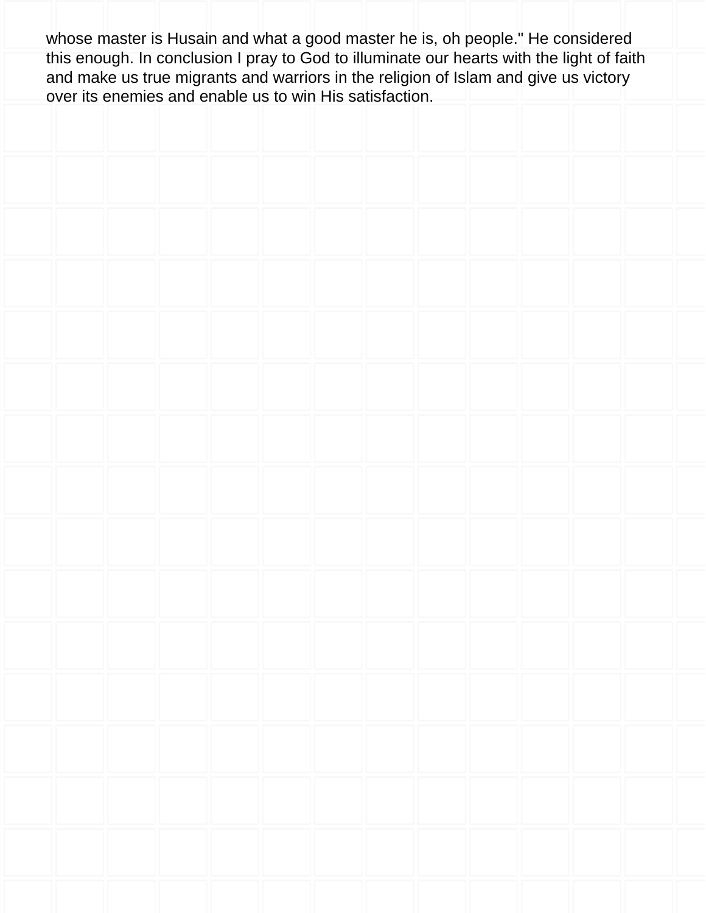whose master is Husain and what a good master he is, oh people." He considered this enough. In conclusion I pray to God to illuminate our hearts with the light of faith and make us true migrants and warriors in the religion of Islam and give us victory over its enemies and enable us to win His satisfaction.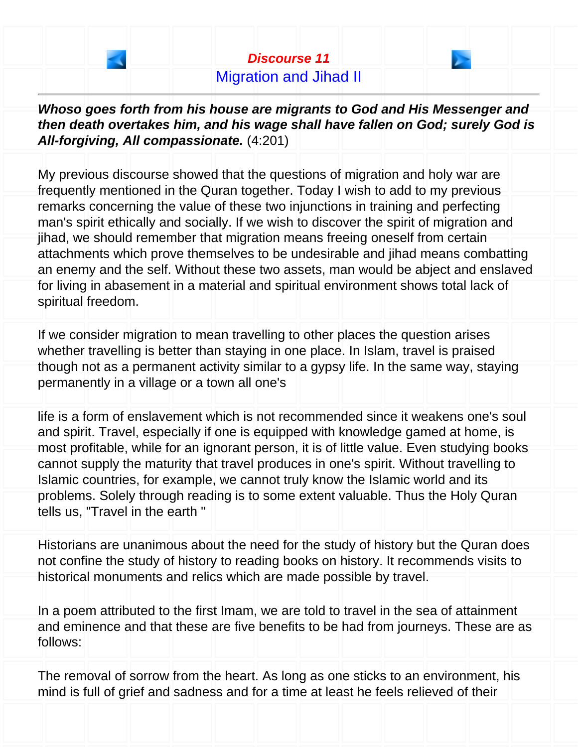## Discourse 11

## Migration and Jihad II

***Whoso goes forth from his house are migrants to God and His Messenger and then death overtakes him, and his wage shall have fallen on God; surely God is All-forgiving, All compassionate.*** (4:201)

My previous discourse showed that the questions of migration and holy war are frequently mentioned in the Quran together. Today I wish to add to my previous remarks concerning the value of these two injunctions in training and perfecting man's spirit ethically and socially. If we wish to discover the spirit of migration and jihad, we should remember that migration means freeing oneself from certain attachments which prove themselves to be undesirable and jihad means combatting an enemy and the self. Without these two assets, man would be abject and enslaved for living in abasement in a material and spiritual environment shows total lack of spiritual freedom.

If we consider migration to mean travelling to other places the question arises whether travelling is better than staying in one place. In Islam, travel is praised though not as a permanent activity similar to a gypsy life. In the same way, staying permanently in a village or a town all one's

life is a form of enslavement which is not recommended since it weakens one's soul and spirit. Travel, especially if one is equipped with knowledge gamed at home, is most profitable, while for an ignorant person, it is of little value. Even studying books cannot supply the maturity that travel produces in one's spirit. Without travelling to Islamic countries, for example, we cannot truly know the Islamic world and its problems. Solely through reading is to some extent valuable. Thus the Holy Quran tells us, "Travel in the earth "

Historians are unanimous about the need for the study of history but the Quran does not confine the study of history to reading books on history. It recommends visits to historical monuments and relics which are made possible by travel.

In a poem attributed to the first Imam, we are told to travel in the sea of attainment and eminence and that these are five benefits to be had from journeys. These are as follows:

The removal of sorrow from the heart. As long as one sticks to an environment, his mind is full of grief and sadness and for a time at least he feels relieved of their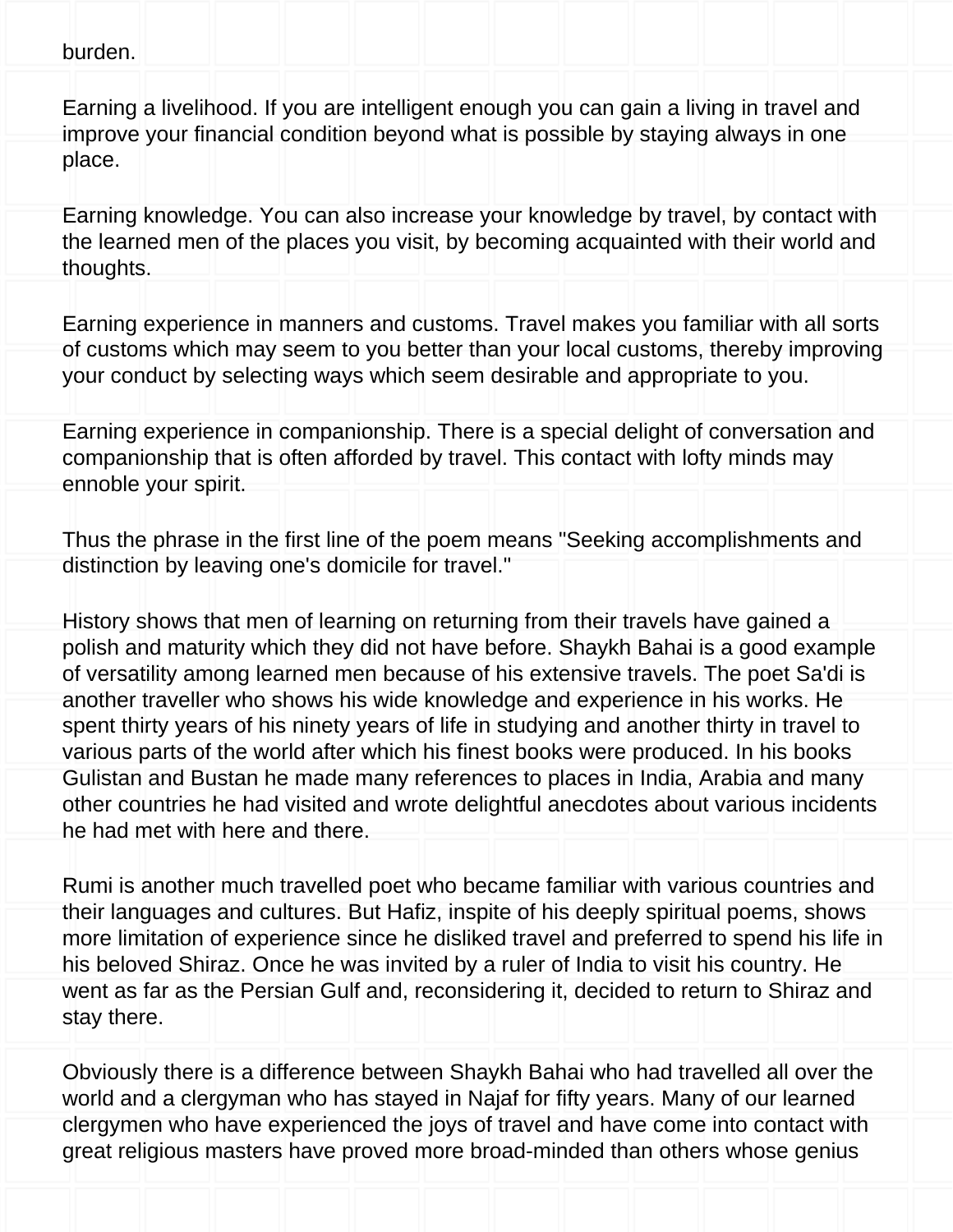burden.

Earning a livelihood. If you are intelligent enough you can gain a living in travel and improve your financial condition beyond what is possible by staying always in one place.

Earning knowledge. You can also increase your knowledge by travel, by contact with the learned men of the places you visit, by becoming acquainted with their world and thoughts.

Earning experience in manners and customs. Travel makes you familiar with all sorts of customs which may seem to you better than your local customs, thereby improving your conduct by selecting ways which seem desirable and appropriate to you.

Earning experience in companionship. There is a special delight of conversation and companionship that is often afforded by travel. This contact with lofty minds may ennoble your spirit.

Thus the phrase in the first line of the poem means "Seeking accomplishments and distinction by leaving one's domicile for travel."

History shows that men of learning on returning from their travels have gained a polish and maturity which they did not have before. Shaykh Bahai is a good example of versatility among learned men because of his extensive travels. The poet Sa'di is another traveller who shows his wide knowledge and experience in his works. He spent thirty years of his ninety years of life in studying and another thirty in travel to various parts of the world after which his finest books were produced. In his books Gulistan and Bustan he made many references to places in India, Arabia and many other countries he had visited and wrote delightful anecdotes about various incidents he had met with here and there.

Rumi is another much travelled poet who became familiar with various countries and their languages and cultures. But Hafiz, inspite of his deeply spiritual poems, shows more limitation of experience since he disliked travel and preferred to spend his life in his beloved Shiraz. Once he was invited by a ruler of India to visit his country. He went as far as the Persian Gulf and, reconsidering it, decided to return to Shiraz and stay there.

Obviously there is a difference between Shaykh Bahai who had travelled all over the world and a clergyman who has stayed in Najaf for fifty years. Many of our learned clergymen who have experienced the joys of travel and have come into contact with great religious masters have proved more broad-minded than others whose genius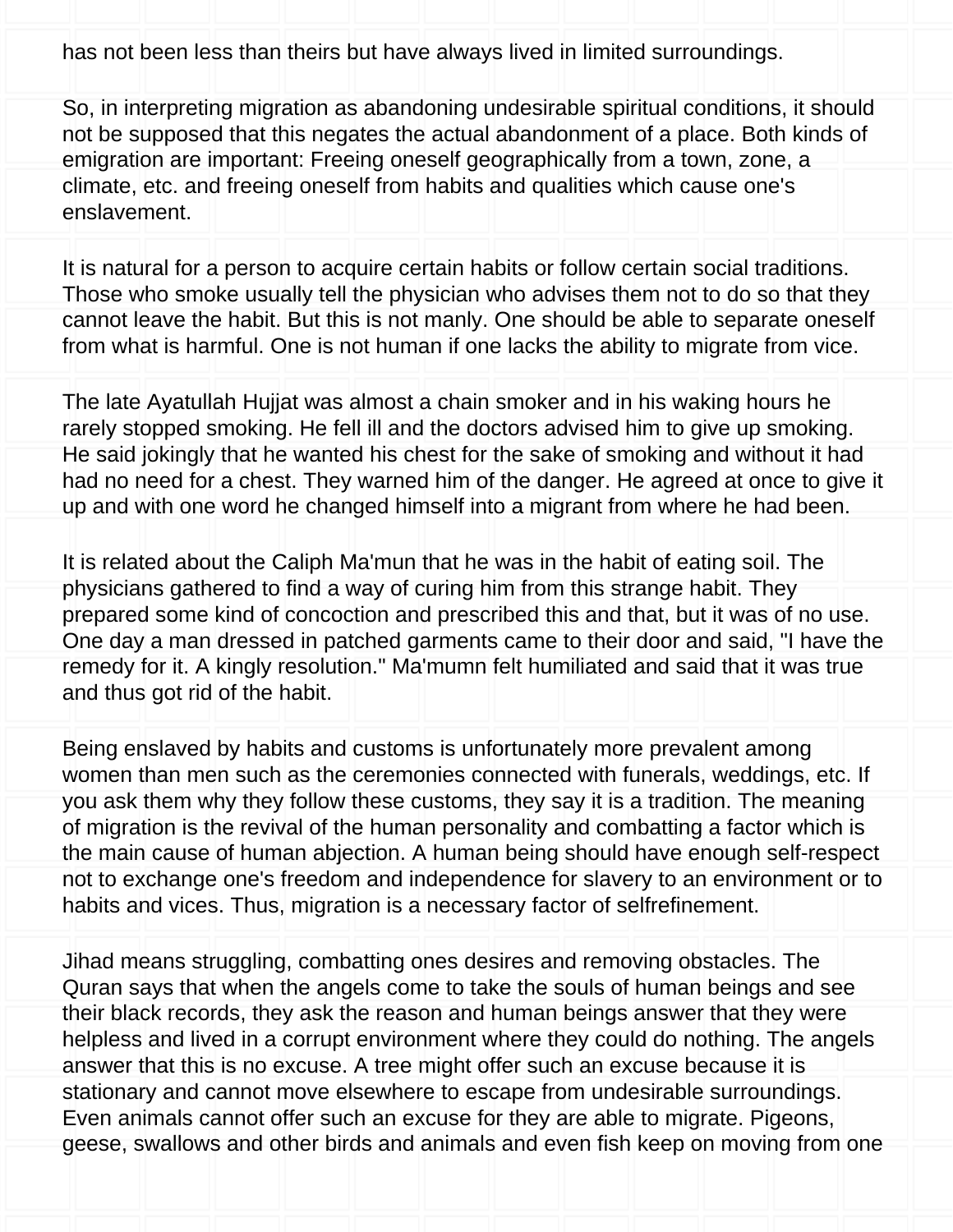has not been less than theirs but have always lived in limited surroundings.

So, in interpreting migration as abandoning undesirable spiritual conditions, it should not be supposed that this negates the actual abandonment of a place. Both kinds of emigration are important: Freeing oneself geographically from a town, zone, a climate, etc. and freeing oneself from habits and qualities which cause one's enslavement.

It is natural for a person to acquire certain habits or follow certain social traditions. Those who smoke usually tell the physician who advises them not to do so that they cannot leave the habit. But this is not manly. One should be able to separate oneself from what is harmful. One is not human if one lacks the ability to migrate from vice.

The late Ayatullah Hujjat was almost a chain smoker and in his waking hours he rarely stopped smoking. He fell ill and the doctors advised him to give up smoking. He said jokingly that he wanted his chest for the sake of smoking and without it had had no need for a chest. They warned him of the danger. He agreed at once to give it up and with one word he changed himself into a migrant from where he had been.

It is related about the Caliph Ma'mun that he was in the habit of eating soil. The physicians gathered to find a way of curing him from this strange habit. They prepared some kind of concoction and prescribed this and that, but it was of no use. One day a man dressed in patched garments came to their door and said, "I have the remedy for it. A kingly resolution." Ma'mumn felt humiliated and said that it was true and thus got rid of the habit.

Being enslaved by habits and customs is unfortunately more prevalent among women than men such as the ceremonies connected with funerals, weddings, etc. If you ask them why they follow these customs, they say it is a tradition. The meaning of migration is the revival of the human personality and combatting a factor which is the main cause of human abjection. A human being should have enough self-respect not to exchange one's freedom and independence for slavery to an environment or to habits and vices. Thus, migration is a necessary factor of selfrefinement.

Jihad means struggling, combatting ones desires and removing obstacles. The Quran says that when the angels come to take the souls of human beings and see their black records, they ask the reason and human beings answer that they were helpless and lived in a corrupt environment where they could do nothing. The angels answer that this is no excuse. A tree might offer such an excuse because it is stationary and cannot move elsewhere to escape from undesirable surroundings. Even animals cannot offer such an excuse for they are able to migrate. Pigeons, geese, swallows and other birds and animals and even fish keep on moving from one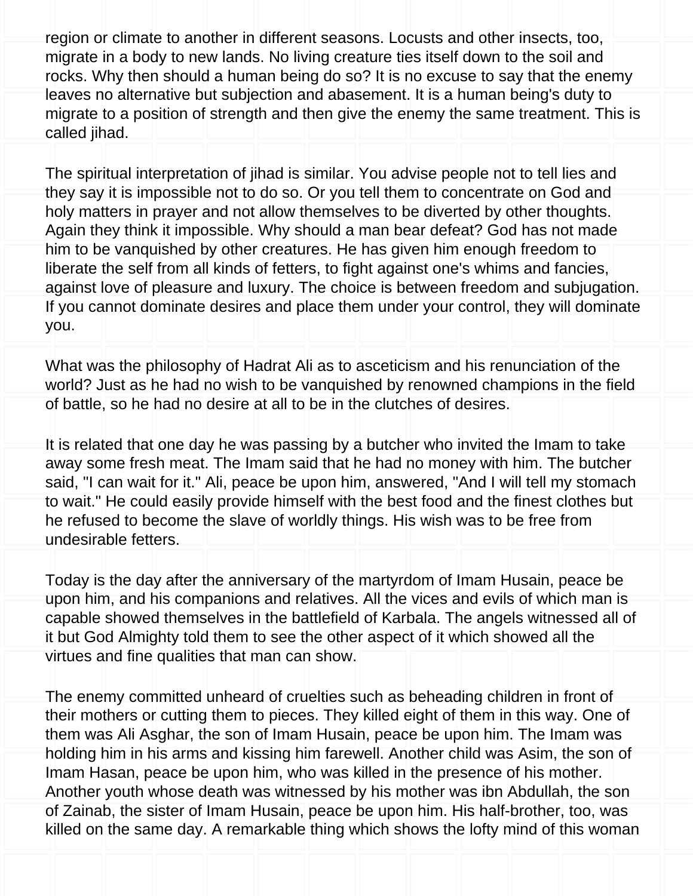region or climate to another in different seasons. Locusts and other insects, too, migrate in a body to new lands. No living creature ties itself down to the soil and rocks. Why then should a human being do so? It is no excuse to say that the enemy leaves no alternative but subjection and abasement. It is a human being's duty to migrate to a position of strength and then give the enemy the same treatment. This is called jihad.

The spiritual interpretation of jihad is similar. You advise people not to tell lies and they say it is impossible not to do so. Or you tell them to concentrate on God and holy matters in prayer and not allow themselves to be diverted by other thoughts. Again they think it impossible. Why should a man bear defeat? God has not made him to be vanquished by other creatures. He has given him enough freedom to liberate the self from all kinds of fetters, to fight against one's whims and fancies, against love of pleasure and luxury. The choice is between freedom and subjugation. If you cannot dominate desires and place them under your control, they will dominate you.

What was the philosophy of Hadrat Ali as to asceticism and his renunciation of the world? Just as he had no wish to be vanquished by renowned champions in the field of battle, so he had no desire at all to be in the clutches of desires.

It is related that one day he was passing by a butcher who invited the Imam to take away some fresh meat. The Imam said that he had no money with him. The butcher said, "I can wait for it." Ali, peace be upon him, answered, "And I will tell my stomach to wait." He could easily provide himself with the best food and the finest clothes but he refused to become the slave of worldly things. His wish was to be free from undesirable fetters.

Today is the day after the anniversary of the martyrdom of Imam Husain, peace be upon him, and his companions and relatives. All the vices and evils of which man is capable showed themselves in the battlefield of Karbala. The angels witnessed all of it but God Almighty told them to see the other aspect of it which showed all the virtues and fine qualities that man can show.

The enemy committed unheard of cruelties such as beheading children in front of their mothers or cutting them to pieces. They killed eight of them in this way. One of them was Ali Asghar, the son of Imam Husain, peace be upon him. The Imam was holding him in his arms and kissing him farewell. Another child was Asim, the son of Imam Hasan, peace be upon him, who was killed in the presence of his mother. Another youth whose death was witnessed by his mother was ibn Abdullah, the son of Zainab, the sister of Imam Husain, peace be upon him. His half-brother, too, was killed on the same day. A remarkable thing which shows the lofty mind of this woman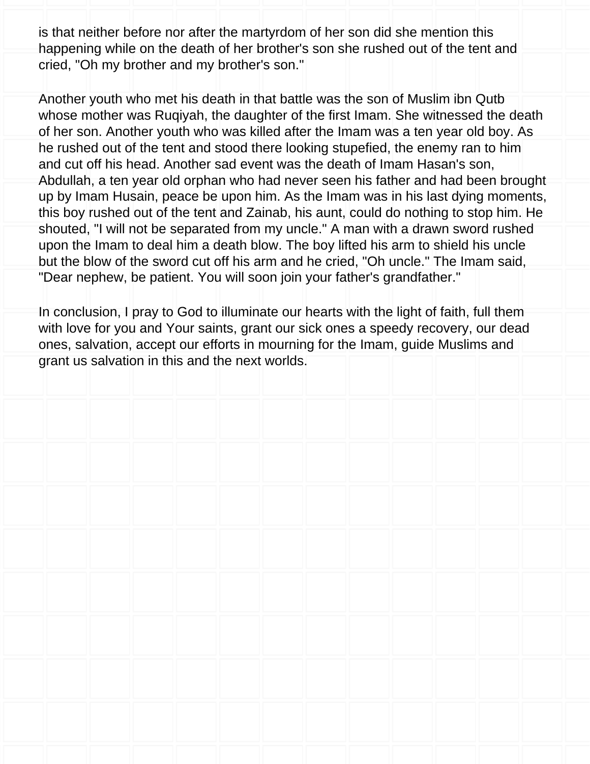is that neither before nor after the martyrdom of her son did she mention this happening while on the death of her brother's son she rushed out of the tent and cried, "Oh my brother and my brother's son."

Another youth who met his death in that battle was the son of Muslim ibn Qutb whose mother was Ruqiyah, the daughter of the first Imam. She witnessed the death of her son. Another youth who was killed after the Imam was a ten year old boy. As he rushed out of the tent and stood there looking stupefied, the enemy ran to him and cut off his head. Another sad event was the death of Imam Hasan's son, Abdullah, a ten year old orphan who had never seen his father and had been brought up by Imam Husain, peace be upon him. As the Imam was in his last dying moments, this boy rushed out of the tent and Zainab, his aunt, could do nothing to stop him. He shouted, "I will not be separated from my uncle." A man with a drawn sword rushed upon the Imam to deal him a death blow. The boy lifted his arm to shield his uncle but the blow of the sword cut off his arm and he cried, "Oh uncle." The Imam said, "Dear nephew, be patient. You will soon join your father's grandfather."

In conclusion, I pray to God to illuminate our hearts with the light of faith, full them with love for you and Your saints, grant our sick ones a speedy recovery, our dead ones, salvation, accept our efforts in mourning for the Imam, guide Muslims and grant us salvation in this and the next worlds.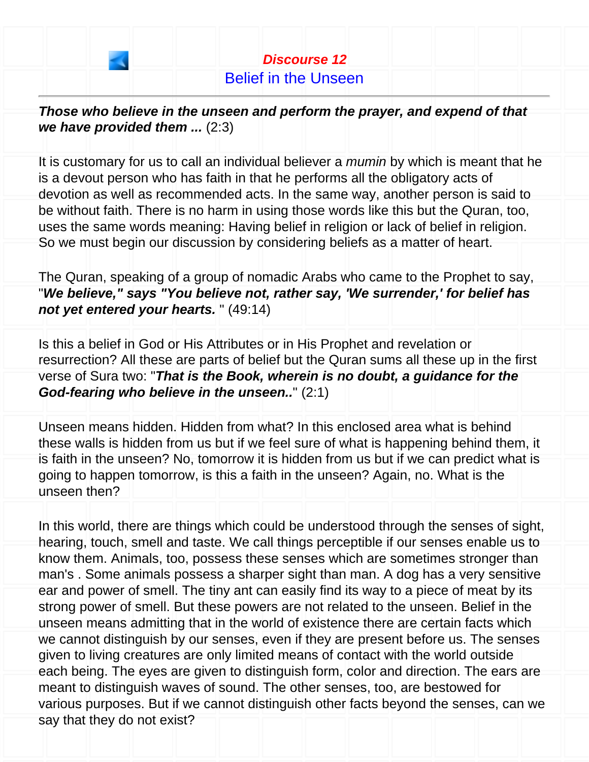# *Discourse 12*

## Belief in the Unseen

---

***Those who believe in the unseen and perform the prayer, and expend of that we have provided them ...*** (2:3)

It is customary for us to call an individual believer a *mumin* by which is meant that he is a devout person who has faith in that he performs all the obligatory acts of devotion as well as recommended acts. In the same way, another person is said to be without faith. There is no harm in using those words like this but the Quran, too, uses the same words meaning: Having belief in religion or lack of belief in religion. So we must begin our discussion by considering beliefs as a matter of heart.

The Quran, speaking of a group of nomadic Arabs who came to the Prophet to say, "***We believe," says "You believe not, rather say, 'We surrender,' for belief has not yet entered your hearts.*** " (49:14)

Is this a belief in God or His Attributes or in His Prophet and revelation or resurrection? All these are parts of belief but the Quran sums all these up in the first verse of Sura two: "***That is the Book, wherein is no doubt, a guidance for the God-fearing who believe in the unseen..***" (2:1)

Unseen means hidden. Hidden from what? In this enclosed area what is behind these walls is hidden from us but if we feel sure of what is happening behind them, it is faith in the unseen? No, tomorrow it is hidden from us but if we can predict what is going to happen tomorrow, is this a faith in the unseen? Again, no. What is the unseen then?

In this world, there are things which could be understood through the senses of sight, hearing, touch, smell and taste. We call things perceptible if our senses enable us to know them. Animals, too, possess these senses which are sometimes stronger than man's . Some animals possess a sharper sight than man. A dog has a very sensitive ear and power of smell. The tiny ant can easily find its way to a piece of meat by its strong power of smell. But these powers are not related to the unseen. Belief in the unseen means admitting that in the world of existence there are certain facts which we cannot distinguish by our senses, even if they are present before us. The senses given to living creatures are only limited means of contact with the world outside each being. The eyes are given to distinguish form, color and direction. The ears are meant to distinguish waves of sound. The other senses, too, are bestowed for various purposes. But if we cannot distinguish other facts beyond the senses, can we say that they do not exist?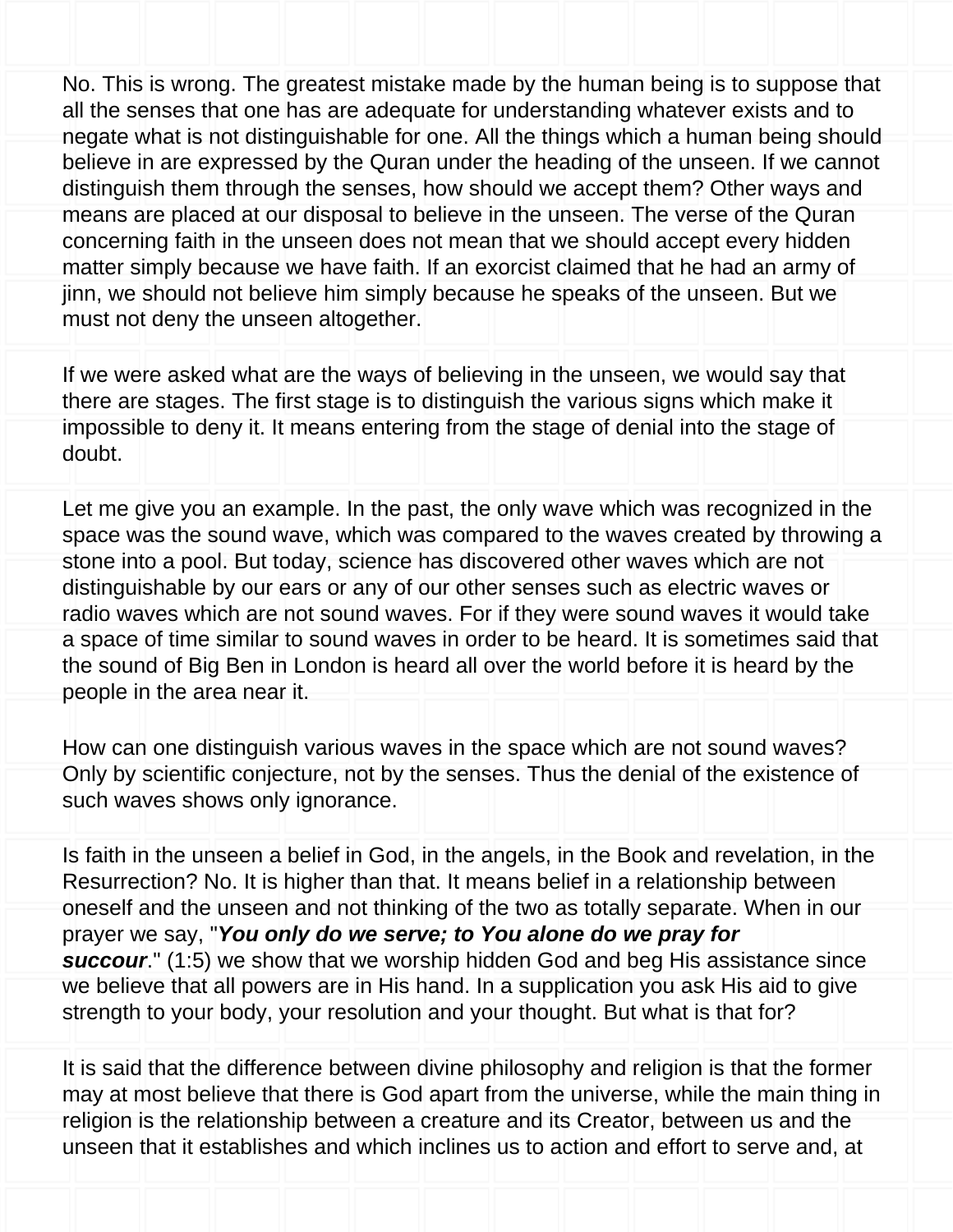No. This is wrong. The greatest mistake made by the human being is to suppose that all the senses that one has are adequate for understanding whatever exists and to negate what is not distinguishable for one. All the things which a human being should believe in are expressed by the Quran under the heading of the unseen. If we cannot distinguish them through the senses, how should we accept them? Other ways and means are placed at our disposal to believe in the unseen. The verse of the Quran concerning faith in the unseen does not mean that we should accept every hidden matter simply because we have faith. If an exorcist claimed that he had an army of jinn, we should not believe him simply because he speaks of the unseen. But we must not deny the unseen altogether.

If we were asked what are the ways of believing in the unseen, we would say that there are stages. The first stage is to distinguish the various signs which make it impossible to deny it. It means entering from the stage of denial into the stage of doubt.

Let me give you an example. In the past, the only wave which was recognized in the space was the sound wave, which was compared to the waves created by throwing a stone into a pool. But today, science has discovered other waves which are not distinguishable by our ears or any of our other senses such as electric waves or radio waves which are not sound waves. For if they were sound waves it would take a space of time similar to sound waves in order to be heard. It is sometimes said that the sound of Big Ben in London is heard all over the world before it is heard by the people in the area near it.

How can one distinguish various waves in the space which are not sound waves? Only by scientific conjecture, not by the senses. Thus the denial of the existence of such waves shows only ignorance.

Is faith in the unseen a belief in God, in the angels, in the Book and revelation, in the Resurrection? No. It is higher than that. It means belief in a relationship between oneself and the unseen and not thinking of the two as totally separate. When in our prayer we say, "***You only do we serve; to You alone do we pray for succour***." (1:5) we show that we worship hidden God and beg His assistance since we believe that all powers are in His hand. In a supplication you ask His aid to give strength to your body, your resolution and your thought. But what is that for?

It is said that the difference between divine philosophy and religion is that the former may at most believe that there is God apart from the universe, while the main thing in religion is the relationship between a creature and its Creator, between us and the unseen that it establishes and which inclines us to action and effort to serve and, at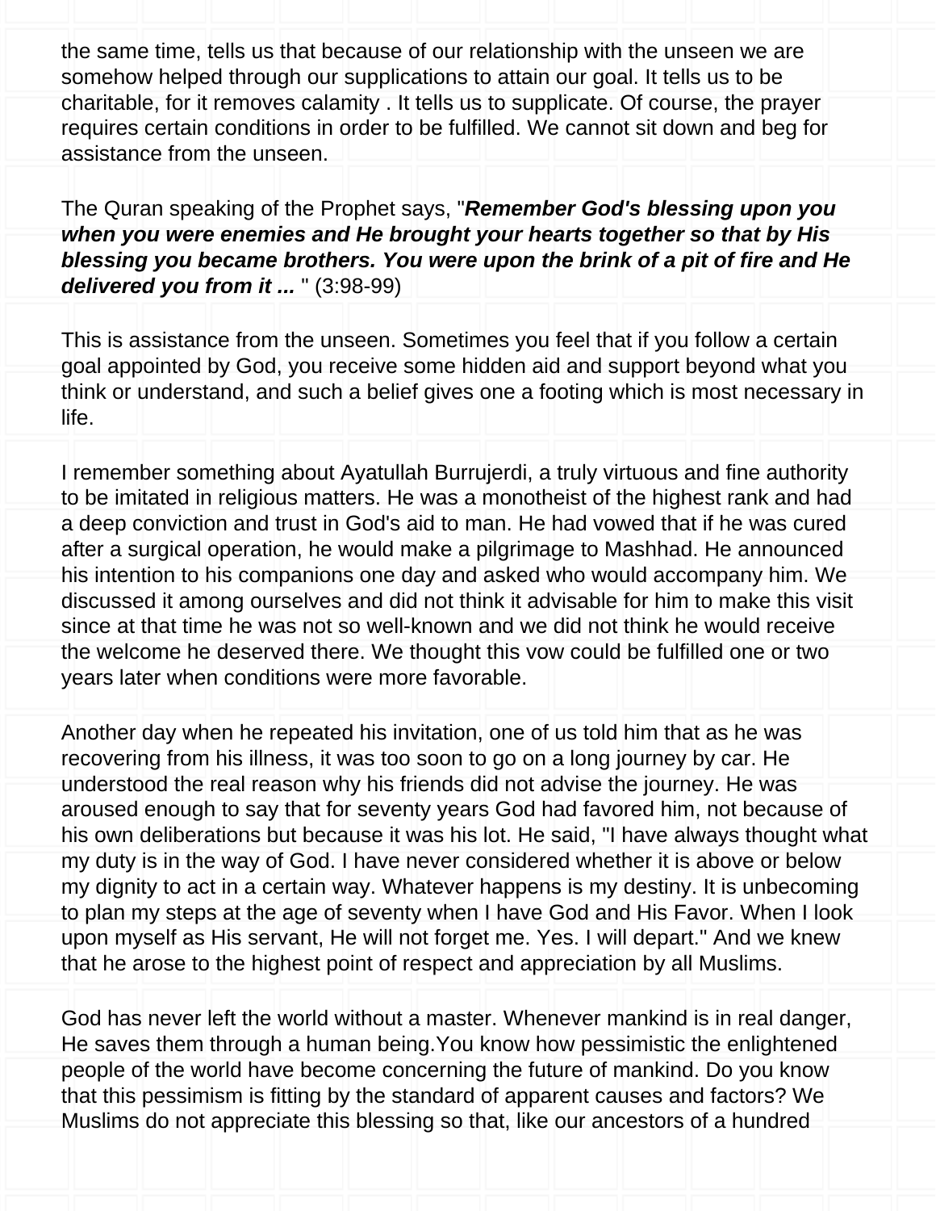the same time, tells us that because of our relationship with the unseen we are somehow helped through our supplications to attain our goal. It tells us to be charitable, for it removes calamity . It tells us to supplicate. Of course, the prayer requires certain conditions in order to be fulfilled. We cannot sit down and beg for assistance from the unseen.

The Quran speaking of the Prophet says, "***Remember God's blessing upon you when you were enemies and He brought your hearts together so that by His blessing you became brothers. You were upon the brink of a pit of fire and He delivered you from it ...*** " (3:98-99)

This is assistance from the unseen. Sometimes you feel that if you follow a certain goal appointed by God, you receive some hidden aid and support beyond what you think or understand, and such a belief gives one a footing which is most necessary in life.

I remember something about Ayatullah Burrujerdi, a truly virtuous and fine authority to be imitated in religious matters. He was a monotheist of the highest rank and had a deep conviction and trust in God's aid to man. He had vowed that if he was cured after a surgical operation, he would make a pilgrimage to Mashhad. He announced his intention to his companions one day and asked who would accompany him. We discussed it among ourselves and did not think it advisable for him to make this visit since at that time he was not so well-known and we did not think he would receive the welcome he deserved there. We thought this vow could be fulfilled one or two years later when conditions were more favorable.

Another day when he repeated his invitation, one of us told him that as he was recovering from his illness, it was too soon to go on a long journey by car. He understood the real reason why his friends did not advise the journey. He was aroused enough to say that for seventy years God had favored him, not because of his own deliberations but because it was his lot. He said, "I have always thought what my duty is in the way of God. I have never considered whether it is above or below my dignity to act in a certain way. Whatever happens is my destiny. It is unbecoming to plan my steps at the age of seventy when I have God and His Favor. When I look upon myself as His servant, He will not forget me. Yes. I will depart." And we knew that he arose to the highest point of respect and appreciation by all Muslims.

God has never left the world without a master. Whenever mankind is in real danger, He saves them through a human being.You know how pessimistic the enlightened people of the world have become concerning the future of mankind. Do you know that this pessimism is fitting by the standard of apparent causes and factors? We Muslims do not appreciate this blessing so that, like our ancestors of a hundred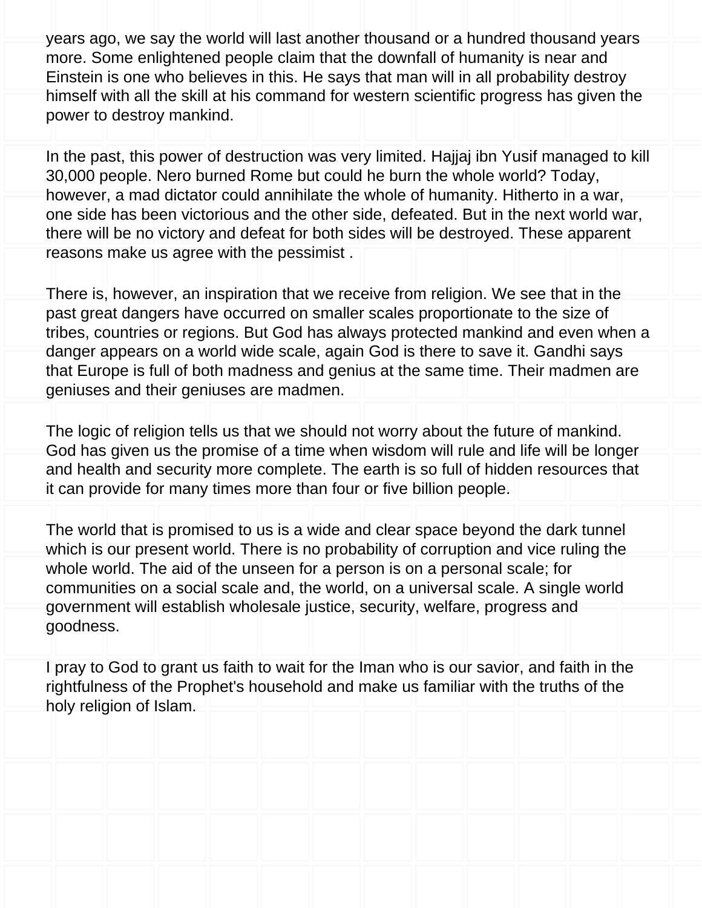years ago, we say the world will last another thousand or a hundred thousand years more. Some enlightened people claim that the downfall of humanity is near and Einstein is one who believes in this. He says that man will in all probability destroy himself with all the skill at his command for western scientific progress has given the power to destroy mankind.

In the past, this power of destruction was very limited. Hajjaj ibn Yusif managed to kill 30,000 people. Nero burned Rome but could he burn the whole world? Today, however, a mad dictator could annihilate the whole of humanity. Hitherto in a war, one side has been victorious and the other side, defeated. But in the next world war, there will be no victory and defeat for both sides will be destroyed. These apparent reasons make us agree with the pessimist .

There is, however, an inspiration that we receive from religion. We see that in the past great dangers have occurred on smaller scales proportionate to the size of tribes, countries or regions. But God has always protected mankind and even when a danger appears on a world wide scale, again God is there to save it. Gandhi says that Europe is full of both madness and genius at the same time. Their madmen are geniuses and their geniuses are madmen.

The logic of religion tells us that we should not worry about the future of mankind. God has given us the promise of a time when wisdom will rule and life will be longer and health and security more complete. The earth is so full of hidden resources that it can provide for many times more than four or five billion people.

The world that is promised to us is a wide and clear space beyond the dark tunnel which is our present world. There is no probability of corruption and vice ruling the whole world. The aid of the unseen for a person is on a personal scale; for communities on a social scale and, the world, on a universal scale. A single world government will establish wholesale justice, security, welfare, progress and goodness.

I pray to God to grant us faith to wait for the Iman who is our savior, and faith in the rightfulness of the Prophet's household and make us familiar with the truths of the holy religion of Islam.